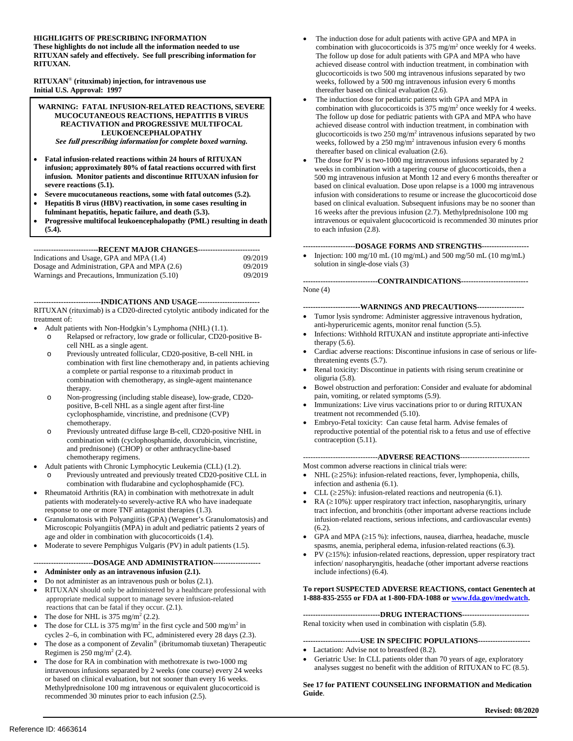**HIGHLIGHTS OF PRESCRIBING INFORMATION**
**These highlights do not include all the information needed to use RITUXAN safely and effectively. See full prescribing information for RITUXAN.**

**RITUXAN® (rituximab) injection, for intravenous use**
**Initial U.S. Approval: 1997**

**WARNING: FATAL INFUSION-RELATED REACTIONS, SEVERE MUCOCUTANEOUS REACTIONS, HEPATITIS B VIRUS REACTIVATION and PROGRESSIVE MULTIFOCAL LEUKOENCEPHALOPATHY**
***See full prescribing information for complete boxed warning.***

- **Fatal infusion-related reactions within 24 hours of RITUXAN infusion; approximately 80% of fatal reactions occurred with first infusion. Monitor patients and discontinue RITUXAN infusion for severe reactions (5.1).**
- **Severe mucocutaneous reactions, some with fatal outcomes (5.2).**
- **Hepatitis B virus (HBV) reactivation, in some cases resulting in fulminant hepatitis, hepatic failure, and death (5.3).**
- **Progressive multifocal leukoencephalopathy (PML) resulting in death (5.4).**

**--------------------------RECENT MAJOR CHANGES--------------------------**

| | |
|---|---|
| Indications and Usage, GPA and MPA (1.4) | 09/2019 |
| Dosage and Administration, GPA and MPA (2.6) | 09/2019 |
| Warnings and Precautions, Immunization (5.10) | 09/2019 |

**---------------------------INDICATIONS AND USAGE--------------------------**

RITUXAN (rituximab) is a CD20-directed cytolytic antibody indicated for the treatment of:

- Adult patients with Non-Hodgkin's Lymphoma (NHL) (1.1).
  - Relapsed or refractory, low grade or follicular, CD20-positive B-cell NHL as a single agent.
  - Previously untreated follicular, CD20-positive, B-cell NHL in combination with first line chemotherapy and, in patients achieving a complete or partial response to a rituximab product in combination with chemotherapy, as single-agent maintenance therapy.
  - Non-progressing (including stable disease), low-grade, CD20-positive, B-cell NHL as a single agent after first-line cyclophosphamide, vincristine, and prednisone (CVP) chemotherapy.
  - Previously untreated diffuse large B-cell, CD20-positive NHL in combination with (cyclophosphamide, doxorubicin, vincristine, and prednisone) (CHOP) or other anthracycline-based chemotherapy regimens.
- Adult patients with Chronic Lymphocytic Leukemia (CLL) (1.2).
  - Previously untreated and previously treated CD20-positive CLL in combination with fludarabine and cyclophosphamide (FC).
- Rheumatoid Arthritis (RA) in combination with methotrexate in adult patients with moderately-to severely-active RA who have inadequate response to one or more TNF antagonist therapies (1.3).
- Granulomatosis with Polyangiitis (GPA) (Wegener's Granulomatosis) and Microscopic Polyangiitis (MPA) in adult and pediatric patients 2 years of age and older in combination with glucocorticoids (1.4).
- Moderate to severe Pemphigus Vulgaris (PV) in adult patients (1.5).

**------------------------DOSAGE AND ADMINISTRATION-------------------**

- **Administer only as an intravenous infusion (2.1).**
- Do not administer as an intravenous push or bolus (2.1).
- RITUXAN should only be administered by a healthcare professional with appropriate medical support to manage severe infusion-related reactions that can be fatal if they occur. (2.1).
- The dose for NHL is 375 mg/m$^2$ (2.2).
- The dose for CLL is 375 mg/m$^2$ in the first cycle and 500 mg/m$^2$ in cycles 2–6, in combination with FC, administered every 28 days (2.3).
- The dose as a component of Zevalin® (ibritumomab tiuxetan) Therapeutic Regimen is 250 mg/m$^2$ (2.4).
- The dose for RA in combination with methotrexate is two-1000 mg intravenous infusions separated by 2 weeks (one course) every 24 weeks or based on clinical evaluation, but not sooner than every 16 weeks. Methylprednisolone 100 mg intravenous or equivalent glucocorticoid is recommended 30 minutes prior to each infusion (2.5).
- The induction dose for adult patients with active GPA and MPA in combination with glucocorticoids is 375 mg/m$^2$ once weekly for 4 weeks. The follow up dose for adult patients with GPA and MPA who have achieved disease control with induction treatment, in combination with glucocorticoids is two 500 mg intravenous infusions separated by two weeks, followed by a 500 mg intravenous infusion every 6 months thereafter based on clinical evaluation (2.6).
- The induction dose for pediatric patients with GPA and MPA in combination with glucocorticoids is 375 mg/m$^2$ once weekly for 4 weeks. The follow up dose for pediatric patients with GPA and MPA who have achieved disease control with induction treatment, in combination with glucocorticoids is two 250 mg/m$^2$ intravenous infusions separated by two weeks, followed by a 250 mg/m$^2$ intravenous infusion every 6 months thereafter based on clinical evaluation (2.6).
- The dose for PV is two-1000 mg intravenous infusions separated by 2 weeks in combination with a tapering course of glucocorticoids, then a 500 mg intravenous infusion at Month 12 and every 6 months thereafter or based on clinical evaluation. Dose upon relapse is a 1000 mg intravenous infusion with considerations to resume or increase the glucocorticoid dose based on clinical evaluation. Subsequent infusions may be no sooner than 16 weeks after the previous infusion (2.7). Methylprednisolone 100 mg intravenous or equivalent glucocorticoid is recommended 30 minutes prior to each infusion (2.8).

**---------------------DOSAGE FORMS AND STRENGTHS-------------------**

- Injection: 100 mg/10 mL (10 mg/mL) and 500 mg/50 mL (10 mg/mL) solution in single-dose vials (3)

**------------------------------CONTRAINDICATIONS---------------------------**

None (4)

**-----------------------WARNINGS AND PRECAUTIONS-------------------**

- Tumor lysis syndrome: Administer aggressive intravenous hydration, anti-hyperuricemic agents, monitor renal function (5.5).
- Infections: Withhold RITUXAN and institute appropriate anti-infective therapy (5.6).
- Cardiac adverse reactions: Discontinue infusions in case of serious or life-threatening events (5.7).
- Renal toxicity: Discontinue in patients with rising serum creatinine or oliguria (5.8).
- Bowel obstruction and perforation: Consider and evaluate for abdominal pain, vomiting, or related symptoms (5.9).
- Immunizations: Live virus vaccinations prior to or during RITUXAN treatment not recommended (5.10).
- Embryo-Fetal toxicity: Can cause fetal harm. Advise females of reproductive potential of the potential risk to a fetus and use of effective contraception (5.11).

**------------------------------ADVERSE REACTIONS----------------------------**

Most common adverse reactions in clinical trials were:

- NHL (≥25%): infusion-related reactions, fever, lymphopenia, chills, infection and asthenia (6.1).
- CLL (≥25%): infusion-related reactions and neutropenia (6.1).
- RA (≥10%): upper respiratory tract infection, nasopharyngitis, urinary tract infection, and bronchitis (other important adverse reactions include infusion-related reactions, serious infections, and cardiovascular events) (6.2).
- GPA and MPA (≥15 %): infections, nausea, diarrhea, headache, muscle spasms, anemia, peripheral edema, infusion-related reactions (6.3).
- PV (≥15%): infusion-related reactions, depression, upper respiratory tract infection/ nasopharyngitis, headache (other important adverse reactions include infections) (6.4).

**To report SUSPECTED ADVERSE REACTIONS, contact Genentech at 1-888-835-2555 or FDA at 1-800-FDA-1088 or www.fda.gov/medwatch.**

**-------------------------------DRUG INTERACTIONS---------------------------**

Renal toxicity when used in combination with cisplatin (5.8).

**-----------------------USE IN SPECIFIC POPULATIONS--------------------**

- Lactation: Advise not to breastfeed (8.2).
- Geriatric Use: In CLL patients older than 70 years of age, exploratory analyses suggest no benefit with the addition of RITUXAN to FC (8.5).

**See 17 for PATIENT COUNSELING INFORMATION and Medication Guide**.

**Revised: 08/2020**

Reference ID: 4663614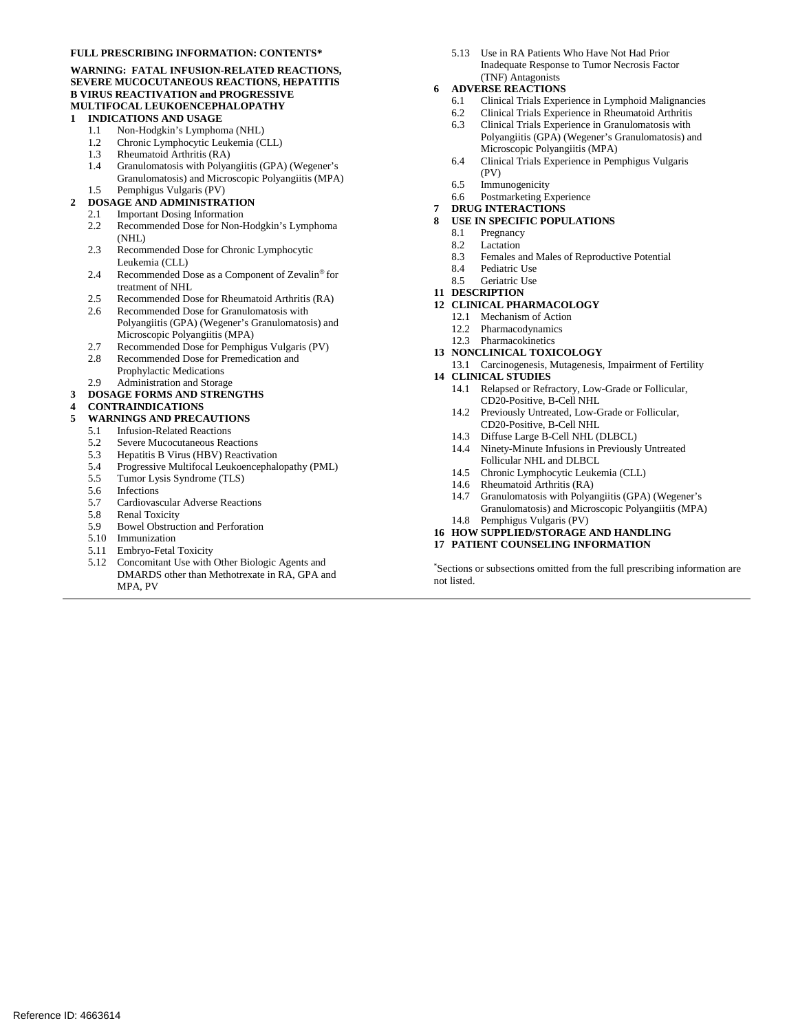**FULL PRESCRIBING INFORMATION: CONTENTS***

**WARNING: FATAL INFUSION-RELATED REACTIONS, SEVERE MUCOCUTANEOUS REACTIONS, HEPATITIS B VIRUS REACTIVATION and PROGRESSIVE MULTIFOCAL LEUKOENCEPHALOPATHY**

**1 INDICATIONS AND USAGE**
- 1.1 Non-Hodgkin's Lymphoma (NHL)
- 1.2 Chronic Lymphocytic Leukemia (CLL)
- 1.3 Rheumatoid Arthritis (RA)
- 1.4 Granulomatosis with Polyangiitis (GPA) (Wegener's Granulomatosis) and Microscopic Polyangiitis (MPA)
- 1.5 Pemphigus Vulgaris (PV)

**2 DOSAGE AND ADMINISTRATION**
- 2.1 Important Dosing Information
- 2.2 Recommended Dose for Non-Hodgkin's Lymphoma (NHL)
- 2.3 Recommended Dose for Chronic Lymphocytic Leukemia (CLL)
- 2.4 Recommended Dose as a Component of Zevalin® for treatment of NHL
- 2.5 Recommended Dose for Rheumatoid Arthritis (RA)
- 2.6 Recommended Dose for Granulomatosis with Polyangiitis (GPA) (Wegener's Granulomatosis) and Microscopic Polyangiitis (MPA)
- 2.7 Recommended Dose for Pemphigus Vulgaris (PV)
- 2.8 Recommended Dose for Premedication and Prophylactic Medications
- 2.9 Administration and Storage

**3 DOSAGE FORMS AND STRENGTHS**

**4 CONTRAINDICATIONS**

**5 WARNINGS AND PRECAUTIONS**
- 5.1 Infusion-Related Reactions
- 5.2 Severe Mucocutaneous Reactions
- 5.3 Hepatitis B Virus (HBV) Reactivation
- 5.4 Progressive Multifocal Leukoencephalopathy (PML)
- 5.5 Tumor Lysis Syndrome (TLS)
- 5.6 Infections
- 5.7 Cardiovascular Adverse Reactions
- 5.8 Renal Toxicity
- 5.9 Bowel Obstruction and Perforation
- 5.10 Immunization
- 5.11 Embryo-Fetal Toxicity
- 5.12 Concomitant Use with Other Biologic Agents and DMARDS other than Methotrexate in RA, GPA and MPA, PV
- 5.13 Use in RA Patients Who Have Not Had Prior Inadequate Response to Tumor Necrosis Factor (TNF) Antagonists

**6 ADVERSE REACTIONS**
- 6.1 Clinical Trials Experience in Lymphoid Malignancies
- 6.2 Clinical Trials Experience in Rheumatoid Arthritis
- 6.3 Clinical Trials Experience in Granulomatosis with Polyangiitis (GPA) (Wegener's Granulomatosis) and Microscopic Polyangiitis (MPA)
- 6.4 Clinical Trials Experience in Pemphigus Vulgaris (PV)
- 6.5 Immunogenicity
- 6.6 Postmarketing Experience

**7 DRUG INTERACTIONS**

**8 USE IN SPECIFIC POPULATIONS**
- 8.1 Pregnancy
- 8.2 Lactation
- 8.3 Females and Males of Reproductive Potential
- 8.4 Pediatric Use
- 8.5 Geriatric Use

**11 DESCRIPTION**

**12 CLINICAL PHARMACOLOGY**
- 12.1 Mechanism of Action
- 12.2 Pharmacodynamics
- 12.3 Pharmacokinetics

**13 NONCLINICAL TOXICOLOGY**
- 13.1 Carcinogenesis, Mutagenesis, Impairment of Fertility

**14 CLINICAL STUDIES**
- 14.1 Relapsed or Refractory, Low-Grade or Follicular, CD20-Positive, B-Cell NHL
- 14.2 Previously Untreated, Low-Grade or Follicular, CD20-Positive, B-Cell NHL
- 14.3 Diffuse Large B-Cell NHL (DLBCL)
- 14.4 Ninety-Minute Infusions in Previously Untreated Follicular NHL and DLBCL
- 14.5 Chronic Lymphocytic Leukemia (CLL)
- 14.6 Rheumatoid Arthritis (RA)
- 14.7 Granulomatosis with Polyangiitis (GPA) (Wegener's Granulomatosis) and Microscopic Polyangiitis (MPA)
- 14.8 Pemphigus Vulgaris (PV)

**16 HOW SUPPLIED/STORAGE AND HANDLING**

**17 PATIENT COUNSELING INFORMATION**

*Sections or subsections omitted from the full prescribing information are not listed.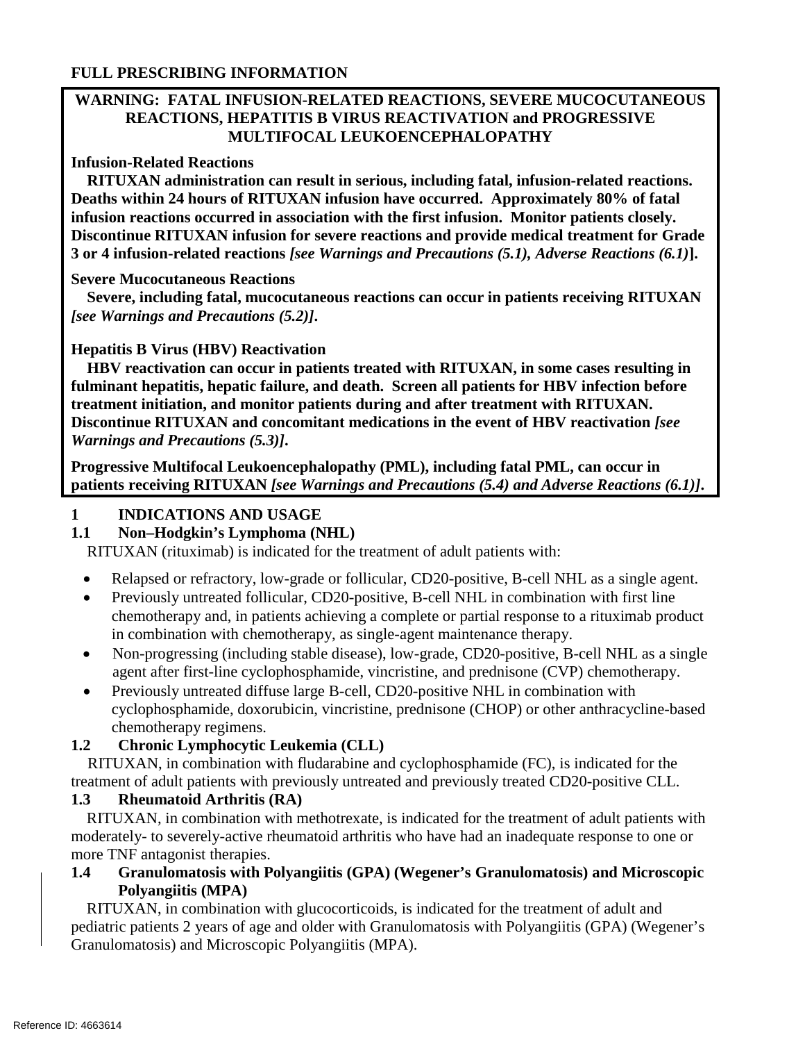# FULL PRESCRIBING INFORMATION

**WARNING: FATAL INFUSION-RELATED REACTIONS, SEVERE MUCOCUTANEOUS REACTIONS, HEPATITIS B VIRUS REACTIVATION and PROGRESSIVE MULTIFOCAL LEUKOENCEPHALOPATHY**

**Infusion-Related Reactions**

**RITUXAN administration can result in serious, including fatal, infusion-related reactions. Deaths within 24 hours of RITUXAN infusion have occurred. Approximately 80% of fatal infusion reactions occurred in association with the first infusion. Monitor patients closely. Discontinue RITUXAN infusion for severe reactions and provide medical treatment for Grade 3 or 4 infusion-related reactions** ***[see Warnings and Precautions (5.1), Adverse Reactions (6.1)]*****.**

**Severe Mucocutaneous Reactions**

**Severe, including fatal, mucocutaneous reactions can occur in patients receiving RITUXAN** ***[see Warnings and Precautions (5.2)]*****.**

**Hepatitis B Virus (HBV) Reactivation**

**HBV reactivation can occur in patients treated with RITUXAN, in some cases resulting in fulminant hepatitis, hepatic failure, and death. Screen all patients for HBV infection before treatment initiation, and monitor patients during and after treatment with RITUXAN. Discontinue RITUXAN and concomitant medications in the event of HBV reactivation** ***[see Warnings and Precautions (5.3)]*****.**

**Progressive Multifocal Leukoencephalopathy (PML), including fatal PML, can occur in patients receiving RITUXAN** ***[see Warnings and Precautions (5.4) and Adverse Reactions (6.1)]*****.**

## 1 INDICATIONS AND USAGE

### 1.1 Non–Hodgkin's Lymphoma (NHL)

RITUXAN (rituximab) is indicated for the treatment of adult patients with:

- Relapsed or refractory, low-grade or follicular, CD20-positive, B-cell NHL as a single agent.
- Previously untreated follicular, CD20-positive, B-cell NHL in combination with first line chemotherapy and, in patients achieving a complete or partial response to a rituximab product in combination with chemotherapy, as single-agent maintenance therapy.
- Non-progressing (including stable disease), low-grade, CD20-positive, B-cell NHL as a single agent after first-line cyclophosphamide, vincristine, and prednisone (CVP) chemotherapy.
- Previously untreated diffuse large B-cell, CD20-positive NHL in combination with cyclophosphamide, doxorubicin, vincristine, prednisone (CHOP) or other anthracycline-based chemotherapy regimens.

### 1.2 Chronic Lymphocytic Leukemia (CLL)

RITUXAN, in combination with fludarabine and cyclophosphamide (FC), is indicated for the treatment of adult patients with previously untreated and previously treated CD20-positive CLL.

### 1.3 Rheumatoid Arthritis (RA)

RITUXAN, in combination with methotrexate, is indicated for the treatment of adult patients with moderately- to severely-active rheumatoid arthritis who have had an inadequate response to one or more TNF antagonist therapies.

### 1.4 Granulomatosis with Polyangiitis (GPA) (Wegener's Granulomatosis) and Microscopic Polyangiitis (MPA)

RITUXAN, in combination with glucocorticoids, is indicated for the treatment of adult and pediatric patients 2 years of age and older with Granulomatosis with Polyangiitis (GPA) (Wegener's Granulomatosis) and Microscopic Polyangiitis (MPA).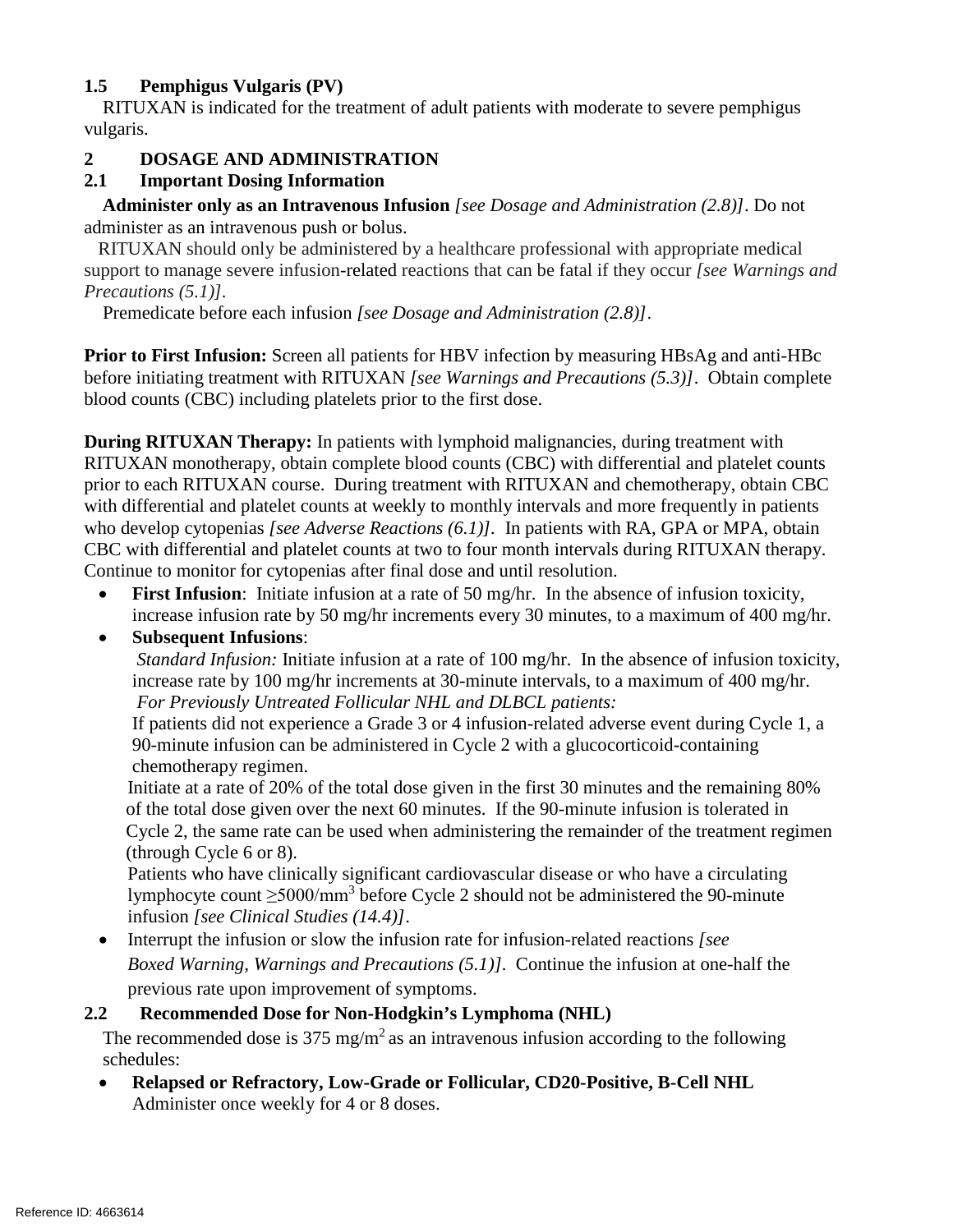### 1.5 Pemphigus Vulgaris (PV)

RITUXAN is indicated for the treatment of adult patients with moderate to severe pemphigus vulgaris.

## 2 DOSAGE AND ADMINISTRATION

### 2.1 Important Dosing Information

**Administer only as an Intravenous Infusion** *[see Dosage and Administration (2.8)]*. Do not administer as an intravenous push or bolus.

RITUXAN should only be administered by a healthcare professional with appropriate medical support to manage severe infusion-related reactions that can be fatal if they occur *[see Warnings and Precautions (5.1)]*.

Premedicate before each infusion *[see Dosage and Administration (2.8)]*.

**Prior to First Infusion:** Screen all patients for HBV infection by measuring HBsAg and anti-HBc before initiating treatment with RITUXAN *[see Warnings and Precautions (5.3)]*. Obtain complete blood counts (CBC) including platelets prior to the first dose.

**During RITUXAN Therapy:** In patients with lymphoid malignancies, during treatment with RITUXAN monotherapy, obtain complete blood counts (CBC) with differential and platelet counts prior to each RITUXAN course. During treatment with RITUXAN and chemotherapy, obtain CBC with differential and platelet counts at weekly to monthly intervals and more frequently in patients who develop cytopenias *[see Adverse Reactions (6.1)]*. In patients with RA, GPA or MPA, obtain CBC with differential and platelet counts at two to four month intervals during RITUXAN therapy. Continue to monitor for cytopenias after final dose and until resolution.

- **First Infusion**: Initiate infusion at a rate of 50 mg/hr. In the absence of infusion toxicity, increase infusion rate by 50 mg/hr increments every 30 minutes, to a maximum of 400 mg/hr.
- **Subsequent Infusions**:

  *Standard Infusion:* Initiate infusion at a rate of 100 mg/hr. In the absence of infusion toxicity, increase rate by 100 mg/hr increments at 30-minute intervals, to a maximum of 400 mg/hr.

  *For Previously Untreated Follicular NHL and DLBCL patients:*

  If patients did not experience a Grade 3 or 4 infusion-related adverse event during Cycle 1, a 90-minute infusion can be administered in Cycle 2 with a glucocorticoid-containing chemotherapy regimen.

  Initiate at a rate of 20% of the total dose given in the first 30 minutes and the remaining 80% of the total dose given over the next 60 minutes. If the 90-minute infusion is tolerated in Cycle 2, the same rate can be used when administering the remainder of the treatment regimen (through Cycle 6 or 8).

  Patients who have clinically significant cardiovascular disease or who have a circulating lymphocyte count ≥5000/mm$^3$ before Cycle 2 should not be administered the 90-minute infusion *[see Clinical Studies (14.4)]*.
- Interrupt the infusion or slow the infusion rate for infusion-related reactions *[see Boxed Warning, Warnings and Precautions (5.1)]*. Continue the infusion at one-half the previous rate upon improvement of symptoms.

### 2.2 Recommended Dose for Non-Hodgkin's Lymphoma (NHL)

The recommended dose is 375 mg/m$^2$ as an intravenous infusion according to the following schedules:

- **Relapsed or Refractory, Low-Grade or Follicular, CD20-Positive, B-Cell NHL**

  Administer once weekly for 4 or 8 doses.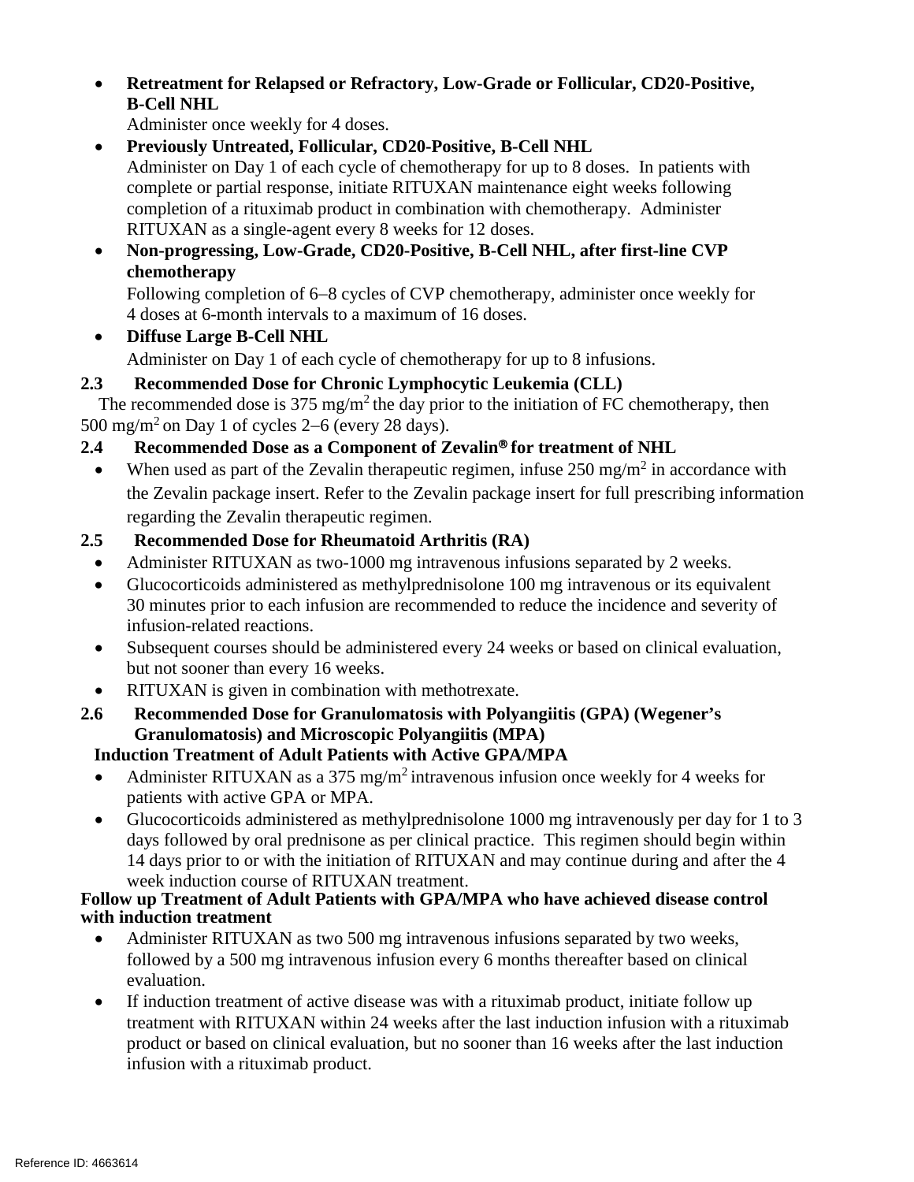- **Retreatment for Relapsed or Refractory, Low-Grade or Follicular, CD20-Positive, B-Cell NHL**
  Administer once weekly for 4 doses.
- **Previously Untreated, Follicular, CD20-Positive, B-Cell NHL**
  Administer on Day 1 of each cycle of chemotherapy for up to 8 doses. In patients with complete or partial response, initiate RITUXAN maintenance eight weeks following completion of a rituximab product in combination with chemotherapy. Administer RITUXAN as a single-agent every 8 weeks for 12 doses.
- **Non-progressing, Low-Grade, CD20-Positive, B-Cell NHL, after first-line CVP chemotherapy**
  Following completion of 6–8 cycles of CVP chemotherapy, administer once weekly for 4 doses at 6-month intervals to a maximum of 16 doses.
- **Diffuse Large B-Cell NHL**
  Administer on Day 1 of each cycle of chemotherapy for up to 8 infusions.

## 2.3 Recommended Dose for Chronic Lymphocytic Leukemia (CLL)

The recommended dose is 375 $mg/m^2$ the day prior to the initiation of FC chemotherapy, then 500 $mg/m^2$ on Day 1 of cycles 2–6 (every 28 days).

## 2.4 Recommended Dose as a Component of Zevalin® for treatment of NHL

- When used as part of the Zevalin therapeutic regimen, infuse 250 $mg/m^2$ in accordance with the Zevalin package insert. Refer to the Zevalin package insert for full prescribing information regarding the Zevalin therapeutic regimen.

## 2.5 Recommended Dose for Rheumatoid Arthritis (RA)

- Administer RITUXAN as two-1000 mg intravenous infusions separated by 2 weeks.
- Glucocorticoids administered as methylprednisolone 100 mg intravenous or its equivalent 30 minutes prior to each infusion are recommended to reduce the incidence and severity of infusion-related reactions.
- Subsequent courses should be administered every 24 weeks or based on clinical evaluation, but not sooner than every 16 weeks.
- RITUXAN is given in combination with methotrexate.

## 2.6 Recommended Dose for Granulomatosis with Polyangiitis (GPA) (Wegener's Granulomatosis) and Microscopic Polyangiitis (MPA)

**Induction Treatment of Adult Patients with Active GPA/MPA**

- Administer RITUXAN as a 375 $mg/m^2$ intravenous infusion once weekly for 4 weeks for patients with active GPA or MPA.
- Glucocorticoids administered as methylprednisolone 1000 mg intravenously per day for 1 to 3 days followed by oral prednisone as per clinical practice. This regimen should begin within 14 days prior to or with the initiation of RITUXAN and may continue during and after the 4 week induction course of RITUXAN treatment.

**Follow up Treatment of Adult Patients with GPA/MPA who have achieved disease control with induction treatment**

- Administer RITUXAN as two 500 mg intravenous infusions separated by two weeks, followed by a 500 mg intravenous infusion every 6 months thereafter based on clinical evaluation.
- If induction treatment of active disease was with a rituximab product, initiate follow up treatment with RITUXAN within 24 weeks after the last induction infusion with a rituximab product or based on clinical evaluation, but no sooner than 16 weeks after the last induction infusion with a rituximab product.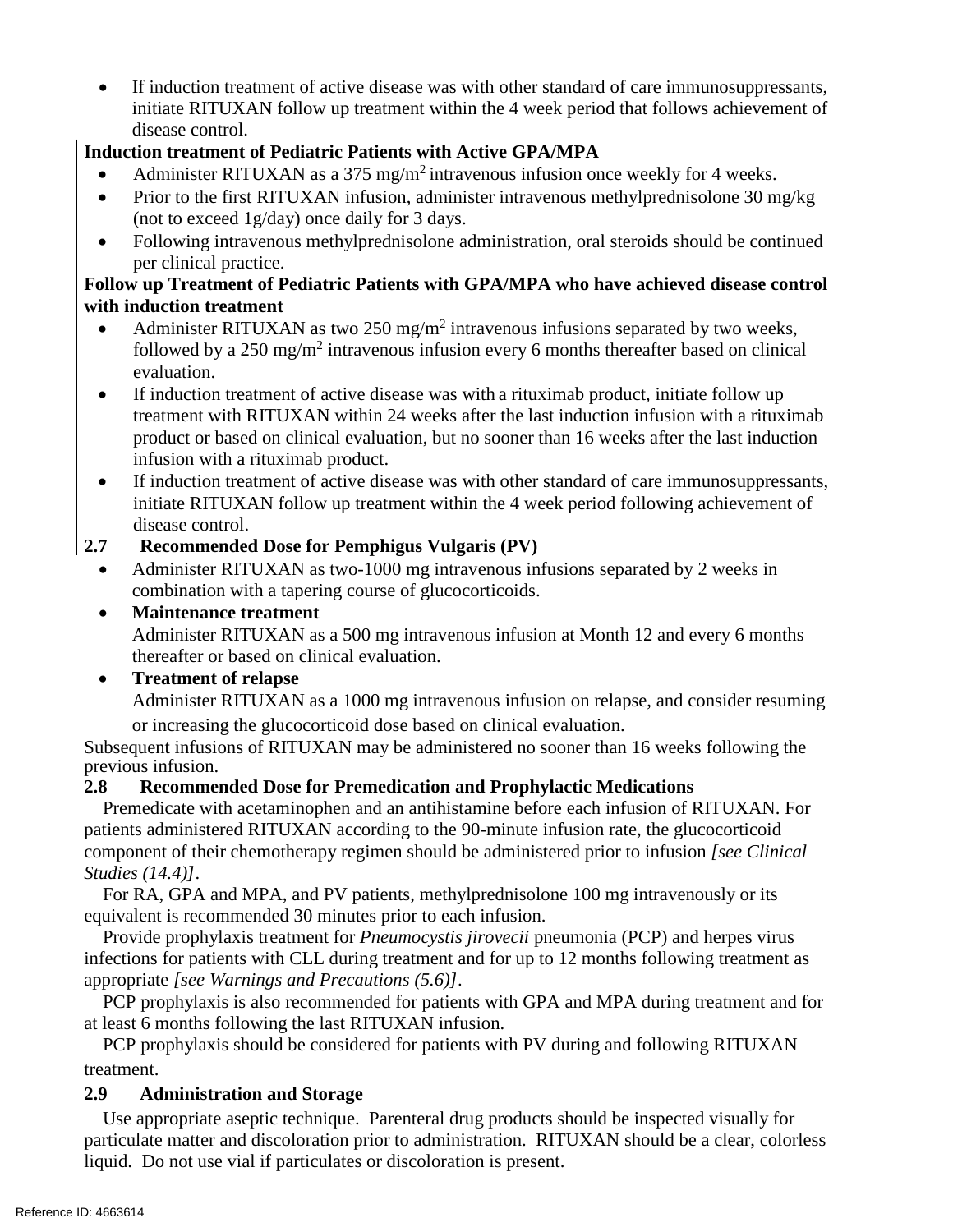- If induction treatment of active disease was with other standard of care immunosuppressants, initiate RITUXAN follow up treatment within the 4 week period that follows achievement of disease control.

**Induction treatment of Pediatric Patients with Active GPA/MPA**

- Administer RITUXAN as a 375 mg/m$^2$ intravenous infusion once weekly for 4 weeks.
- Prior to the first RITUXAN infusion, administer intravenous methylprednisolone 30 mg/kg (not to exceed 1g/day) once daily for 3 days.
- Following intravenous methylprednisolone administration, oral steroids should be continued per clinical practice.

**Follow up Treatment of Pediatric Patients with GPA/MPA who have achieved disease control with induction treatment**

- Administer RITUXAN as two 250 mg/m$^2$ intravenous infusions separated by two weeks, followed by a 250 mg/m$^2$ intravenous infusion every 6 months thereafter based on clinical evaluation.
- If induction treatment of active disease was with a rituximab product, initiate follow up treatment with RITUXAN within 24 weeks after the last induction infusion with a rituximab product or based on clinical evaluation, but no sooner than 16 weeks after the last induction infusion with a rituximab product.
- If induction treatment of active disease was with other standard of care immunosuppressants, initiate RITUXAN follow up treatment within the 4 week period following achievement of disease control.

## 2.7 Recommended Dose for Pemphigus Vulgaris (PV)

- Administer RITUXAN as two-1000 mg intravenous infusions separated by 2 weeks in combination with a tapering course of glucocorticoids.
- **Maintenance treatment**
  Administer RITUXAN as a 500 mg intravenous infusion at Month 12 and every 6 months thereafter or based on clinical evaluation.
- **Treatment of relapse**
  Administer RITUXAN as a 1000 mg intravenous infusion on relapse, and consider resuming or increasing the glucocorticoid dose based on clinical evaluation.

Subsequent infusions of RITUXAN may be administered no sooner than 16 weeks following the previous infusion.

## 2.8 Recommended Dose for Premedication and Prophylactic Medications

Premedicate with acetaminophen and an antihistamine before each infusion of RITUXAN. For patients administered RITUXAN according to the 90-minute infusion rate, the glucocorticoid component of their chemotherapy regimen should be administered prior to infusion *[see Clinical Studies (14.4)]*.

For RA, GPA and MPA, and PV patients, methylprednisolone 100 mg intravenously or its equivalent is recommended 30 minutes prior to each infusion.

Provide prophylaxis treatment for *Pneumocystis jirovecii* pneumonia (PCP) and herpes virus infections for patients with CLL during treatment and for up to 12 months following treatment as appropriate *[see Warnings and Precautions (5.6)]*.

PCP prophylaxis is also recommended for patients with GPA and MPA during treatment and for at least 6 months following the last RITUXAN infusion.

PCP prophylaxis should be considered for patients with PV during and following RITUXAN treatment.

## 2.9 Administration and Storage

Use appropriate aseptic technique. Parenteral drug products should be inspected visually for particulate matter and discoloration prior to administration. RITUXAN should be a clear, colorless liquid. Do not use vial if particulates or discoloration is present.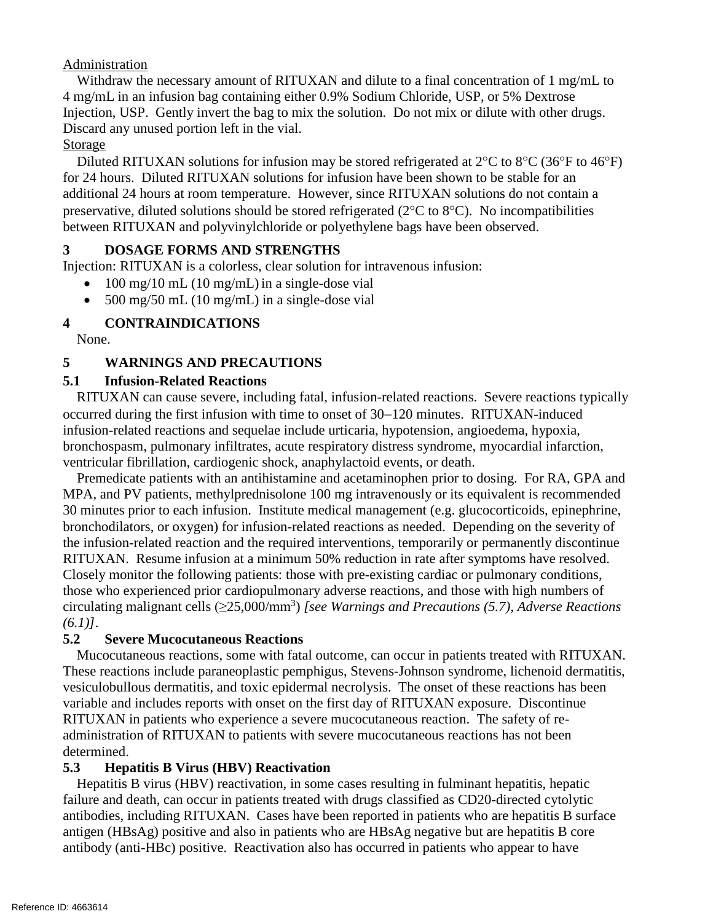Administration

Withdraw the necessary amount of RITUXAN and dilute to a final concentration of 1 mg/mL to 4 mg/mL in an infusion bag containing either 0.9% Sodium Chloride, USP, or 5% Dextrose Injection, USP. Gently invert the bag to mix the solution. Do not mix or dilute with other drugs. Discard any unused portion left in the vial.

Storage

Diluted RITUXAN solutions for infusion may be stored refrigerated at 2°C to 8°C (36°F to 46°F) for 24 hours. Diluted RITUXAN solutions for infusion have been shown to be stable for an additional 24 hours at room temperature. However, since RITUXAN solutions do not contain a preservative, diluted solutions should be stored refrigerated (2°C to 8°C). No incompatibilities between RITUXAN and polyvinylchloride or polyethylene bags have been observed.

## 3 DOSAGE FORMS AND STRENGTHS

Injection: RITUXAN is a colorless, clear solution for intravenous infusion:

- 100 mg/10 mL (10 mg/mL) in a single-dose vial
- 500 mg/50 mL (10 mg/mL) in a single-dose vial

## 4 CONTRAINDICATIONS

None.

## 5 WARNINGS AND PRECAUTIONS

### 5.1 Infusion-Related Reactions

RITUXAN can cause severe, including fatal, infusion-related reactions. Severe reactions typically occurred during the first infusion with time to onset of 30−120 minutes. RITUXAN-induced infusion-related reactions and sequelae include urticaria, hypotension, angioedema, hypoxia, bronchospasm, pulmonary infiltrates, acute respiratory distress syndrome, myocardial infarction, ventricular fibrillation, cardiogenic shock, anaphylactoid events, or death.

Premedicate patients with an antihistamine and acetaminophen prior to dosing. For RA, GPA and MPA, and PV patients, methylprednisolone 100 mg intravenously or its equivalent is recommended 30 minutes prior to each infusion. Institute medical management (e.g. glucocorticoids, epinephrine, bronchodilators, or oxygen) for infusion-related reactions as needed. Depending on the severity of the infusion-related reaction and the required interventions, temporarily or permanently discontinue RITUXAN. Resume infusion at a minimum 50% reduction in rate after symptoms have resolved. Closely monitor the following patients: those with pre-existing cardiac or pulmonary conditions, those who experienced prior cardiopulmonary adverse reactions, and those with high numbers of circulating malignant cells (≥25,000/mm$^3$) *[see Warnings and Precautions (5.7), Adverse Reactions (6.1)]*.

### 5.2 Severe Mucocutaneous Reactions

Mucocutaneous reactions, some with fatal outcome, can occur in patients treated with RITUXAN. These reactions include paraneoplastic pemphigus, Stevens-Johnson syndrome, lichenoid dermatitis, vesiculobullous dermatitis, and toxic epidermal necrolysis. The onset of these reactions has been variable and includes reports with onset on the first day of RITUXAN exposure. Discontinue RITUXAN in patients who experience a severe mucocutaneous reaction. The safety of re-administration of RITUXAN to patients with severe mucocutaneous reactions has not been determined.

### 5.3 Hepatitis B Virus (HBV) Reactivation

Hepatitis B virus (HBV) reactivation, in some cases resulting in fulminant hepatitis, hepatic failure and death, can occur in patients treated with drugs classified as CD20-directed cytolytic antibodies, including RITUXAN. Cases have been reported in patients who are hepatitis B surface antigen (HBsAg) positive and also in patients who are HBsAg negative but are hepatitis B core antibody (anti-HBc) positive. Reactivation also has occurred in patients who appear to have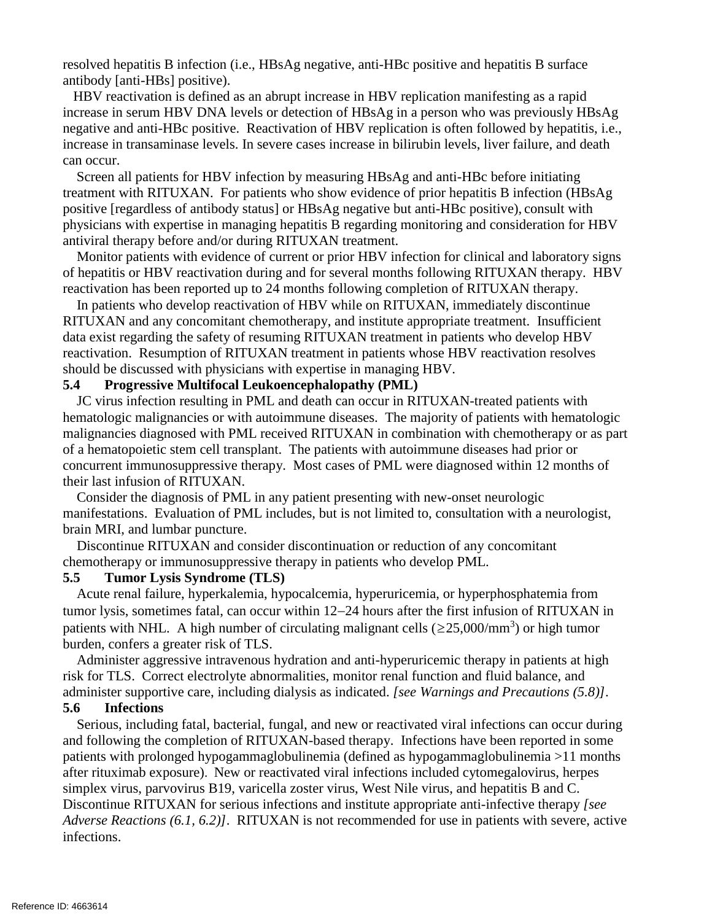resolved hepatitis B infection (i.e., HBsAg negative, anti-HBc positive and hepatitis B surface antibody [anti-HBs] positive).

HBV reactivation is defined as an abrupt increase in HBV replication manifesting as a rapid increase in serum HBV DNA levels or detection of HBsAg in a person who was previously HBsAg negative and anti-HBc positive. Reactivation of HBV replication is often followed by hepatitis, i.e., increase in transaminase levels. In severe cases increase in bilirubin levels, liver failure, and death can occur.

Screen all patients for HBV infection by measuring HBsAg and anti-HBc before initiating treatment with RITUXAN. For patients who show evidence of prior hepatitis B infection (HBsAg positive [regardless of antibody status] or HBsAg negative but anti-HBc positive), consult with physicians with expertise in managing hepatitis B regarding monitoring and consideration for HBV antiviral therapy before and/or during RITUXAN treatment.

Monitor patients with evidence of current or prior HBV infection for clinical and laboratory signs of hepatitis or HBV reactivation during and for several months following RITUXAN therapy. HBV reactivation has been reported up to 24 months following completion of RITUXAN therapy.

In patients who develop reactivation of HBV while on RITUXAN, immediately discontinue RITUXAN and any concomitant chemotherapy, and institute appropriate treatment. Insufficient data exist regarding the safety of resuming RITUXAN treatment in patients who develop HBV reactivation. Resumption of RITUXAN treatment in patients whose HBV reactivation resolves should be discussed with physicians with expertise in managing HBV.

### 5.4 Progressive Multifocal Leukoencephalopathy (PML)

JC virus infection resulting in PML and death can occur in RITUXAN-treated patients with hematologic malignancies or with autoimmune diseases. The majority of patients with hematologic malignancies diagnosed with PML received RITUXAN in combination with chemotherapy or as part of a hematopoietic stem cell transplant. The patients with autoimmune diseases had prior or concurrent immunosuppressive therapy. Most cases of PML were diagnosed within 12 months of their last infusion of RITUXAN.

Consider the diagnosis of PML in any patient presenting with new-onset neurologic manifestations. Evaluation of PML includes, but is not limited to, consultation with a neurologist, brain MRI, and lumbar puncture.

Discontinue RITUXAN and consider discontinuation or reduction of any concomitant chemotherapy or immunosuppressive therapy in patients who develop PML.

### 5.5 Tumor Lysis Syndrome (TLS)

Acute renal failure, hyperkalemia, hypocalcemia, hyperuricemia, or hyperphosphatemia from tumor lysis, sometimes fatal, can occur within 12–24 hours after the first infusion of RITUXAN in patients with NHL. A high number of circulating malignant cells ($\geq$25,000/mm$^3$) or high tumor burden, confers a greater risk of TLS.

Administer aggressive intravenous hydration and anti-hyperuricemic therapy in patients at high risk for TLS. Correct electrolyte abnormalities, monitor renal function and fluid balance, and administer supportive care, including dialysis as indicated. *[see Warnings and Precautions (5.8)]*.

### 5.6 Infections

Serious, including fatal, bacterial, fungal, and new or reactivated viral infections can occur during and following the completion of RITUXAN-based therapy. Infections have been reported in some patients with prolonged hypogammaglobulinemia (defined as hypogammaglobulinemia >11 months after rituximab exposure). New or reactivated viral infections included cytomegalovirus, herpes simplex virus, parvovirus B19, varicella zoster virus, West Nile virus, and hepatitis B and C. Discontinue RITUXAN for serious infections and institute appropriate anti-infective therapy *[see Adverse Reactions (6.1, 6.2)]*. RITUXAN is not recommended for use in patients with severe, active infections.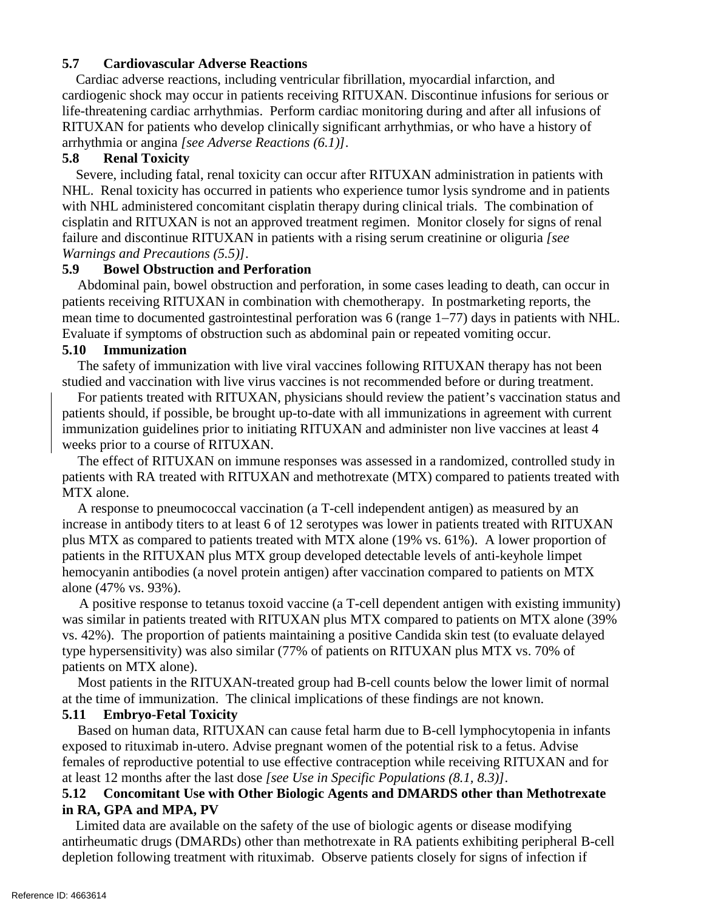### 5.7 Cardiovascular Adverse Reactions

Cardiac adverse reactions, including ventricular fibrillation, myocardial infarction, and cardiogenic shock may occur in patients receiving RITUXAN. Discontinue infusions for serious or life-threatening cardiac arrhythmias. Perform cardiac monitoring during and after all infusions of RITUXAN for patients who develop clinically significant arrhythmias, or who have a history of arrhythmia or angina *[see Adverse Reactions (6.1)]*.

### 5.8 Renal Toxicity

Severe, including fatal, renal toxicity can occur after RITUXAN administration in patients with NHL. Renal toxicity has occurred in patients who experience tumor lysis syndrome and in patients with NHL administered concomitant cisplatin therapy during clinical trials. The combination of cisplatin and RITUXAN is not an approved treatment regimen. Monitor closely for signs of renal failure and discontinue RITUXAN in patients with a rising serum creatinine or oliguria *[see Warnings and Precautions (5.5)]*.

### 5.9 Bowel Obstruction and Perforation

Abdominal pain, bowel obstruction and perforation, in some cases leading to death, can occur in patients receiving RITUXAN in combination with chemotherapy. In postmarketing reports, the mean time to documented gastrointestinal perforation was 6 (range 1–77) days in patients with NHL. Evaluate if symptoms of obstruction such as abdominal pain or repeated vomiting occur.

### 5.10 Immunization

The safety of immunization with live viral vaccines following RITUXAN therapy has not been studied and vaccination with live virus vaccines is not recommended before or during treatment.

For patients treated with RITUXAN, physicians should review the patient's vaccination status and patients should, if possible, be brought up-to-date with all immunizations in agreement with current immunization guidelines prior to initiating RITUXAN and administer non live vaccines at least 4 weeks prior to a course of RITUXAN.

The effect of RITUXAN on immune responses was assessed in a randomized, controlled study in patients with RA treated with RITUXAN and methotrexate (MTX) compared to patients treated with MTX alone.

A response to pneumococcal vaccination (a T-cell independent antigen) as measured by an increase in antibody titers to at least 6 of 12 serotypes was lower in patients treated with RITUXAN plus MTX as compared to patients treated with MTX alone (19% vs. 61%). A lower proportion of patients in the RITUXAN plus MTX group developed detectable levels of anti-keyhole limpet hemocyanin antibodies (a novel protein antigen) after vaccination compared to patients on MTX alone (47% vs. 93%).

A positive response to tetanus toxoid vaccine (a T-cell dependent antigen with existing immunity) was similar in patients treated with RITUXAN plus MTX compared to patients on MTX alone (39% vs. 42%). The proportion of patients maintaining a positive Candida skin test (to evaluate delayed type hypersensitivity) was also similar (77% of patients on RITUXAN plus MTX vs. 70% of patients on MTX alone).

Most patients in the RITUXAN-treated group had B-cell counts below the lower limit of normal at the time of immunization. The clinical implications of these findings are not known.

### 5.11 Embryo-Fetal Toxicity

Based on human data, RITUXAN can cause fetal harm due to B-cell lymphocytopenia in infants exposed to rituximab in-utero. Advise pregnant women of the potential risk to a fetus. Advise females of reproductive potential to use effective contraception while receiving RITUXAN and for at least 12 months after the last dose *[see Use in Specific Populations (8.1, 8.3)]*.

### 5.12 Concomitant Use with Other Biologic Agents and DMARDS other than Methotrexate in RA, GPA and MPA, PV

Limited data are available on the safety of the use of biologic agents or disease modifying antirheumatic drugs (DMARDs) other than methotrexate in RA patients exhibiting peripheral B-cell depletion following treatment with rituximab. Observe patients closely for signs of infection if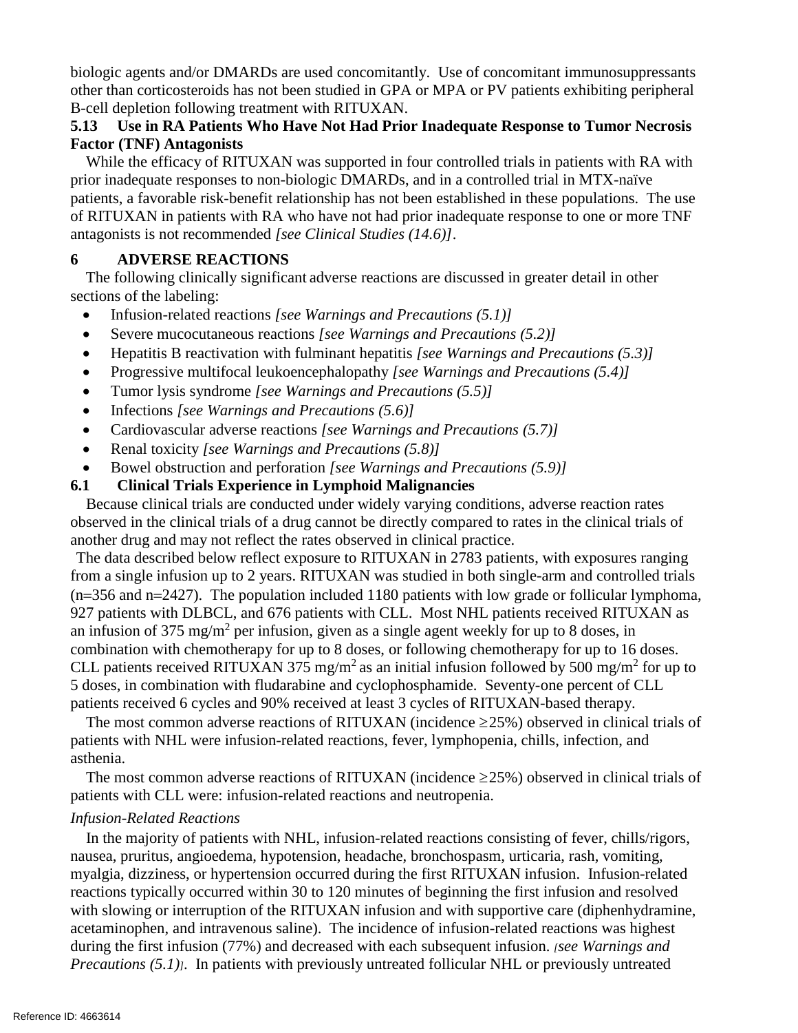biologic agents and/or DMARDs are used concomitantly. Use of concomitant immunosuppressants other than corticosteroids has not been studied in GPA or MPA or PV patients exhibiting peripheral B-cell depletion following treatment with RITUXAN.

### 5.13 Use in RA Patients Who Have Not Had Prior Inadequate Response to Tumor Necrosis Factor (TNF) Antagonists

While the efficacy of RITUXAN was supported in four controlled trials in patients with RA with prior inadequate responses to non-biologic DMARDs, and in a controlled trial in MTX-naïve patients, a favorable risk-benefit relationship has not been established in these populations. The use of RITUXAN in patients with RA who have not had prior inadequate response to one or more TNF antagonists is not recommended *[see Clinical Studies (14.6)]*.

## 6 ADVERSE REACTIONS

The following clinically significant adverse reactions are discussed in greater detail in other sections of the labeling:

- Infusion-related reactions *[see Warnings and Precautions (5.1)]*
- Severe mucocutaneous reactions *[see Warnings and Precautions (5.2)]*
- Hepatitis B reactivation with fulminant hepatitis *[see Warnings and Precautions (5.3)]*
- Progressive multifocal leukoencephalopathy *[see Warnings and Precautions (5.4)]*
- Tumor lysis syndrome *[see Warnings and Precautions (5.5)]*
- Infections *[see Warnings and Precautions (5.6)]*
- Cardiovascular adverse reactions *[see Warnings and Precautions (5.7)]*
- Renal toxicity *[see Warnings and Precautions (5.8)]*
- Bowel obstruction and perforation *[see Warnings and Precautions (5.9)]*

### 6.1 Clinical Trials Experience in Lymphoid Malignancies

Because clinical trials are conducted under widely varying conditions, adverse reaction rates observed in the clinical trials of a drug cannot be directly compared to rates in the clinical trials of another drug and may not reflect the rates observed in clinical practice.

The data described below reflect exposure to RITUXAN in 2783 patients, with exposures ranging from a single infusion up to 2 years. RITUXAN was studied in both single-arm and controlled trials (n=356 and n=2427). The population included 1180 patients with low grade or follicular lymphoma, 927 patients with DLBCL, and 676 patients with CLL. Most NHL patients received RITUXAN as an infusion of 375 mg/m$^2$ per infusion, given as a single agent weekly for up to 8 doses, in combination with chemotherapy for up to 8 doses, or following chemotherapy for up to 16 doses. CLL patients received RITUXAN 375 mg/m$^2$ as an initial infusion followed by 500 mg/m$^2$ for up to 5 doses, in combination with fludarabine and cyclophosphamide. Seventy-one percent of CLL patients received 6 cycles and 90% received at least 3 cycles of RITUXAN-based therapy.

The most common adverse reactions of RITUXAN (incidence ≥25%) observed in clinical trials of patients with NHL were infusion-related reactions, fever, lymphopenia, chills, infection, and asthenia.

The most common adverse reactions of RITUXAN (incidence ≥25%) observed in clinical trials of patients with CLL were: infusion-related reactions and neutropenia.

*Infusion-Related Reactions*

In the majority of patients with NHL, infusion-related reactions consisting of fever, chills/rigors, nausea, pruritus, angioedema, hypotension, headache, bronchospasm, urticaria, rash, vomiting, myalgia, dizziness, or hypertension occurred during the first RITUXAN infusion. Infusion-related reactions typically occurred within 30 to 120 minutes of beginning the first infusion and resolved with slowing or interruption of the RITUXAN infusion and with supportive care (diphenhydramine, acetaminophen, and intravenous saline). The incidence of infusion-related reactions was highest during the first infusion (77%) and decreased with each subsequent infusion. *[see Warnings and Precautions (5.1)]*. In patients with previously untreated follicular NHL or previously untreated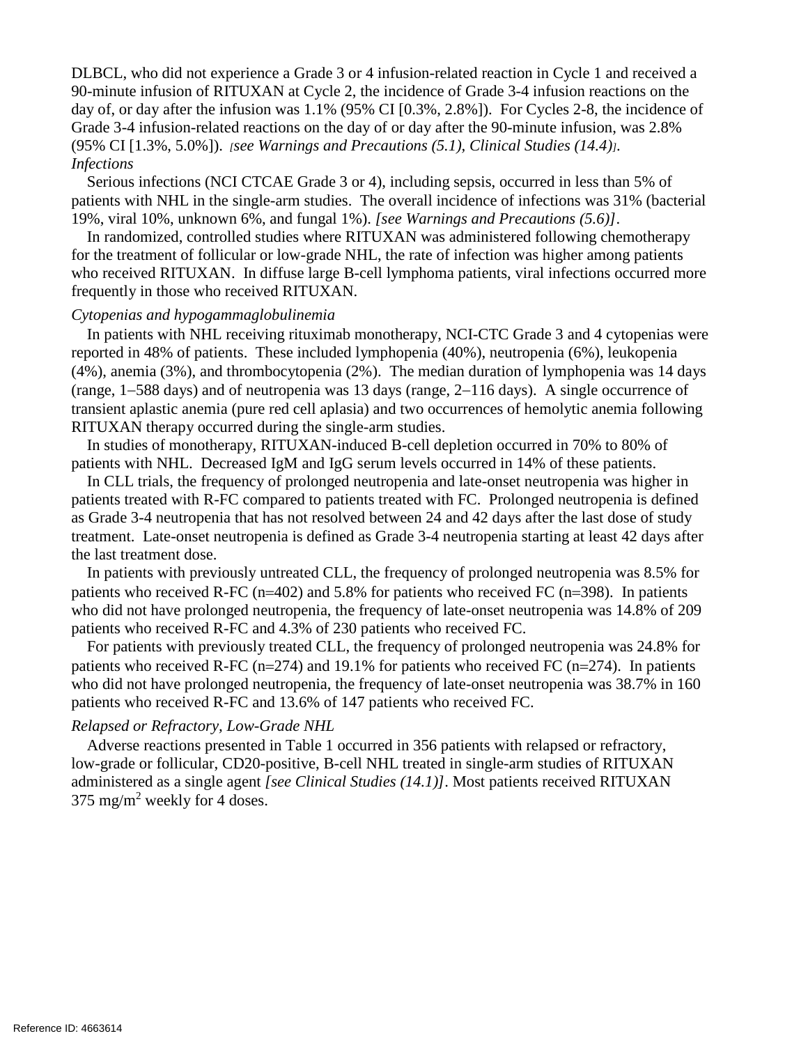DLBCL, who did not experience a Grade 3 or 4 infusion-related reaction in Cycle 1 and received a 90-minute infusion of RITUXAN at Cycle 2, the incidence of Grade 3-4 infusion reactions on the day of, or day after the infusion was 1.1% (95% CI [0.3%, 2.8%]). For Cycles 2-8, the incidence of Grade 3-4 infusion-related reactions on the day of or day after the 90-minute infusion, was 2.8% (95% CI [1.3%, 5.0%]). *[see Warnings and Precautions (5.1), Clinical Studies (14.4)].*

*Infections*

Serious infections (NCI CTCAE Grade 3 or 4), including sepsis, occurred in less than 5% of patients with NHL in the single-arm studies. The overall incidence of infections was 31% (bacterial 19%, viral 10%, unknown 6%, and fungal 1%). *[see Warnings and Precautions (5.6)]*.

In randomized, controlled studies where RITUXAN was administered following chemotherapy for the treatment of follicular or low-grade NHL, the rate of infection was higher among patients who received RITUXAN. In diffuse large B-cell lymphoma patients, viral infections occurred more frequently in those who received RITUXAN.

*Cytopenias and hypogammaglobulinemia*

In patients with NHL receiving rituximab monotherapy, NCI-CTC Grade 3 and 4 cytopenias were reported in 48% of patients. These included lymphopenia (40%), neutropenia (6%), leukopenia (4%), anemia (3%), and thrombocytopenia (2%). The median duration of lymphopenia was 14 days (range, 1−588 days) and of neutropenia was 13 days (range, 2−116 days). A single occurrence of transient aplastic anemia (pure red cell aplasia) and two occurrences of hemolytic anemia following RITUXAN therapy occurred during the single-arm studies.

In studies of monotherapy, RITUXAN-induced B-cell depletion occurred in 70% to 80% of patients with NHL. Decreased IgM and IgG serum levels occurred in 14% of these patients.

In CLL trials, the frequency of prolonged neutropenia and late-onset neutropenia was higher in patients treated with R-FC compared to patients treated with FC. Prolonged neutropenia is defined as Grade 3-4 neutropenia that has not resolved between 24 and 42 days after the last dose of study treatment. Late-onset neutropenia is defined as Grade 3-4 neutropenia starting at least 42 days after the last treatment dose.

In patients with previously untreated CLL, the frequency of prolonged neutropenia was 8.5% for patients who received R-FC (n=402) and 5.8% for patients who received FC (n=398). In patients who did not have prolonged neutropenia, the frequency of late-onset neutropenia was 14.8% of 209 patients who received R-FC and 4.3% of 230 patients who received FC.

For patients with previously treated CLL, the frequency of prolonged neutropenia was 24.8% for patients who received R-FC (n=274) and 19.1% for patients who received FC (n=274). In patients who did not have prolonged neutropenia, the frequency of late-onset neutropenia was 38.7% in 160 patients who received R-FC and 13.6% of 147 patients who received FC.

*Relapsed or Refractory, Low-Grade NHL*

Adverse reactions presented in Table 1 occurred in 356 patients with relapsed or refractory, low-grade or follicular, CD20-positive, B-cell NHL treated in single-arm studies of RITUXAN administered as a single agent *[see Clinical Studies (14.1)]*. Most patients received RITUXAN 375 mg/m$^2$ weekly for 4 doses.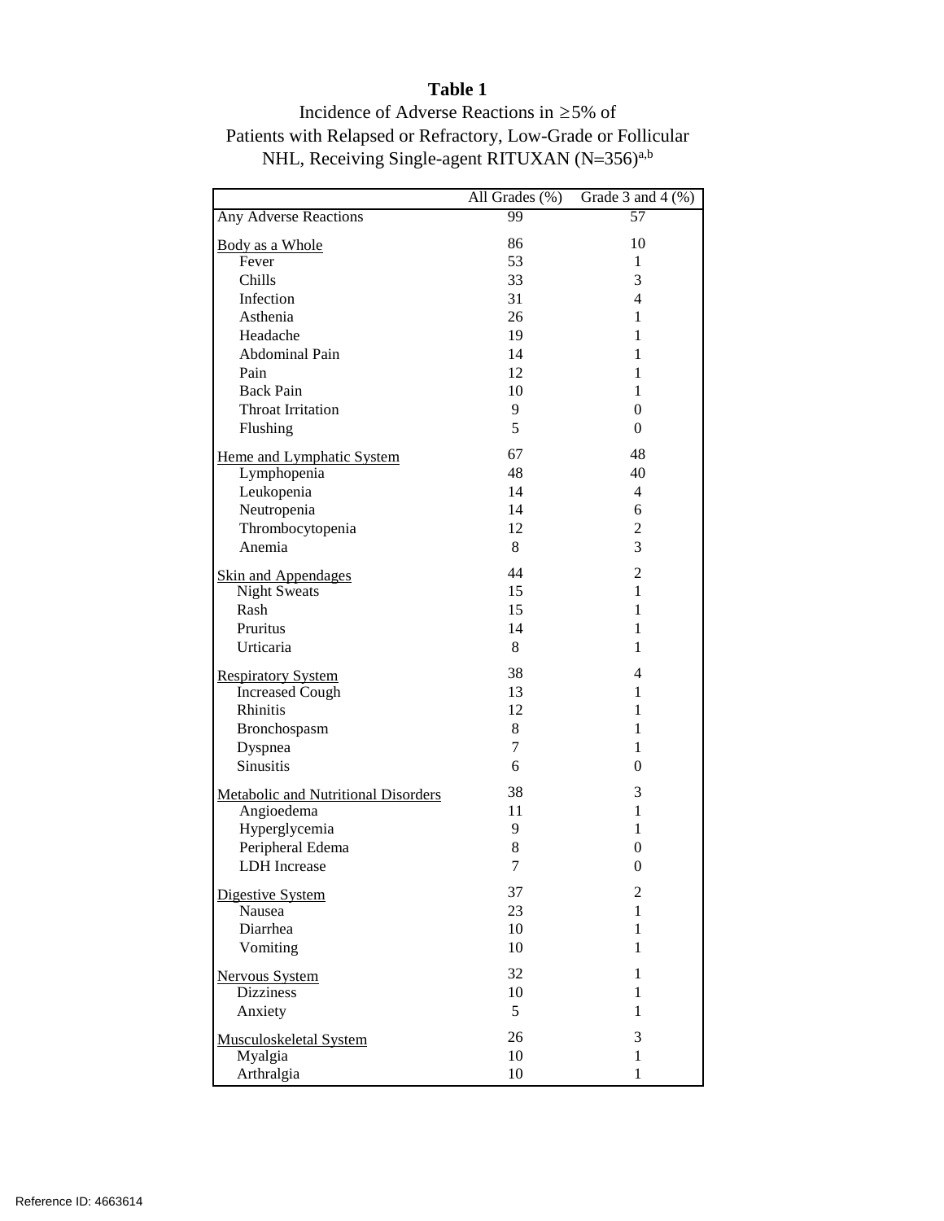**Table 1**

Incidence of Adverse Reactions in ≥5% of Patients with Relapsed or Refractory, Low-Grade or Follicular NHL, Receiving Single-agent RITUXAN (N=356)[a,b]

| | All Grades (%) | Grade 3 and 4 (%) |
|---|---|---|
| Any Adverse Reactions | 99 | 57 |
| Body as a Whole | 86 | 10 |
| Fever | 53 | 1 |
| Chills | 33 | 3 |
| Infection | 31 | 4 |
| Asthenia | 26 | 1 |
| Headache | 19 | 1 |
| Abdominal Pain | 14 | 1 |
| Pain | 12 | 1 |
| Back Pain | 10 | 1 |
| Throat Irritation | 9 | 0 |
| Flushing | 5 | 0 |
| Heme and Lymphatic System | 67 | 48 |
| Lymphopenia | 48 | 40 |
| Leukopenia | 14 | 4 |
| Neutropenia | 14 | 6 |
| Thrombocytopenia | 12 | 2 |
| Anemia | 8 | 3 |
| Skin and Appendages | 44 | 2 |
| Night Sweats | 15 | 1 |
| Rash | 15 | 1 |
| Pruritus | 14 | 1 |
| Urticaria | 8 | 1 |
| Respiratory System | 38 | 4 |
| Increased Cough | 13 | 1 |
| Rhinitis | 12 | 1 |
| Bronchospasm | 8 | 1 |
| Dyspnea | 7 | 1 |
| Sinusitis | 6 | 0 |
| Metabolic and Nutritional Disorders | 38 | 3 |
| Angioedema | 11 | 1 |
| Hyperglycemia | 9 | 1 |
| Peripheral Edema | 8 | 0 |
| LDH Increase | 7 | 0 |
| Digestive System | 37 | 2 |
| Nausea | 23 | 1 |
| Diarrhea | 10 | 1 |
| Vomiting | 10 | 1 |
| Nervous System | 32 | 1 |
| Dizziness | 10 | 1 |
| Anxiety | 5 | 1 |
| Musculoskeletal System | 26 | 3 |
| Myalgia | 10 | 1 |
| Arthralgia | 10 | 1 |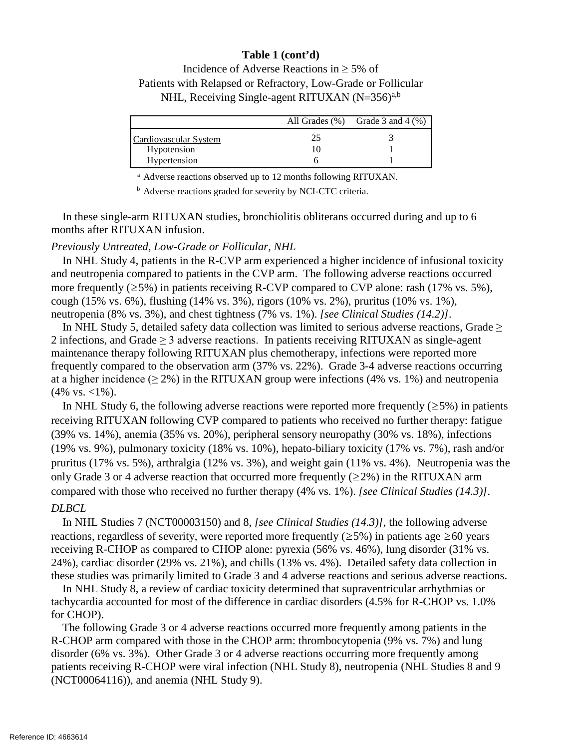**Table 1 (cont'd)**

Incidence of Adverse Reactions in ≥ 5% of Patients with Relapsed or Refractory, Low-Grade or Follicular NHL, Receiving Single-agent RITUXAN (N=356)[a,b]

| | All Grades (%) | Grade 3 and 4 (%) |
|---|---|---|
| Cardiovascular System | 25 | 3 |
| Hypotension | 10 | 1 |
| Hypertension | 6 | 1 |

[a] Adverse reactions observed up to 12 months following RITUXAN.

[b] Adverse reactions graded for severity by NCI-CTC criteria.

In these single-arm RITUXAN studies, bronchiolitis obliterans occurred during and up to 6 months after RITUXAN infusion.

*Previously Untreated, Low-Grade or Follicular, NHL*

In NHL Study 4, patients in the R-CVP arm experienced a higher incidence of infusional toxicity and neutropenia compared to patients in the CVP arm. The following adverse reactions occurred more frequently (≥5%) in patients receiving R-CVP compared to CVP alone: rash (17% vs. 5%), cough (15% vs. 6%), flushing (14% vs. 3%), rigors (10% vs. 2%), pruritus (10% vs. 1%), neutropenia (8% vs. 3%), and chest tightness (7% vs. 1%). *[see Clinical Studies (14.2)]*.

In NHL Study 5, detailed safety data collection was limited to serious adverse reactions, Grade ≥ 2 infections, and Grade ≥ 3 adverse reactions. In patients receiving RITUXAN as single-agent maintenance therapy following RITUXAN plus chemotherapy, infections were reported more frequently compared to the observation arm (37% vs. 22%). Grade 3-4 adverse reactions occurring at a higher incidence (≥ 2%) in the RITUXAN group were infections (4% vs. 1%) and neutropenia (4% vs. <1%).

In NHL Study 6, the following adverse reactions were reported more frequently (≥5%) in patients receiving RITUXAN following CVP compared to patients who received no further therapy: fatigue (39% vs. 14%), anemia (35% vs. 20%), peripheral sensory neuropathy (30% vs. 18%), infections (19% vs. 9%), pulmonary toxicity (18% vs. 10%), hepato-biliary toxicity (17% vs. 7%), rash and/or pruritus (17% vs. 5%), arthralgia (12% vs. 3%), and weight gain (11% vs. 4%). Neutropenia was the only Grade 3 or 4 adverse reaction that occurred more frequently (≥2%) in the RITUXAN arm compared with those who received no further therapy (4% vs. 1%). *[see Clinical Studies (14.3)]*.

*DLBCL*

In NHL Studies 7 (NCT00003150) and 8, *[see Clinical Studies (14.3)]*, the following adverse reactions, regardless of severity, were reported more frequently (≥5%) in patients age ≥60 years receiving R-CHOP as compared to CHOP alone: pyrexia (56% vs. 46%), lung disorder (31% vs. 24%), cardiac disorder (29% vs. 21%), and chills (13% vs. 4%). Detailed safety data collection in these studies was primarily limited to Grade 3 and 4 adverse reactions and serious adverse reactions.

In NHL Study 8, a review of cardiac toxicity determined that supraventricular arrhythmias or tachycardia accounted for most of the difference in cardiac disorders (4.5% for R-CHOP vs. 1.0% for CHOP).

The following Grade 3 or 4 adverse reactions occurred more frequently among patients in the R-CHOP arm compared with those in the CHOP arm: thrombocytopenia (9% vs. 7%) and lung disorder (6% vs. 3%). Other Grade 3 or 4 adverse reactions occurring more frequently among patients receiving R-CHOP were viral infection (NHL Study 8), neutropenia (NHL Studies 8 and 9 (NCT00064116)), and anemia (NHL Study 9).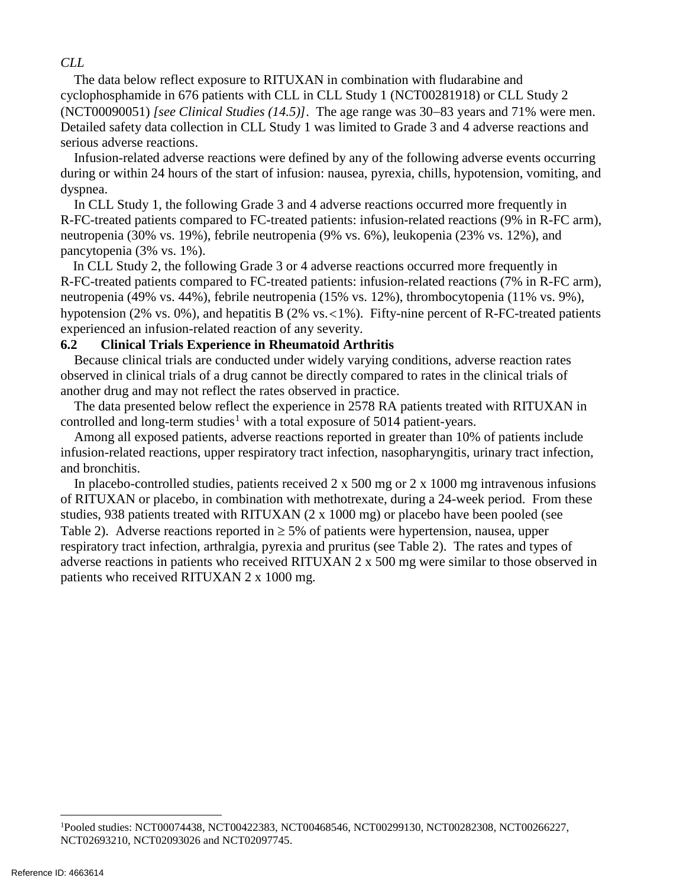*CLL*

The data below reflect exposure to RITUXAN in combination with fludarabine and cyclophosphamide in 676 patients with CLL in CLL Study 1 (NCT00281918) or CLL Study 2 (NCT00090051) *[see Clinical Studies (14.5)]*. The age range was 30–83 years and 71% were men. Detailed safety data collection in CLL Study 1 was limited to Grade 3 and 4 adverse reactions and serious adverse reactions.

Infusion-related adverse reactions were defined by any of the following adverse events occurring during or within 24 hours of the start of infusion: nausea, pyrexia, chills, hypotension, vomiting, and dyspnea.

In CLL Study 1, the following Grade 3 and 4 adverse reactions occurred more frequently in R-FC-treated patients compared to FC-treated patients: infusion-related reactions (9% in R-FC arm), neutropenia (30% vs. 19%), febrile neutropenia (9% vs. 6%), leukopenia (23% vs. 12%), and pancytopenia (3% vs. 1%).

In CLL Study 2, the following Grade 3 or 4 adverse reactions occurred more frequently in R-FC-treated patients compared to FC-treated patients: infusion-related reactions (7% in R-FC arm), neutropenia (49% vs. 44%), febrile neutropenia (15% vs. 12%), thrombocytopenia (11% vs. 9%), hypotension (2% vs. 0%), and hepatitis B (2% vs. <1%). Fifty-nine percent of R-FC-treated patients experienced an infusion-related reaction of any severity.

### 6.2 Clinical Trials Experience in Rheumatoid Arthritis

Because clinical trials are conducted under widely varying conditions, adverse reaction rates observed in clinical trials of a drug cannot be directly compared to rates in the clinical trials of another drug and may not reflect the rates observed in practice.

The data presented below reflect the experience in 2578 RA patients treated with RITUXAN in controlled and long-term studies[1] with a total exposure of 5014 patient-years.

Among all exposed patients, adverse reactions reported in greater than 10% of patients include infusion-related reactions, upper respiratory tract infection, nasopharyngitis, urinary tract infection, and bronchitis.

In placebo-controlled studies, patients received 2 x 500 mg or 2 x 1000 mg intravenous infusions of RITUXAN or placebo, in combination with methotrexate, during a 24-week period. From these studies, 938 patients treated with RITUXAN (2 x 1000 mg) or placebo have been pooled (see Table 2). Adverse reactions reported in ≥ 5% of patients were hypertension, nausea, upper respiratory tract infection, arthralgia, pyrexia and pruritus (see Table 2). The rates and types of adverse reactions in patients who received RITUXAN 2 x 500 mg were similar to those observed in patients who received RITUXAN 2 x 1000 mg.

[1]Pooled studies: NCT00074438, NCT00422383, NCT00468546, NCT00299130, NCT00282308, NCT00266227, NCT02693210, NCT02093026 and NCT02097745.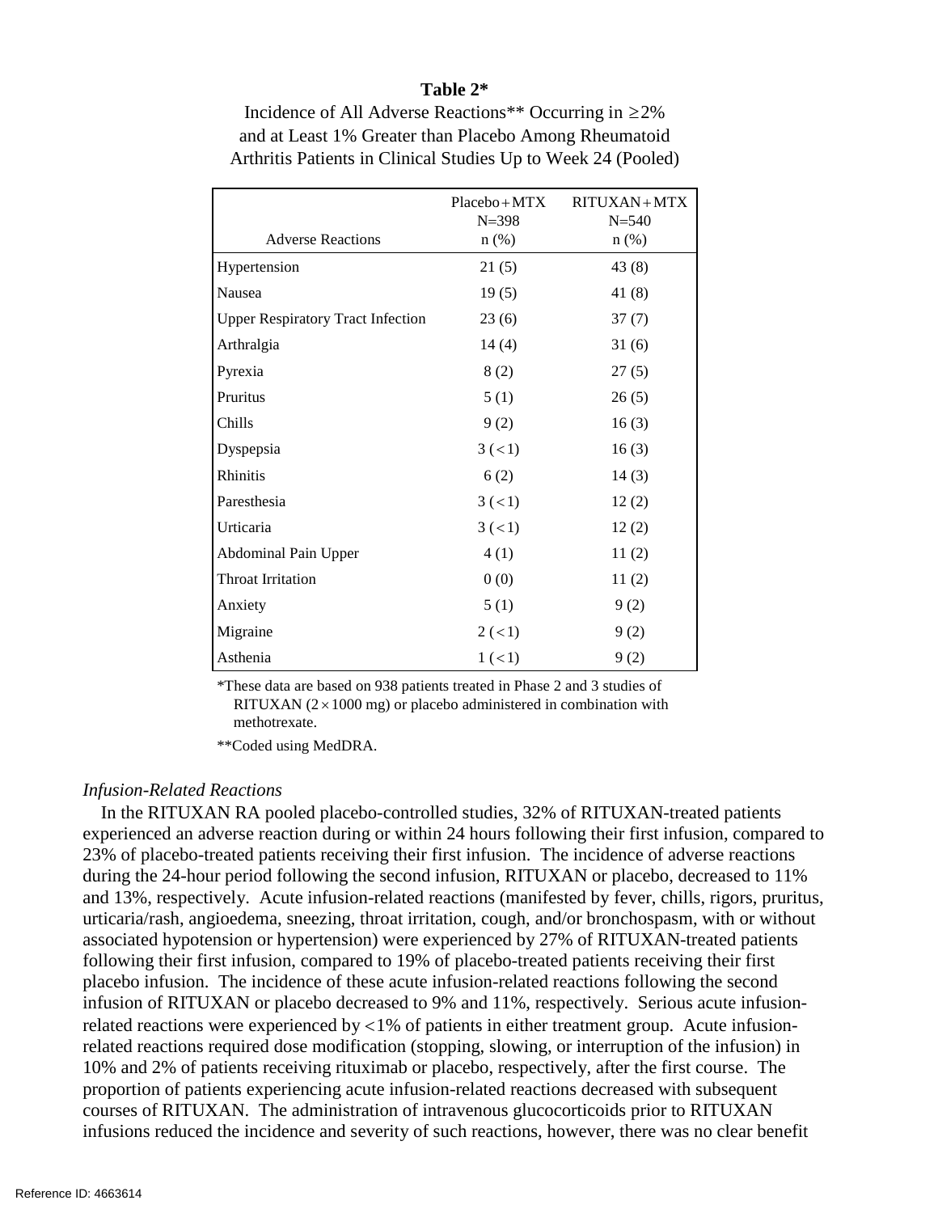**Table 2***

Incidence of All Adverse Reactions** Occurring in ≥2% and at Least 1% Greater than Placebo Among Rheumatoid Arthritis Patients in Clinical Studies Up to Week 24 (Pooled)

| Adverse Reactions | Placebo + MTX N=398 n (%) | RITUXAN + MTX N=540 n (%) |
|---|---|---|
| Hypertension | 21 (5) | 43 (8) |
| Nausea | 19 (5) | 41 (8) |
| Upper Respiratory Tract Infection | 23 (6) | 37 (7) |
| Arthralgia | 14 (4) | 31 (6) |
| Pyrexia | 8 (2) | 27 (5) |
| Pruritus | 5 (1) | 26 (5) |
| Chills | 9 (2) | 16 (3) |
| Dyspepsia | 3 (< 1) | 16 (3) |
| Rhinitis | 6 (2) | 14 (3) |
| Paresthesia | 3 (< 1) | 12 (2) |
| Urticaria | 3 (< 1) | 12 (2) |
| Abdominal Pain Upper | 4 (1) | 11 (2) |
| Throat Irritation | 0 (0) | 11 (2) |
| Anxiety | 5 (1) | 9 (2) |
| Migraine | 2 (< 1) | 9 (2) |
| Asthenia | 1 (< 1) | 9 (2) |

*These data are based on 938 patients treated in Phase 2 and 3 studies of RITUXAN (2 × 1000 mg) or placebo administered in combination with methotrexate.

**Coded using MedDRA.

*Infusion-Related Reactions*

In the RITUXAN RA pooled placebo-controlled studies, 32% of RITUXAN-treated patients experienced an adverse reaction during or within 24 hours following their first infusion, compared to 23% of placebo-treated patients receiving their first infusion. The incidence of adverse reactions during the 24-hour period following the second infusion, RITUXAN or placebo, decreased to 11% and 13%, respectively. Acute infusion-related reactions (manifested by fever, chills, rigors, pruritus, urticaria/rash, angioedema, sneezing, throat irritation, cough, and/or bronchospasm, with or without associated hypotension or hypertension) were experienced by 27% of RITUXAN-treated patients following their first infusion, compared to 19% of placebo-treated patients receiving their first placebo infusion. The incidence of these acute infusion-related reactions following the second infusion of RITUXAN or placebo decreased to 9% and 11%, respectively. Serious acute infusion-related reactions were experienced by < 1% of patients in either treatment group. Acute infusion-related reactions required dose modification (stopping, slowing, or interruption of the infusion) in 10% and 2% of patients receiving rituximab or placebo, respectively, after the first course. The proportion of patients experiencing acute infusion-related reactions decreased with subsequent courses of RITUXAN. The administration of intravenous glucocorticoids prior to RITUXAN infusions reduced the incidence and severity of such reactions, however, there was no clear benefit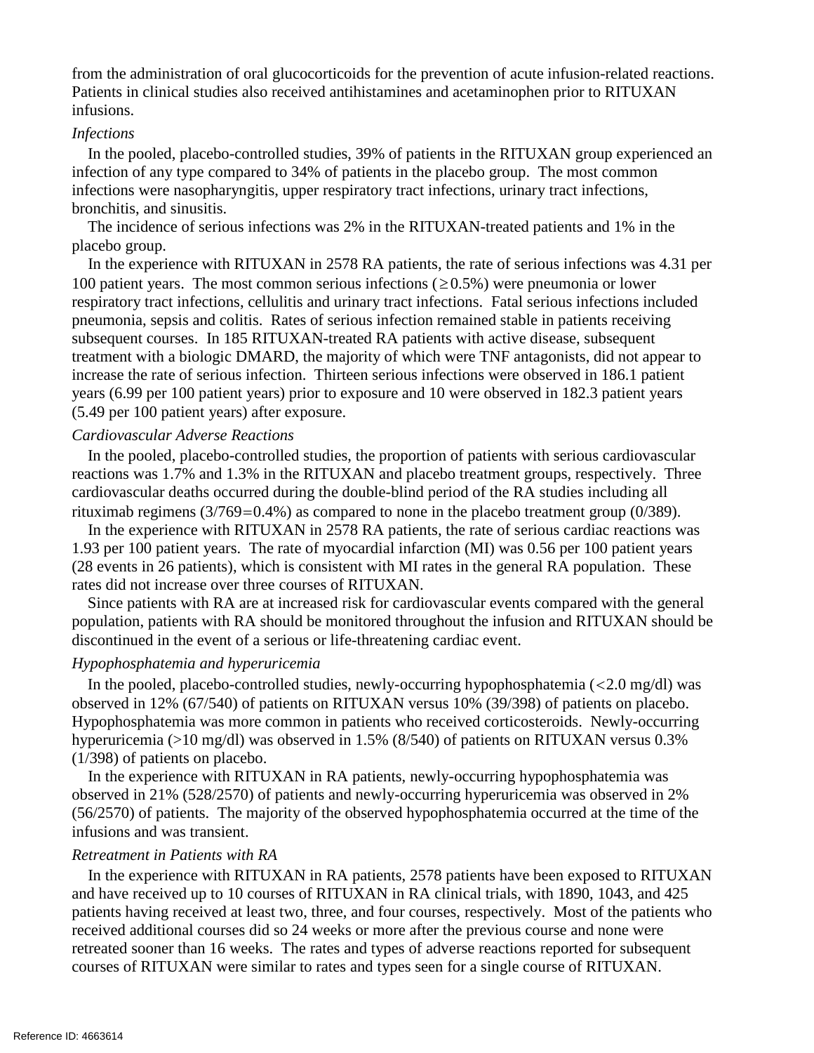from the administration of oral glucocorticoids for the prevention of acute infusion-related reactions. Patients in clinical studies also received antihistamines and acetaminophen prior to RITUXAN infusions.

*Infections*

In the pooled, placebo-controlled studies, 39% of patients in the RITUXAN group experienced an infection of any type compared to 34% of patients in the placebo group. The most common infections were nasopharyngitis, upper respiratory tract infections, urinary tract infections, bronchitis, and sinusitis.

The incidence of serious infections was 2% in the RITUXAN-treated patients and 1% in the placebo group.

In the experience with RITUXAN in 2578 RA patients, the rate of serious infections was 4.31 per 100 patient years. The most common serious infections ($\geq$0.5%) were pneumonia or lower respiratory tract infections, cellulitis and urinary tract infections. Fatal serious infections included pneumonia, sepsis and colitis. Rates of serious infection remained stable in patients receiving subsequent courses. In 185 RITUXAN-treated RA patients with active disease, subsequent treatment with a biologic DMARD, the majority of which were TNF antagonists, did not appear to increase the rate of serious infection. Thirteen serious infections were observed in 186.1 patient years (6.99 per 100 patient years) prior to exposure and 10 were observed in 182.3 patient years (5.49 per 100 patient years) after exposure.

*Cardiovascular Adverse Reactions*

In the pooled, placebo-controlled studies, the proportion of patients with serious cardiovascular reactions was 1.7% and 1.3% in the RITUXAN and placebo treatment groups, respectively. Three cardiovascular deaths occurred during the double-blind period of the RA studies including all rituximab regimens (3/769=0.4%) as compared to none in the placebo treatment group (0/389).

In the experience with RITUXAN in 2578 RA patients, the rate of serious cardiac reactions was 1.93 per 100 patient years. The rate of myocardial infarction (MI) was 0.56 per 100 patient years (28 events in 26 patients), which is consistent with MI rates in the general RA population. These rates did not increase over three courses of RITUXAN.

Since patients with RA are at increased risk for cardiovascular events compared with the general population, patients with RA should be monitored throughout the infusion and RITUXAN should be discontinued in the event of a serious or life-threatening cardiac event.

*Hypophosphatemia and hyperuricemia*

In the pooled, placebo-controlled studies, newly-occurring hypophosphatemia (<2.0 mg/dl) was observed in 12% (67/540) of patients on RITUXAN versus 10% (39/398) of patients on placebo. Hypophosphatemia was more common in patients who received corticosteroids. Newly-occurring hyperuricemia (>10 mg/dl) was observed in 1.5% (8/540) of patients on RITUXAN versus 0.3% (1/398) of patients on placebo.

In the experience with RITUXAN in RA patients, newly-occurring hypophosphatemia was observed in 21% (528/2570) of patients and newly-occurring hyperuricemia was observed in 2% (56/2570) of patients. The majority of the observed hypophosphatemia occurred at the time of the infusions and was transient.

*Retreatment in Patients with RA*

In the experience with RITUXAN in RA patients, 2578 patients have been exposed to RITUXAN and have received up to 10 courses of RITUXAN in RA clinical trials, with 1890, 1043, and 425 patients having received at least two, three, and four courses, respectively. Most of the patients who received additional courses did so 24 weeks or more after the previous course and none were retreated sooner than 16 weeks. The rates and types of adverse reactions reported for subsequent courses of RITUXAN were similar to rates and types seen for a single course of RITUXAN.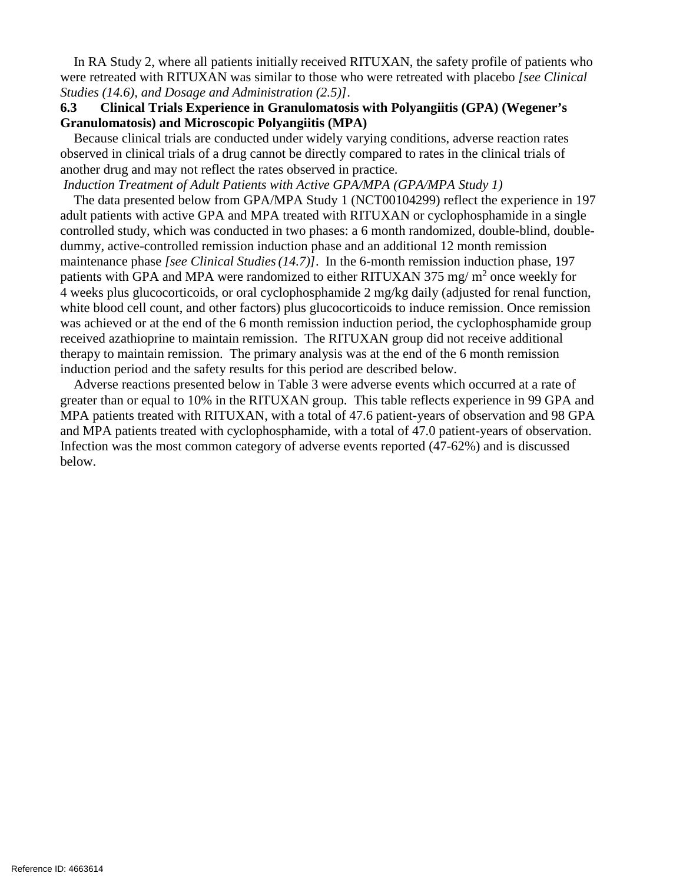In RA Study 2, where all patients initially received RITUXAN, the safety profile of patients who were retreated with RITUXAN was similar to those who were retreated with placebo *[see Clinical Studies (14.6), and Dosage and Administration (2.5)]*.

### 6.3 Clinical Trials Experience in Granulomatosis with Polyangiitis (GPA) (Wegener's Granulomatosis) and Microscopic Polyangiitis (MPA)

Because clinical trials are conducted under widely varying conditions, adverse reaction rates observed in clinical trials of a drug cannot be directly compared to rates in the clinical trials of another drug and may not reflect the rates observed in practice.

*Induction Treatment of Adult Patients with Active GPA/MPA (GPA/MPA Study 1)*

The data presented below from GPA/MPA Study 1 (NCT00104299) reflect the experience in 197 adult patients with active GPA and MPA treated with RITUXAN or cyclophosphamide in a single controlled study, which was conducted in two phases: a 6 month randomized, double-blind, double-dummy, active-controlled remission induction phase and an additional 12 month remission maintenance phase *[see Clinical Studies (14.7)]*. In the 6-month remission induction phase, 197 patients with GPA and MPA were randomized to either RITUXAN 375 mg/ $m^2$ once weekly for 4 weeks plus glucocorticoids, or oral cyclophosphamide 2 mg/kg daily (adjusted for renal function, white blood cell count, and other factors) plus glucocorticoids to induce remission. Once remission was achieved or at the end of the 6 month remission induction period, the cyclophosphamide group received azathioprine to maintain remission. The RITUXAN group did not receive additional therapy to maintain remission. The primary analysis was at the end of the 6 month remission induction period and the safety results for this period are described below.

Adverse reactions presented below in Table 3 were adverse events which occurred at a rate of greater than or equal to 10% in the RITUXAN group. This table reflects experience in 99 GPA and MPA patients treated with RITUXAN, with a total of 47.6 patient-years of observation and 98 GPA and MPA patients treated with cyclophosphamide, with a total of 47.0 patient-years of observation. Infection was the most common category of adverse events reported (47-62%) and is discussed below.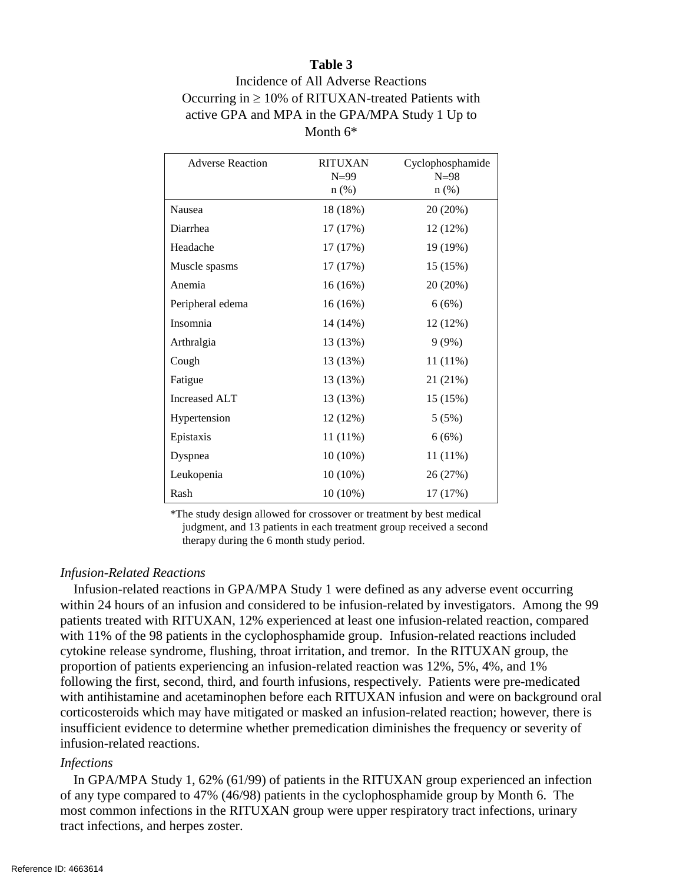**Table 3**

Incidence of All Adverse Reactions Occurring in ≥ 10% of RITUXAN-treated Patients with active GPA and MPA in the GPA/MPA Study 1 Up to Month 6*

| Adverse Reaction | RITUXAN N=99 n (%) | Cyclophosphamide N=98 n (%) |
|---|---|---|
| Nausea | 18 (18%) | 20 (20%) |
| Diarrhea | 17 (17%) | 12 (12%) |
| Headache | 17 (17%) | 19 (19%) |
| Muscle spasms | 17 (17%) | 15 (15%) |
| Anemia | 16 (16%) | 20 (20%) |
| Peripheral edema | 16 (16%) | 6 (6%) |
| Insomnia | 14 (14%) | 12 (12%) |
| Arthralgia | 13 (13%) | 9 (9%) |
| Cough | 13 (13%) | 11 (11%) |
| Fatigue | 13 (13%) | 21 (21%) |
| Increased ALT | 13 (13%) | 15 (15%) |
| Hypertension | 12 (12%) | 5 (5%) |
| Epistaxis | 11 (11%) | 6 (6%) |
| Dyspnea | 10 (10%) | 11 (11%) |
| Leukopenia | 10 (10%) | 26 (27%) |
| Rash | 10 (10%) | 17 (17%) |

*The study design allowed for crossover or treatment by best medical judgment, and 13 patients in each treatment group received a second therapy during the 6 month study period.

*Infusion-Related Reactions*

Infusion-related reactions in GPA/MPA Study 1 were defined as any adverse event occurring within 24 hours of an infusion and considered to be infusion-related by investigators. Among the 99 patients treated with RITUXAN, 12% experienced at least one infusion-related reaction, compared with 11% of the 98 patients in the cyclophosphamide group. Infusion-related reactions included cytokine release syndrome, flushing, throat irritation, and tremor. In the RITUXAN group, the proportion of patients experiencing an infusion-related reaction was 12%, 5%, 4%, and 1% following the first, second, third, and fourth infusions, respectively. Patients were pre-medicated with antihistamine and acetaminophen before each RITUXAN infusion and were on background oral corticosteroids which may have mitigated or masked an infusion-related reaction; however, there is insufficient evidence to determine whether premedication diminishes the frequency or severity of infusion-related reactions.

*Infections*

In GPA/MPA Study 1, 62% (61/99) of patients in the RITUXAN group experienced an infection of any type compared to 47% (46/98) patients in the cyclophosphamide group by Month 6. The most common infections in the RITUXAN group were upper respiratory tract infections, urinary tract infections, and herpes zoster.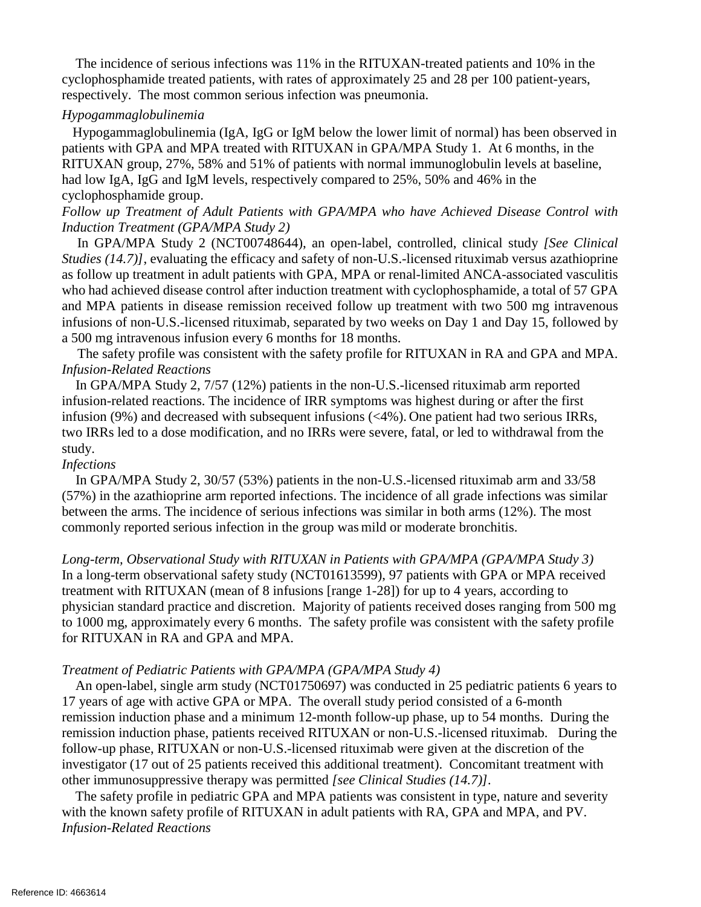The incidence of serious infections was 11% in the RITUXAN-treated patients and 10% in the cyclophosphamide treated patients, with rates of approximately 25 and 28 per 100 patient-years, respectively. The most common serious infection was pneumonia.

*Hypogammaglobulinemia*

Hypogammaglobulinemia (IgA, IgG or IgM below the lower limit of normal) has been observed in patients with GPA and MPA treated with RITUXAN in GPA/MPA Study 1. At 6 months, in the RITUXAN group, 27%, 58% and 51% of patients with normal immunoglobulin levels at baseline, had low IgA, IgG and IgM levels, respectively compared to 25%, 50% and 46% in the cyclophosphamide group.

*Follow up Treatment of Adult Patients with GPA/MPA who have Achieved Disease Control with Induction Treatment (GPA/MPA Study 2)*

In GPA/MPA Study 2 (NCT00748644), an open-label, controlled, clinical study *[See Clinical Studies (14.7)]*, evaluating the efficacy and safety of non-U.S.-licensed rituximab versus azathioprine as follow up treatment in adult patients with GPA, MPA or renal-limited ANCA-associated vasculitis who had achieved disease control after induction treatment with cyclophosphamide, a total of 57 GPA and MPA patients in disease remission received follow up treatment with two 500 mg intravenous infusions of non-U.S.-licensed rituximab, separated by two weeks on Day 1 and Day 15, followed by a 500 mg intravenous infusion every 6 months for 18 months.

The safety profile was consistent with the safety profile for RITUXAN in RA and GPA and MPA.

*Infusion-Related Reactions*

In GPA/MPA Study 2, 7/57 (12%) patients in the non-U.S.-licensed rituximab arm reported infusion-related reactions. The incidence of IRR symptoms was highest during or after the first infusion (9%) and decreased with subsequent infusions (<4%). One patient had two serious IRRs, two IRRs led to a dose modification, and no IRRs were severe, fatal, or led to withdrawal from the study.

*Infections*

In GPA/MPA Study 2, 30/57 (53%) patients in the non-U.S.-licensed rituximab arm and 33/58 (57%) in the azathioprine arm reported infections. The incidence of all grade infections was similar between the arms. The incidence of serious infections was similar in both arms (12%). The most commonly reported serious infection in the group was mild or moderate bronchitis.

*Long-term, Observational Study with RITUXAN in Patients with GPA/MPA (GPA/MPA Study 3)*

In a long-term observational safety study (NCT01613599), 97 patients with GPA or MPA received treatment with RITUXAN (mean of 8 infusions [range 1-28]) for up to 4 years, according to physician standard practice and discretion. Majority of patients received doses ranging from 500 mg to 1000 mg, approximately every 6 months. The safety profile was consistent with the safety profile for RITUXAN in RA and GPA and MPA.

*Treatment of Pediatric Patients with GPA/MPA (GPA/MPA Study 4)*

An open-label, single arm study (NCT01750697) was conducted in 25 pediatric patients 6 years to 17 years of age with active GPA or MPA. The overall study period consisted of a 6-month remission induction phase and a minimum 12-month follow-up phase, up to 54 months. During the remission induction phase, patients received RITUXAN or non-U.S.-licensed rituximab. During the follow-up phase, RITUXAN or non-U.S.-licensed rituximab were given at the discretion of the investigator (17 out of 25 patients received this additional treatment). Concomitant treatment with other immunosuppressive therapy was permitted *[see Clinical Studies (14.7)]*.

The safety profile in pediatric GPA and MPA patients was consistent in type, nature and severity with the known safety profile of RITUXAN in adult patients with RA, GPA and MPA, and PV.

*Infusion-Related Reactions*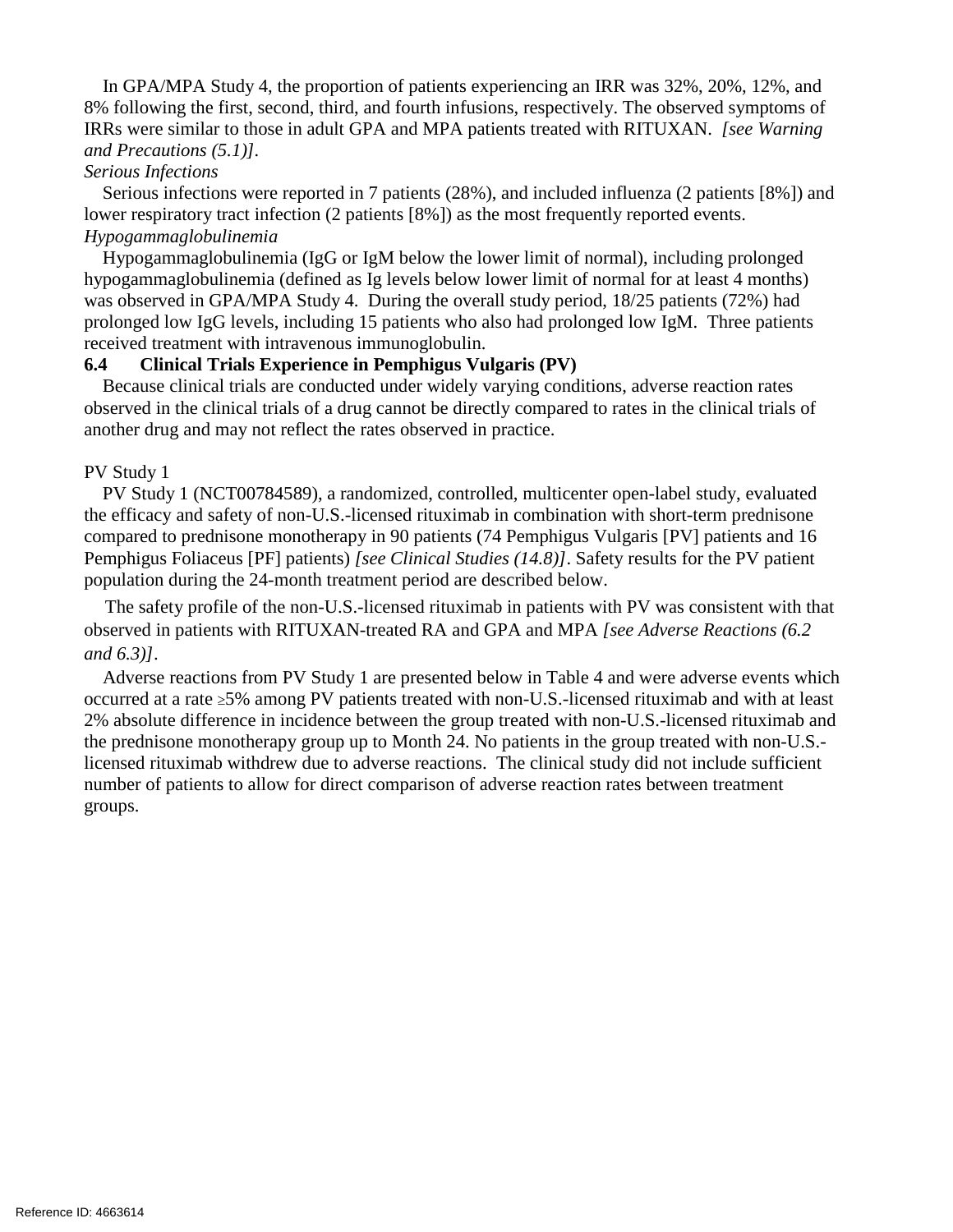In GPA/MPA Study 4, the proportion of patients experiencing an IRR was 32%, 20%, 12%, and 8% following the first, second, third, and fourth infusions, respectively. The observed symptoms of IRRs were similar to those in adult GPA and MPA patients treated with RITUXAN. *[see Warning and Precautions (5.1)]*.

*Serious Infections*

Serious infections were reported in 7 patients (28%), and included influenza (2 patients [8%]) and lower respiratory tract infection (2 patients [8%]) as the most frequently reported events.

*Hypogammaglobulinemia*

Hypogammaglobulinemia (IgG or IgM below the lower limit of normal), including prolonged hypogammaglobulinemia (defined as Ig levels below lower limit of normal for at least 4 months) was observed in GPA/MPA Study 4. During the overall study period, 18/25 patients (72%) had prolonged low IgG levels, including 15 patients who also had prolonged low IgM. Three patients received treatment with intravenous immunoglobulin.

### 6.4 Clinical Trials Experience in Pemphigus Vulgaris (PV)

Because clinical trials are conducted under widely varying conditions, adverse reaction rates observed in the clinical trials of a drug cannot be directly compared to rates in the clinical trials of another drug and may not reflect the rates observed in practice.

PV Study 1

PV Study 1 (NCT00784589), a randomized, controlled, multicenter open-label study, evaluated the efficacy and safety of non-U.S.-licensed rituximab in combination with short-term prednisone compared to prednisone monotherapy in 90 patients (74 Pemphigus Vulgaris [PV] patients and 16 Pemphigus Foliaceus [PF] patients) *[see Clinical Studies (14.8)]*. Safety results for the PV patient population during the 24-month treatment period are described below.

The safety profile of the non-U.S.-licensed rituximab in patients with PV was consistent with that observed in patients with RITUXAN-treated RA and GPA and MPA *[see Adverse Reactions (6.2 and 6.3)]*.

Adverse reactions from PV Study 1 are presented below in Table 4 and were adverse events which occurred at a rate ≥5% among PV patients treated with non-U.S.-licensed rituximab and with at least 2% absolute difference in incidence between the group treated with non-U.S.-licensed rituximab and the prednisone monotherapy group up to Month 24. No patients in the group treated with non-U.S.-licensed rituximab withdrew due to adverse reactions. The clinical study did not include sufficient number of patients to allow for direct comparison of adverse reaction rates between treatment groups.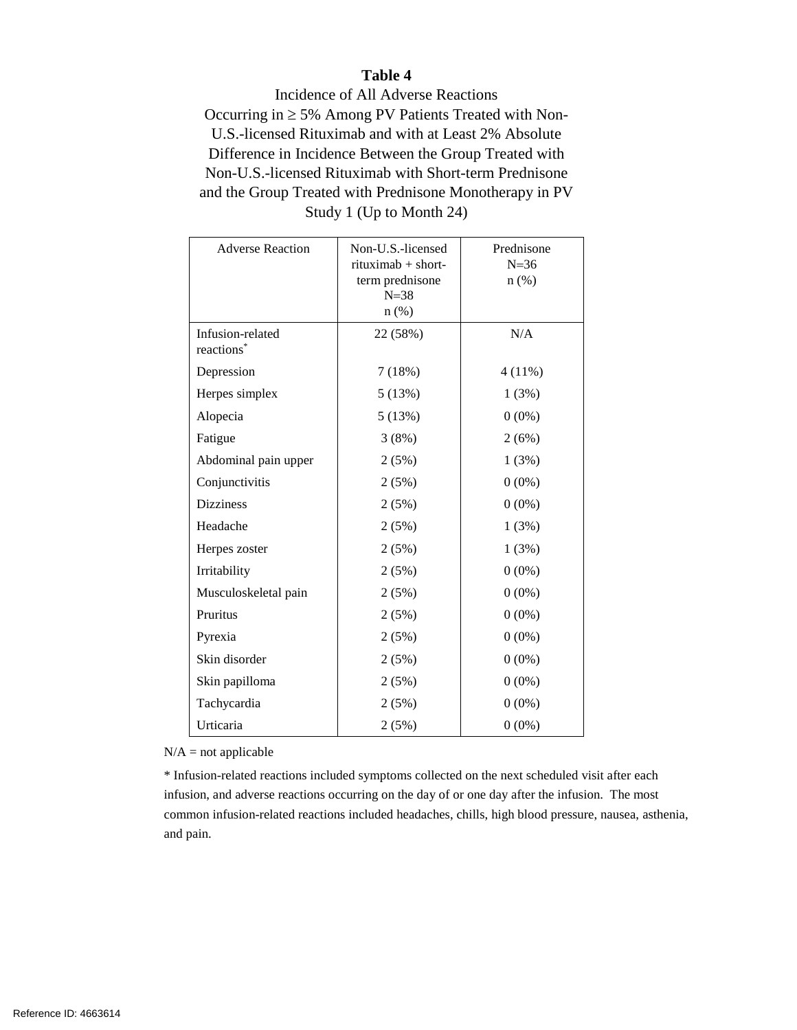**Table 4**

Incidence of All Adverse Reactions Occurring in ≥ 5% Among PV Patients Treated with Non-U.S.-licensed Rituximab and with at Least 2% Absolute Difference in Incidence Between the Group Treated with Non-U.S.-licensed Rituximab with Short-term Prednisone and the Group Treated with Prednisone Monotherapy in PV Study 1 (Up to Month 24)

| Adverse Reaction | Non-U.S.-licensed rituximab + short-term prednisone N=38 n (%) | Prednisone N=36 n (%) |
|---|---|---|
| Infusion-related reactions* | 22 (58%) | N/A |
| Depression | 7 (18%) | 4 (11%) |
| Herpes simplex | 5 (13%) | 1 (3%) |
| Alopecia | 5 (13%) | 0 (0%) |
| Fatigue | 3 (8%) | 2 (6%) |
| Abdominal pain upper | 2 (5%) | 1 (3%) |
| Conjunctivitis | 2 (5%) | 0 (0%) |
| Dizziness | 2 (5%) | 0 (0%) |
| Headache | 2 (5%) | 1 (3%) |
| Herpes zoster | 2 (5%) | 1 (3%) |
| Irritability | 2 (5%) | 0 (0%) |
| Musculoskeletal pain | 2 (5%) | 0 (0%) |
| Pruritus | 2 (5%) | 0 (0%) |
| Pyrexia | 2 (5%) | 0 (0%) |
| Skin disorder | 2 (5%) | 0 (0%) |
| Skin papilloma | 2 (5%) | 0 (0%) |
| Tachycardia | 2 (5%) | 0 (0%) |
| Urticaria | 2 (5%) | 0 (0%) |

N/A = not applicable

* Infusion-related reactions included symptoms collected on the next scheduled visit after each infusion, and adverse reactions occurring on the day of or one day after the infusion. The most common infusion-related reactions included headaches, chills, high blood pressure, nausea, asthenia, and pain.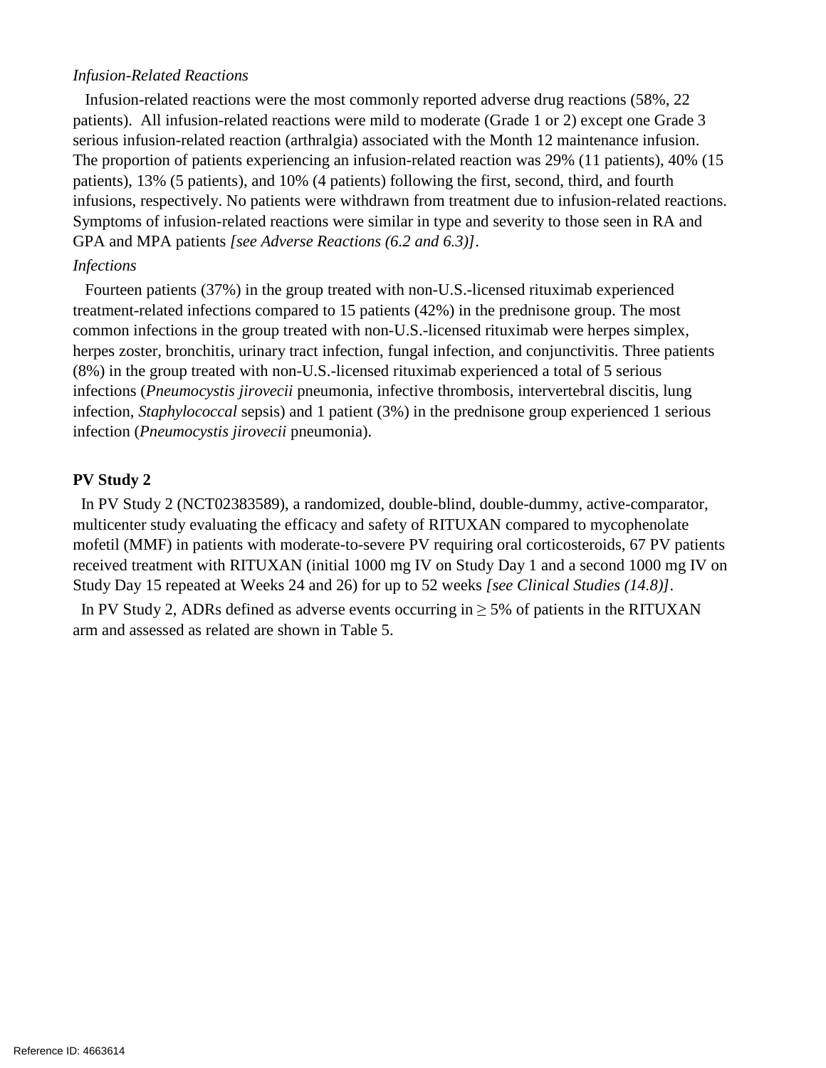*Infusion-Related Reactions*

Infusion-related reactions were the most commonly reported adverse drug reactions (58%, 22 patients). All infusion-related reactions were mild to moderate (Grade 1 or 2) except one Grade 3 serious infusion-related reaction (arthralgia) associated with the Month 12 maintenance infusion. The proportion of patients experiencing an infusion-related reaction was 29% (11 patients), 40% (15 patients), 13% (5 patients), and 10% (4 patients) following the first, second, third, and fourth infusions, respectively. No patients were withdrawn from treatment due to infusion-related reactions. Symptoms of infusion-related reactions were similar in type and severity to those seen in RA and GPA and MPA patients *[see Adverse Reactions (6.2 and 6.3)]*.

*Infections*

Fourteen patients (37%) in the group treated with non-U.S.-licensed rituximab experienced treatment-related infections compared to 15 patients (42%) in the prednisone group. The most common infections in the group treated with non-U.S.-licensed rituximab were herpes simplex, herpes zoster, bronchitis, urinary tract infection, fungal infection, and conjunctivitis. Three patients (8%) in the group treated with non-U.S.-licensed rituximab experienced a total of 5 serious infections (*Pneumocystis jirovecii* pneumonia, infective thrombosis, intervertebral discitis, lung infection, *Staphylococcal* sepsis) and 1 patient (3%) in the prednisone group experienced 1 serious infection (*Pneumocystis jirovecii* pneumonia).

**PV Study 2**

In PV Study 2 (NCT02383589), a randomized, double-blind, double-dummy, active-comparator, multicenter study evaluating the efficacy and safety of RITUXAN compared to mycophenolate mofetil (MMF) in patients with moderate-to-severe PV requiring oral corticosteroids, 67 PV patients received treatment with RITUXAN (initial 1000 mg IV on Study Day 1 and a second 1000 mg IV on Study Day 15 repeated at Weeks 24 and 26) for up to 52 weeks *[see Clinical Studies (14.8)]*.

In PV Study 2, ADRs defined as adverse events occurring in ≥ 5% of patients in the RITUXAN arm and assessed as related are shown in Table 5.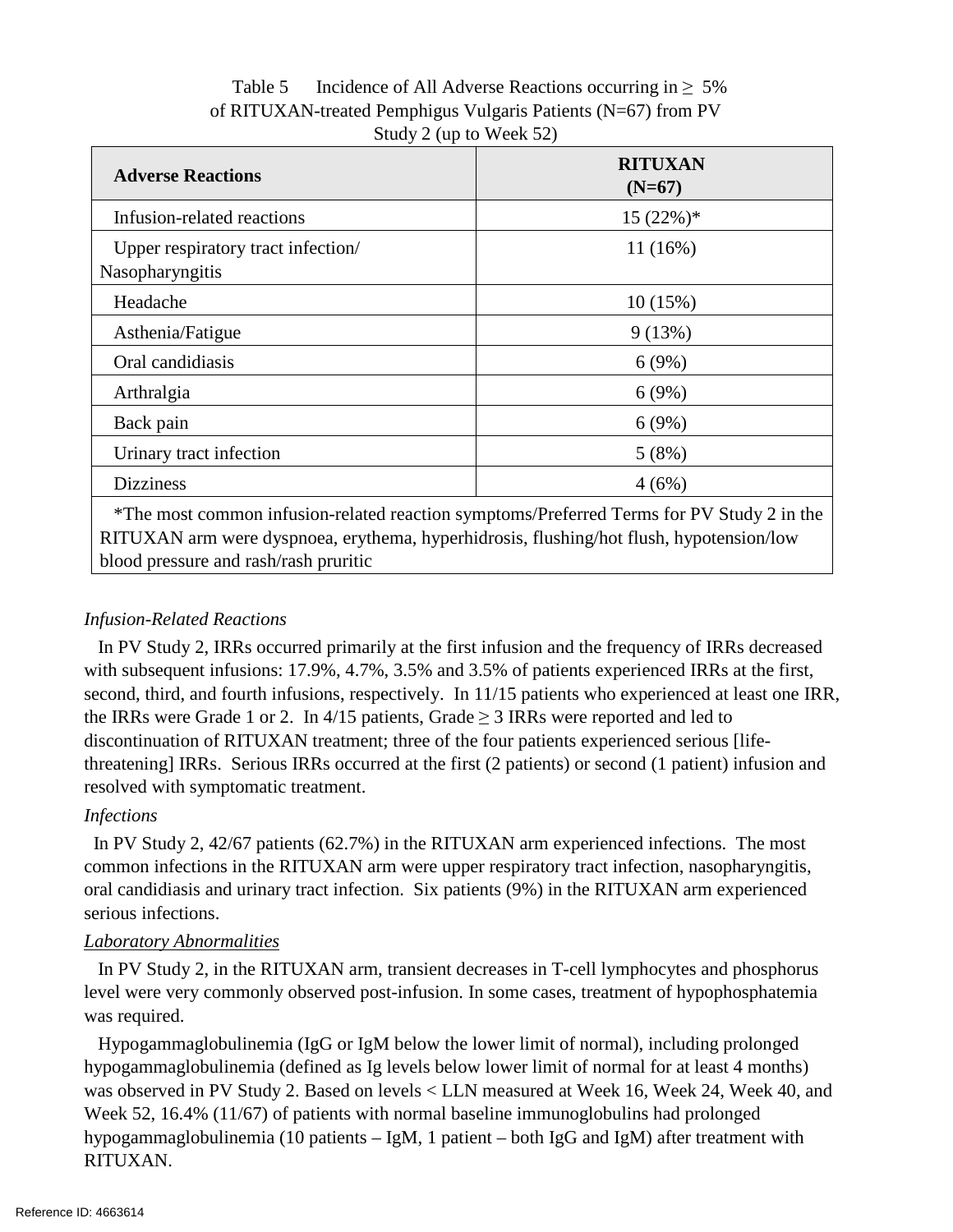Table 5 Incidence of All Adverse Reactions occurring in ≥ 5% of RITUXAN-treated Pemphigus Vulgaris Patients (N=67) from PV Study 2 (up to Week 52)

| Adverse Reactions | RITUXAN (N=67) |
|---|---|
| Infusion-related reactions | 15 (22%)* |
| Upper respiratory tract infection/ Nasopharyngitis | 11 (16%) |
| Headache | 10 (15%) |
| Asthenia/Fatigue | 9 (13%) |
| Oral candidiasis | 6 (9%) |
| Arthralgia | 6 (9%) |
| Back pain | 6 (9%) |
| Urinary tract infection | 5 (8%) |
| Dizziness | 4 (6%) |

*The most common infusion-related reaction symptoms/Preferred Terms for PV Study 2 in the RITUXAN arm were dyspnoea, erythema, hyperhidrosis, flushing/hot flush, hypotension/low blood pressure and rash/rash pruritic

*Infusion-Related Reactions*

In PV Study 2, IRRs occurred primarily at the first infusion and the frequency of IRRs decreased with subsequent infusions: 17.9%, 4.7%, 3.5% and 3.5% of patients experienced IRRs at the first, second, third, and fourth infusions, respectively. In 11/15 patients who experienced at least one IRR, the IRRs were Grade 1 or 2. In 4/15 patients, Grade ≥ 3 IRRs were reported and led to discontinuation of RITUXAN treatment; three of the four patients experienced serious [life-threatening] IRRs. Serious IRRs occurred at the first (2 patients) or second (1 patient) infusion and resolved with symptomatic treatment.

*Infections*

In PV Study 2, 42/67 patients (62.7%) in the RITUXAN arm experienced infections. The most common infections in the RITUXAN arm were upper respiratory tract infection, nasopharyngitis, oral candidiasis and urinary tract infection. Six patients (9%) in the RITUXAN arm experienced serious infections.

*Laboratory Abnormalities*

In PV Study 2, in the RITUXAN arm, transient decreases in T-cell lymphocytes and phosphorus level were very commonly observed post-infusion. In some cases, treatment of hypophosphatemia was required.

Hypogammaglobulinemia (IgG or IgM below the lower limit of normal), including prolonged hypogammaglobulinemia (defined as Ig levels below lower limit of normal for at least 4 months) was observed in PV Study 2. Based on levels < LLN measured at Week 16, Week 24, Week 40, and Week 52, 16.4% (11/67) of patients with normal baseline immunoglobulins had prolonged hypogammaglobulinemia (10 patients – IgM, 1 patient – both IgG and IgM) after treatment with RITUXAN.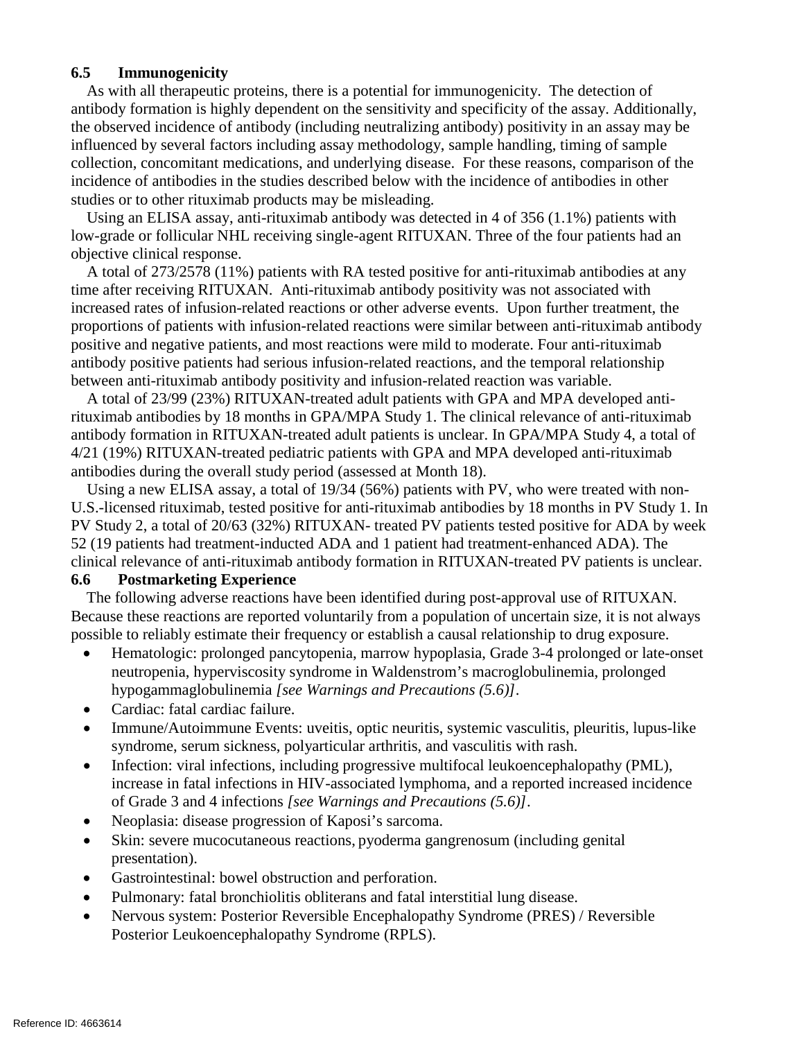### 6.5 Immunogenicity

As with all therapeutic proteins, there is a potential for immunogenicity. The detection of antibody formation is highly dependent on the sensitivity and specificity of the assay. Additionally, the observed incidence of antibody (including neutralizing antibody) positivity in an assay may be influenced by several factors including assay methodology, sample handling, timing of sample collection, concomitant medications, and underlying disease. For these reasons, comparison of the incidence of antibodies in the studies described below with the incidence of antibodies in other studies or to other rituximab products may be misleading.

Using an ELISA assay, anti-rituximab antibody was detected in 4 of 356 (1.1%) patients with low-grade or follicular NHL receiving single-agent RITUXAN. Three of the four patients had an objective clinical response.

A total of 273/2578 (11%) patients with RA tested positive for anti-rituximab antibodies at any time after receiving RITUXAN. Anti-rituximab antibody positivity was not associated with increased rates of infusion-related reactions or other adverse events. Upon further treatment, the proportions of patients with infusion-related reactions were similar between anti-rituximab antibody positive and negative patients, and most reactions were mild to moderate. Four anti-rituximab antibody positive patients had serious infusion-related reactions, and the temporal relationship between anti-rituximab antibody positivity and infusion-related reaction was variable.

A total of 23/99 (23%) RITUXAN-treated adult patients with GPA and MPA developed anti-rituximab antibodies by 18 months in GPA/MPA Study 1. The clinical relevance of anti-rituximab antibody formation in RITUXAN-treated adult patients is unclear. In GPA/MPA Study 4, a total of 4/21 (19%) RITUXAN-treated pediatric patients with GPA and MPA developed anti-rituximab antibodies during the overall study period (assessed at Month 18).

Using a new ELISA assay, a total of 19/34 (56%) patients with PV, who were treated with non-U.S.-licensed rituximab, tested positive for anti-rituximab antibodies by 18 months in PV Study 1. In PV Study 2, a total of 20/63 (32%) RITUXAN- treated PV patients tested positive for ADA by week 52 (19 patients had treatment-inducted ADA and 1 patient had treatment-enhanced ADA). The clinical relevance of anti-rituximab antibody formation in RITUXAN-treated PV patients is unclear.

### 6.6 Postmarketing Experience

The following adverse reactions have been identified during post-approval use of RITUXAN. Because these reactions are reported voluntarily from a population of uncertain size, it is not always possible to reliably estimate their frequency or establish a causal relationship to drug exposure.

- Hematologic: prolonged pancytopenia, marrow hypoplasia, Grade 3-4 prolonged or late-onset neutropenia, hyperviscosity syndrome in Waldenstrom's macroglobulinemia, prolonged hypogammaglobulinemia *[see Warnings and Precautions (5.6)]*.
- Cardiac: fatal cardiac failure.
- Immune/Autoimmune Events: uveitis, optic neuritis, systemic vasculitis, pleuritis, lupus-like syndrome, serum sickness, polyarticular arthritis, and vasculitis with rash.
- Infection: viral infections, including progressive multifocal leukoencephalopathy (PML), increase in fatal infections in HIV-associated lymphoma, and a reported increased incidence of Grade 3 and 4 infections *[see Warnings and Precautions (5.6)]*.
- Neoplasia: disease progression of Kaposi's sarcoma.
- Skin: severe mucocutaneous reactions, pyoderma gangrenosum (including genital presentation).
- Gastrointestinal: bowel obstruction and perforation.
- Pulmonary: fatal bronchiolitis obliterans and fatal interstitial lung disease.
- Nervous system: Posterior Reversible Encephalopathy Syndrome (PRES) / Reversible Posterior Leukoencephalopathy Syndrome (RPLS).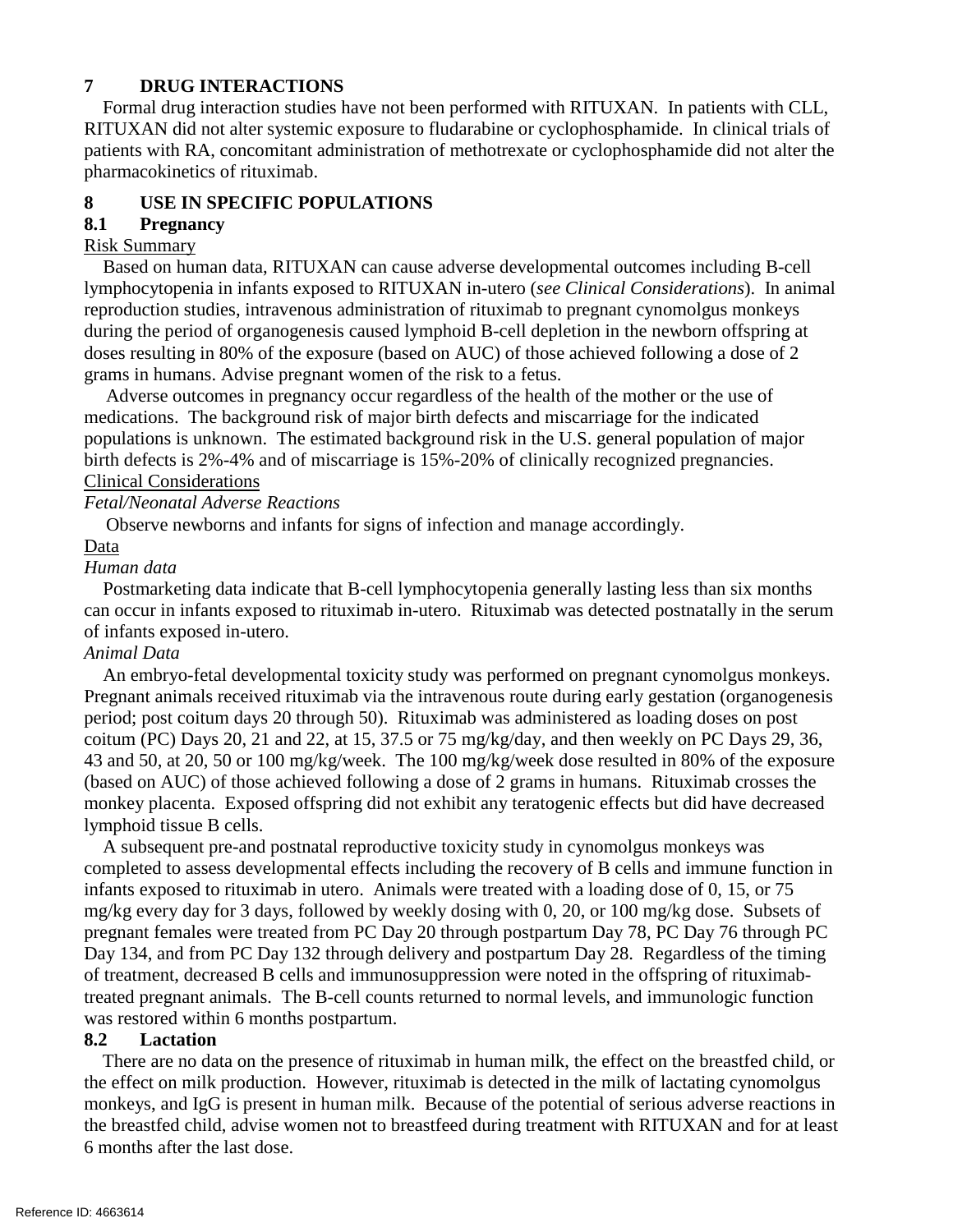## 7 DRUG INTERACTIONS

Formal drug interaction studies have not been performed with RITUXAN. In patients with CLL, RITUXAN did not alter systemic exposure to fludarabine or cyclophosphamide. In clinical trials of patients with RA, concomitant administration of methotrexate or cyclophosphamide did not alter the pharmacokinetics of rituximab.

## 8 USE IN SPECIFIC POPULATIONS

### 8.1 Pregnancy

Risk Summary

Based on human data, RITUXAN can cause adverse developmental outcomes including B-cell lymphocytopenia in infants exposed to RITUXAN in-utero (*see Clinical Considerations*). In animal reproduction studies, intravenous administration of rituximab to pregnant cynomolgus monkeys during the period of organogenesis caused lymphoid B-cell depletion in the newborn offspring at doses resulting in 80% of the exposure (based on AUC) of those achieved following a dose of 2 grams in humans. Advise pregnant women of the risk to a fetus.

Adverse outcomes in pregnancy occur regardless of the health of the mother or the use of medications. The background risk of major birth defects and miscarriage for the indicated populations is unknown. The estimated background risk in the U.S. general population of major birth defects is 2%-4% and of miscarriage is 15%-20% of clinically recognized pregnancies.

Clinical Considerations

*Fetal/Neonatal Adverse Reactions*

Observe newborns and infants for signs of infection and manage accordingly.

Data

*Human data*

Postmarketing data indicate that B-cell lymphocytopenia generally lasting less than six months can occur in infants exposed to rituximab in-utero. Rituximab was detected postnatally in the serum of infants exposed in-utero.

*Animal Data*

An embryo-fetal developmental toxicity study was performed on pregnant cynomolgus monkeys. Pregnant animals received rituximab via the intravenous route during early gestation (organogenesis period; post coitum days 20 through 50). Rituximab was administered as loading doses on post coitum (PC) Days 20, 21 and 22, at 15, 37.5 or 75 mg/kg/day, and then weekly on PC Days 29, 36, 43 and 50, at 20, 50 or 100 mg/kg/week. The 100 mg/kg/week dose resulted in 80% of the exposure (based on AUC) of those achieved following a dose of 2 grams in humans. Rituximab crosses the monkey placenta. Exposed offspring did not exhibit any teratogenic effects but did have decreased lymphoid tissue B cells.

A subsequent pre-and postnatal reproductive toxicity study in cynomolgus monkeys was completed to assess developmental effects including the recovery of B cells and immune function in infants exposed to rituximab in utero. Animals were treated with a loading dose of 0, 15, or 75 mg/kg every day for 3 days, followed by weekly dosing with 0, 20, or 100 mg/kg dose. Subsets of pregnant females were treated from PC Day 20 through postpartum Day 78, PC Day 76 through PC Day 134, and from PC Day 132 through delivery and postpartum Day 28. Regardless of the timing of treatment, decreased B cells and immunosuppression were noted in the offspring of rituximab-treated pregnant animals. The B-cell counts returned to normal levels, and immunologic function was restored within 6 months postpartum.

### 8.2 Lactation

There are no data on the presence of rituximab in human milk, the effect on the breastfed child, or the effect on milk production. However, rituximab is detected in the milk of lactating cynomolgus monkeys, and IgG is present in human milk. Because of the potential of serious adverse reactions in the breastfed child, advise women not to breastfeed during treatment with RITUXAN and for at least 6 months after the last dose.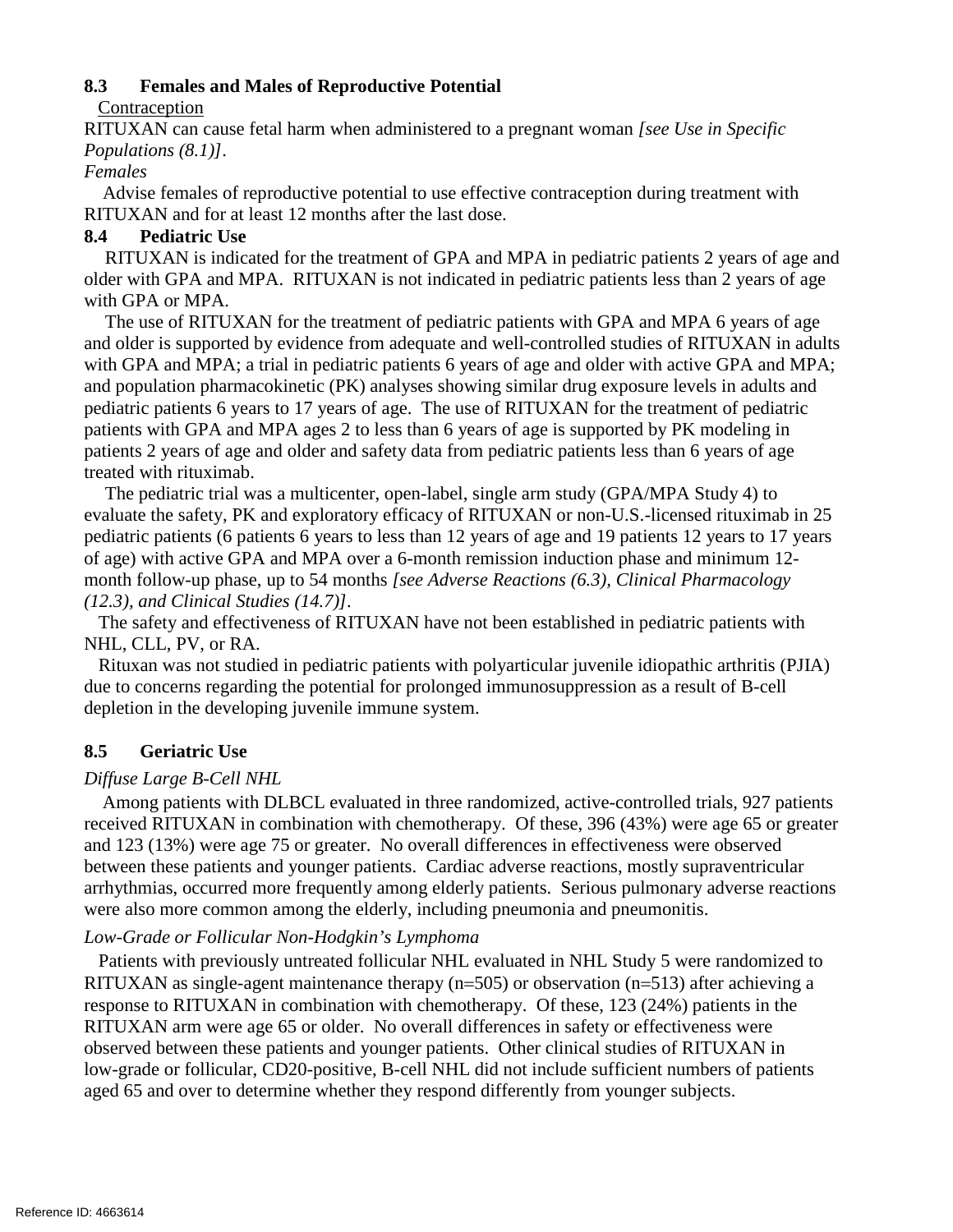### 8.3 Females and Males of Reproductive Potential

Contraception

RITUXAN can cause fetal harm when administered to a pregnant woman *[see Use in Specific Populations (8.1)]*.

*Females*

Advise females of reproductive potential to use effective contraception during treatment with RITUXAN and for at least 12 months after the last dose.

### 8.4 Pediatric Use

RITUXAN is indicated for the treatment of GPA and MPA in pediatric patients 2 years of age and older with GPA and MPA. RITUXAN is not indicated in pediatric patients less than 2 years of age with GPA or MPA.

The use of RITUXAN for the treatment of pediatric patients with GPA and MPA 6 years of age and older is supported by evidence from adequate and well-controlled studies of RITUXAN in adults with GPA and MPA; a trial in pediatric patients 6 years of age and older with active GPA and MPA; and population pharmacokinetic (PK) analyses showing similar drug exposure levels in adults and pediatric patients 6 years to 17 years of age. The use of RITUXAN for the treatment of pediatric patients with GPA and MPA ages 2 to less than 6 years of age is supported by PK modeling in patients 2 years of age and older and safety data from pediatric patients less than 6 years of age treated with rituximab.

The pediatric trial was a multicenter, open-label, single arm study (GPA/MPA Study 4) to evaluate the safety, PK and exploratory efficacy of RITUXAN or non-U.S.-licensed rituximab in 25 pediatric patients (6 patients 6 years to less than 12 years of age and 19 patients 12 years to 17 years of age) with active GPA and MPA over a 6-month remission induction phase and minimum 12-month follow-up phase, up to 54 months *[see Adverse Reactions (6.3), Clinical Pharmacology (12.3), and Clinical Studies (14.7)]*.

The safety and effectiveness of RITUXAN have not been established in pediatric patients with NHL, CLL, PV, or RA.

Rituxan was not studied in pediatric patients with polyarticular juvenile idiopathic arthritis (PJIA) due to concerns regarding the potential for prolonged immunosuppression as a result of B-cell depletion in the developing juvenile immune system.

### 8.5 Geriatric Use

*Diffuse Large B-Cell NHL*

Among patients with DLBCL evaluated in three randomized, active-controlled trials, 927 patients received RITUXAN in combination with chemotherapy. Of these, 396 (43%) were age 65 or greater and 123 (13%) were age 75 or greater. No overall differences in effectiveness were observed between these patients and younger patients. Cardiac adverse reactions, mostly supraventricular arrhythmias, occurred more frequently among elderly patients. Serious pulmonary adverse reactions were also more common among the elderly, including pneumonia and pneumonitis.

*Low-Grade or Follicular Non-Hodgkin's Lymphoma*

Patients with previously untreated follicular NHL evaluated in NHL Study 5 were randomized to RITUXAN as single-agent maintenance therapy (n=505) or observation (n=513) after achieving a response to RITUXAN in combination with chemotherapy. Of these, 123 (24%) patients in the RITUXAN arm were age 65 or older. No overall differences in safety or effectiveness were observed between these patients and younger patients. Other clinical studies of RITUXAN in low-grade or follicular, CD20-positive, B-cell NHL did not include sufficient numbers of patients aged 65 and over to determine whether they respond differently from younger subjects.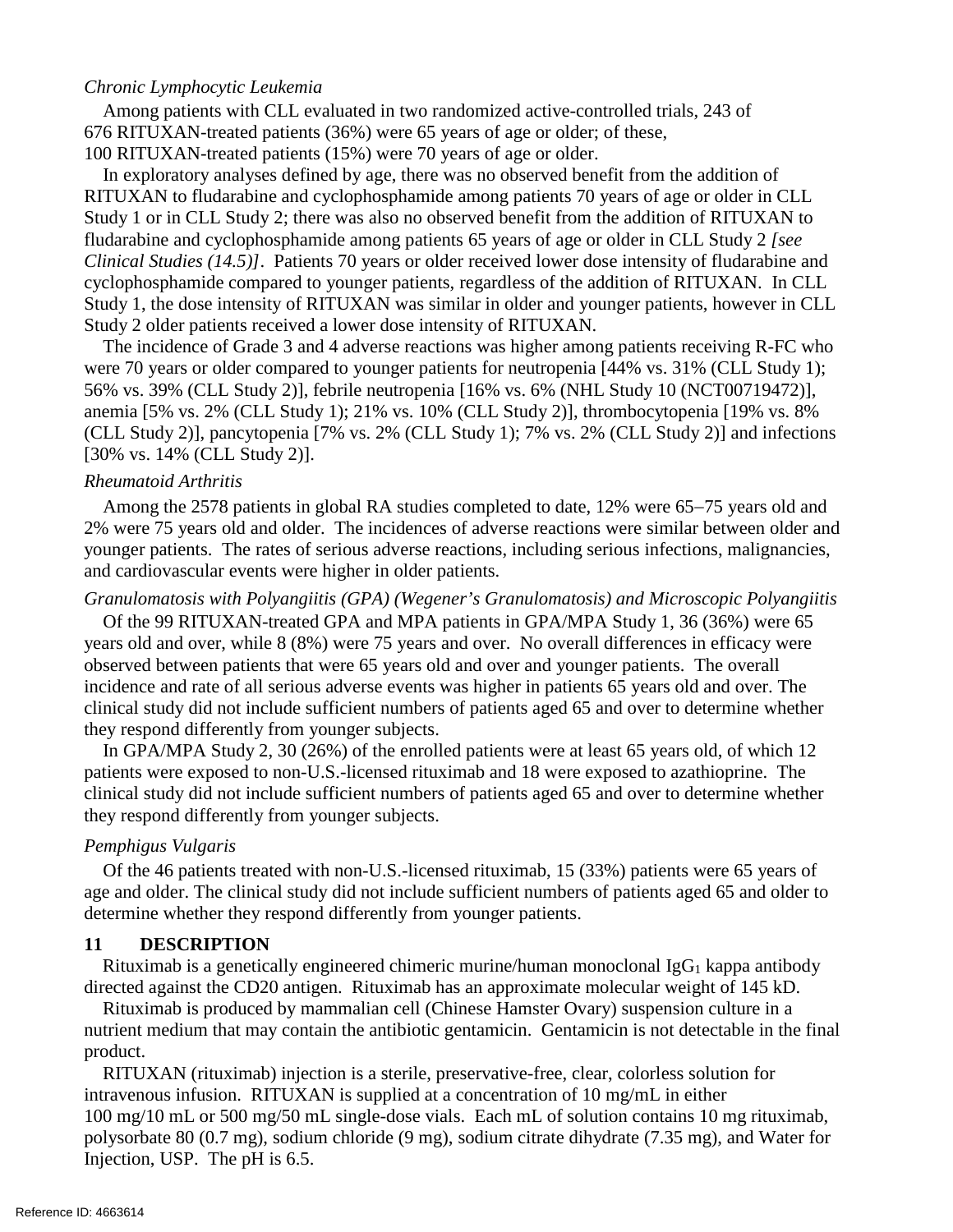*Chronic Lymphocytic Leukemia*

Among patients with CLL evaluated in two randomized active-controlled trials, 243 of 676 RITUXAN-treated patients (36%) were 65 years of age or older; of these, 100 RITUXAN-treated patients (15%) were 70 years of age or older.

In exploratory analyses defined by age, there was no observed benefit from the addition of RITUXAN to fludarabine and cyclophosphamide among patients 70 years of age or older in CLL Study 1 or in CLL Study 2; there was also no observed benefit from the addition of RITUXAN to fludarabine and cyclophosphamide among patients 65 years of age or older in CLL Study 2 *[see Clinical Studies (14.5)]*. Patients 70 years or older received lower dose intensity of fludarabine and cyclophosphamide compared to younger patients, regardless of the addition of RITUXAN. In CLL Study 1, the dose intensity of RITUXAN was similar in older and younger patients, however in CLL Study 2 older patients received a lower dose intensity of RITUXAN.

The incidence of Grade 3 and 4 adverse reactions was higher among patients receiving R-FC who were 70 years or older compared to younger patients for neutropenia [44% vs. 31% (CLL Study 1); 56% vs. 39% (CLL Study 2)], febrile neutropenia [16% vs. 6% (NHL Study 10 (NCT00719472)], anemia [5% vs. 2% (CLL Study 1); 21% vs. 10% (CLL Study 2)], thrombocytopenia [19% vs. 8% (CLL Study 2)], pancytopenia [7% vs. 2% (CLL Study 1); 7% vs. 2% (CLL Study 2)] and infections [30% vs. 14% (CLL Study 2)].

*Rheumatoid Arthritis*

Among the 2578 patients in global RA studies completed to date, 12% were 65–75 years old and 2% were 75 years old and older. The incidences of adverse reactions were similar between older and younger patients. The rates of serious adverse reactions, including serious infections, malignancies, and cardiovascular events were higher in older patients.

*Granulomatosis with Polyangiitis (GPA) (Wegener's Granulomatosis) and Microscopic Polyangiitis*

Of the 99 RITUXAN-treated GPA and MPA patients in GPA/MPA Study 1, 36 (36%) were 65 years old and over, while 8 (8%) were 75 years and over. No overall differences in efficacy were observed between patients that were 65 years old and over and younger patients. The overall incidence and rate of all serious adverse events was higher in patients 65 years old and over. The clinical study did not include sufficient numbers of patients aged 65 and over to determine whether they respond differently from younger subjects.

In GPA/MPA Study 2, 30 (26%) of the enrolled patients were at least 65 years old, of which 12 patients were exposed to non-U.S.-licensed rituximab and 18 were exposed to azathioprine. The clinical study did not include sufficient numbers of patients aged 65 and over to determine whether they respond differently from younger subjects.

*Pemphigus Vulgaris*

Of the 46 patients treated with non-U.S.-licensed rituximab, 15 (33%) patients were 65 years of age and older. The clinical study did not include sufficient numbers of patients aged 65 and older to determine whether they respond differently from younger patients.

## 11 DESCRIPTION

Rituximab is a genetically engineered chimeric murine/human monoclonal $IgG_1$ kappa antibody directed against the CD20 antigen. Rituximab has an approximate molecular weight of 145 kD.

Rituximab is produced by mammalian cell (Chinese Hamster Ovary) suspension culture in a nutrient medium that may contain the antibiotic gentamicin. Gentamicin is not detectable in the final product.

RITUXAN (rituximab) injection is a sterile, preservative-free, clear, colorless solution for intravenous infusion. RITUXAN is supplied at a concentration of 10 mg/mL in either 100 mg/10 mL or 500 mg/50 mL single-dose vials. Each mL of solution contains 10 mg rituximab, polysorbate 80 (0.7 mg), sodium chloride (9 mg), sodium citrate dihydrate (7.35 mg), and Water for Injection, USP. The pH is 6.5.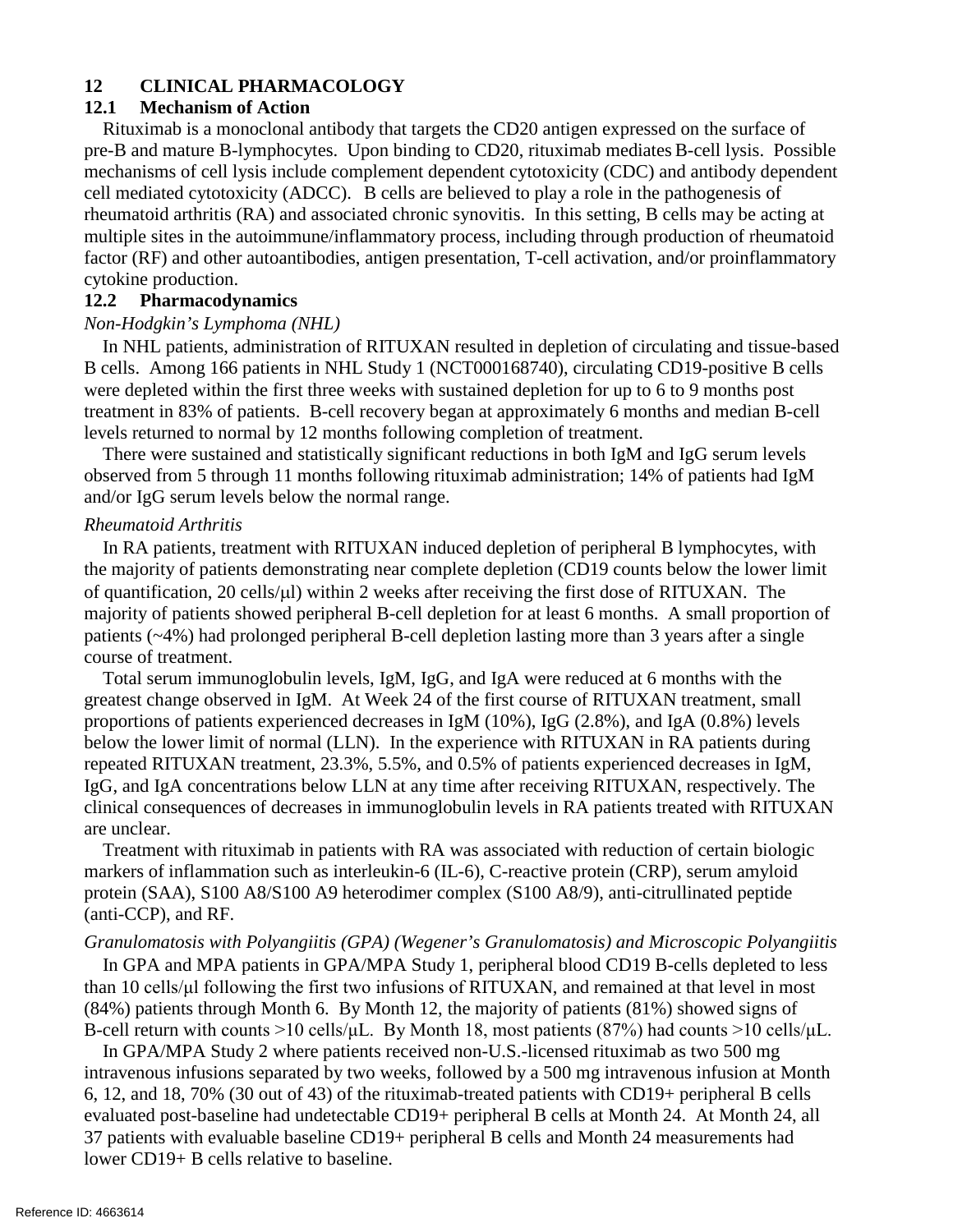## 12 CLINICAL PHARMACOLOGY

### 12.1 Mechanism of Action

Rituximab is a monoclonal antibody that targets the CD20 antigen expressed on the surface of pre-B and mature B-lymphocytes. Upon binding to CD20, rituximab mediates B-cell lysis. Possible mechanisms of cell lysis include complement dependent cytotoxicity (CDC) and antibody dependent cell mediated cytotoxicity (ADCC). B cells are believed to play a role in the pathogenesis of rheumatoid arthritis (RA) and associated chronic synovitis. In this setting, B cells may be acting at multiple sites in the autoimmune/inflammatory process, including through production of rheumatoid factor (RF) and other autoantibodies, antigen presentation, T-cell activation, and/or proinflammatory cytokine production.

### 12.2 Pharmacodynamics

*Non-Hodgkin's Lymphoma (NHL)*

In NHL patients, administration of RITUXAN resulted in depletion of circulating and tissue-based B cells. Among 166 patients in NHL Study 1 (NCT000168740), circulating CD19-positive B cells were depleted within the first three weeks with sustained depletion for up to 6 to 9 months post treatment in 83% of patients. B-cell recovery began at approximately 6 months and median B-cell levels returned to normal by 12 months following completion of treatment.

There were sustained and statistically significant reductions in both IgM and IgG serum levels observed from 5 through 11 months following rituximab administration; 14% of patients had IgM and/or IgG serum levels below the normal range.

*Rheumatoid Arthritis*

In RA patients, treatment with RITUXAN induced depletion of peripheral B lymphocytes, with the majority of patients demonstrating near complete depletion (CD19 counts below the lower limit of quantification, 20 cells/μl) within 2 weeks after receiving the first dose of RITUXAN. The majority of patients showed peripheral B-cell depletion for at least 6 months. A small proportion of patients (~4%) had prolonged peripheral B-cell depletion lasting more than 3 years after a single course of treatment.

Total serum immunoglobulin levels, IgM, IgG, and IgA were reduced at 6 months with the greatest change observed in IgM. At Week 24 of the first course of RITUXAN treatment, small proportions of patients experienced decreases in IgM (10%), IgG (2.8%), and IgA (0.8%) levels below the lower limit of normal (LLN). In the experience with RITUXAN in RA patients during repeated RITUXAN treatment, 23.3%, 5.5%, and 0.5% of patients experienced decreases in IgM, IgG, and IgA concentrations below LLN at any time after receiving RITUXAN, respectively. The clinical consequences of decreases in immunoglobulin levels in RA patients treated with RITUXAN are unclear.

Treatment with rituximab in patients with RA was associated with reduction of certain biologic markers of inflammation such as interleukin-6 (IL-6), C-reactive protein (CRP), serum amyloid protein (SAA), S100 A8/S100 A9 heterodimer complex (S100 A8/9), anti-citrullinated peptide (anti-CCP), and RF.

*Granulomatosis with Polyangiitis (GPA) (Wegener's Granulomatosis) and Microscopic Polyangiitis*

In GPA and MPA patients in GPA/MPA Study 1, peripheral blood CD19 B-cells depleted to less than 10 cells/μl following the first two infusions of RITUXAN, and remained at that level in most (84%) patients through Month 6. By Month 12, the majority of patients (81%) showed signs of B-cell return with counts >10 cells/μL. By Month 18, most patients (87%) had counts >10 cells/μL.

In GPA/MPA Study 2 where patients received non-U.S.-licensed rituximab as two 500 mg intravenous infusions separated by two weeks, followed by a 500 mg intravenous infusion at Month 6, 12, and 18, 70% (30 out of 43) of the rituximab-treated patients with CD19+ peripheral B cells evaluated post-baseline had undetectable CD19+ peripheral B cells at Month 24. At Month 24, all 37 patients with evaluable baseline CD19+ peripheral B cells and Month 24 measurements had lower CD19+ B cells relative to baseline.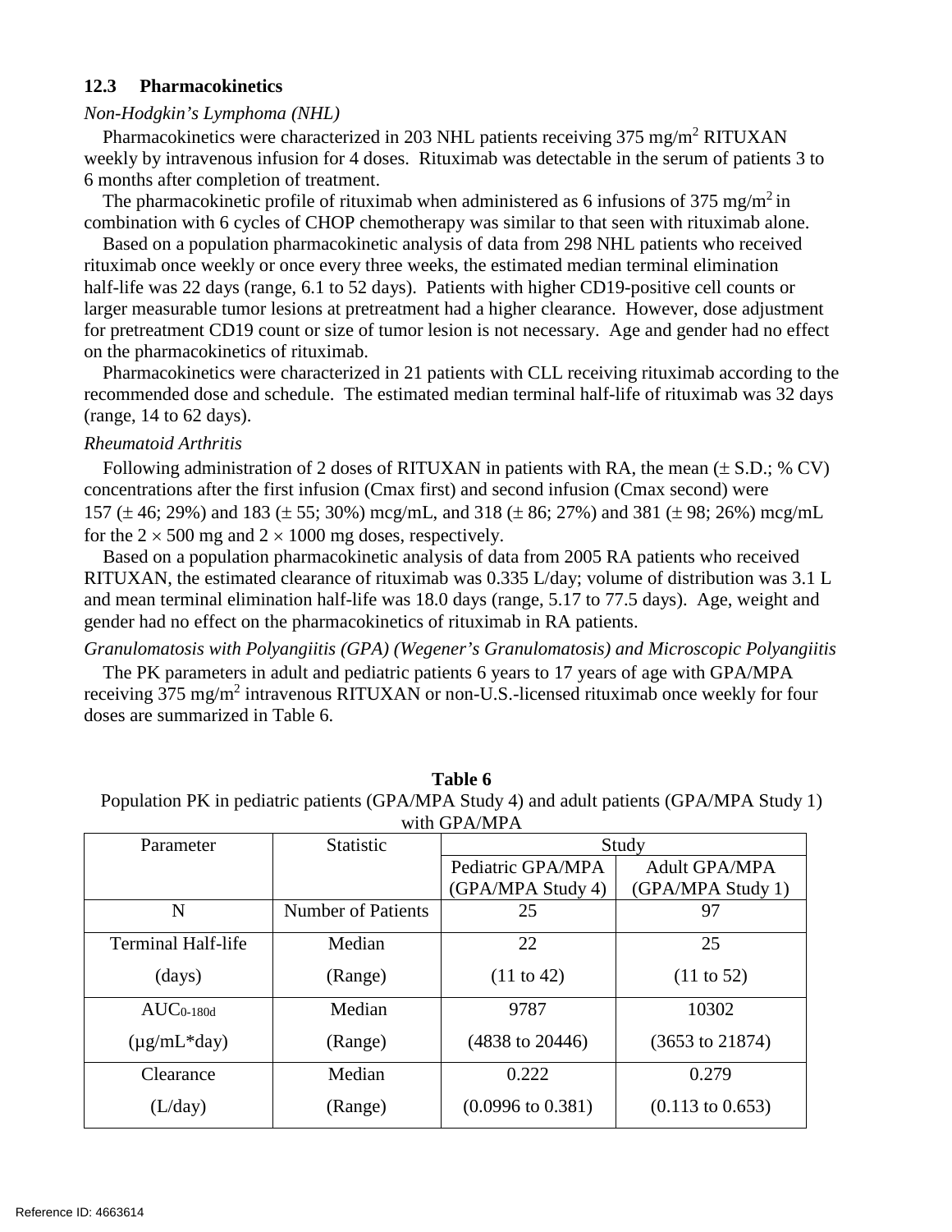## 12.3 Pharmacokinetics

*Non-Hodgkin's Lymphoma (NHL)*

Pharmacokinetics were characterized in 203 NHL patients receiving 375 mg/m$^2$ RITUXAN weekly by intravenous infusion for 4 doses. Rituximab was detectable in the serum of patients 3 to 6 months after completion of treatment.

The pharmacokinetic profile of rituximab when administered as 6 infusions of 375 mg/m$^2$ in combination with 6 cycles of CHOP chemotherapy was similar to that seen with rituximab alone.

Based on a population pharmacokinetic analysis of data from 298 NHL patients who received rituximab once weekly or once every three weeks, the estimated median terminal elimination half-life was 22 days (range, 6.1 to 52 days). Patients with higher CD19-positive cell counts or larger measurable tumor lesions at pretreatment had a higher clearance. However, dose adjustment for pretreatment CD19 count or size of tumor lesion is not necessary. Age and gender had no effect on the pharmacokinetics of rituximab.

Pharmacokinetics were characterized in 21 patients with CLL receiving rituximab according to the recommended dose and schedule. The estimated median terminal half-life of rituximab was 32 days (range, 14 to 62 days).

*Rheumatoid Arthritis*

Following administration of 2 doses of RITUXAN in patients with RA, the mean (± S.D.; % CV) concentrations after the first infusion (Cmax first) and second infusion (Cmax second) were 157 (± 46; 29%) and 183 (± 55; 30%) mcg/mL, and 318 (± 86; 27%) and 381 (± 98; 26%) mcg/mL for the 2 × 500 mg and 2 × 1000 mg doses, respectively.

Based on a population pharmacokinetic analysis of data from 2005 RA patients who received RITUXAN, the estimated clearance of rituximab was 0.335 L/day; volume of distribution was 3.1 L and mean terminal elimination half-life was 18.0 days (range, 5.17 to 77.5 days). Age, weight and gender had no effect on the pharmacokinetics of rituximab in RA patients.

*Granulomatosis with Polyangiitis (GPA) (Wegener's Granulomatosis) and Microscopic Polyangiitis*

The PK parameters in adult and pediatric patients 6 years to 17 years of age with GPA/MPA receiving 375 mg/m$^2$ intravenous RITUXAN or non-U.S.-licensed rituximab once weekly for four doses are summarized in Table 6.

**Table 6**

Population PK in pediatric patients (GPA/MPA Study 4) and adult patients (GPA/MPA Study 1) with GPA/MPA

| Parameter | Statistic | Study | |
|---|---|---|---|
| | | Pediatric GPA/MPA (GPA/MPA Study 4) | Adult GPA/MPA (GPA/MPA Study 1) |
| N | Number of Patients | 25 | 97 |
| Terminal Half-life (days) | Median (Range) | 22 (11 to 42) | 25 (11 to 52) |
| $AUC_{0\text{-}180d}$ (µg/mL*day) | Median (Range) | 9787 (4838 to 20446) | 10302 (3653 to 21874) |
| Clearance (L/day) | Median (Range) | 0.222 (0.0996 to 0.381) | 0.279 (0.113 to 0.653) |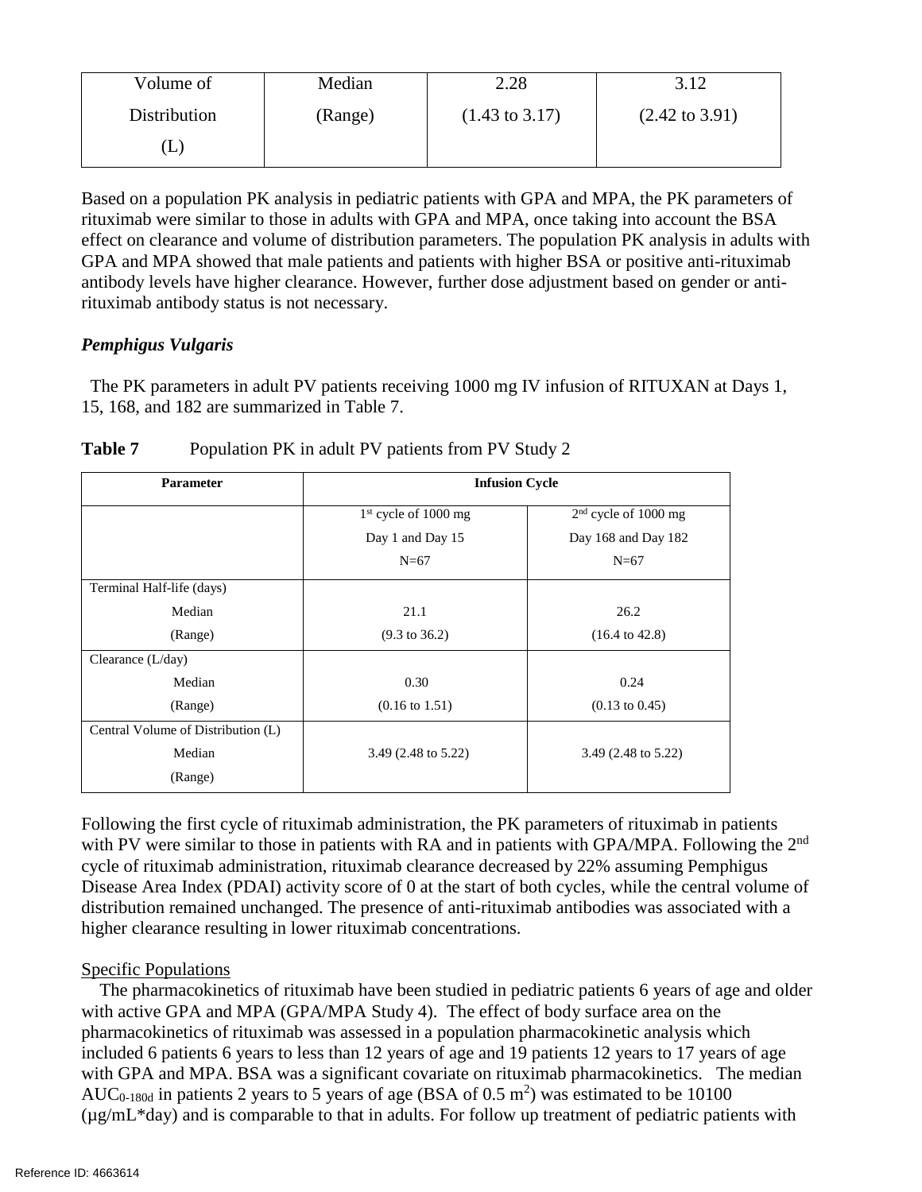| | | | |
|---|---|---|---|
| Volume of Distribution (L) | Median (Range) | 2.28 (1.43 to 3.17) | 3.12 (2.42 to 3.91) |

Based on a population PK analysis in pediatric patients with GPA and MPA, the PK parameters of rituximab were similar to those in adults with GPA and MPA, once taking into account the BSA effect on clearance and volume of distribution parameters. The population PK analysis in adults with GPA and MPA showed that male patients and patients with higher BSA or positive anti-rituximab antibody levels have higher clearance. However, further dose adjustment based on gender or anti-rituximab antibody status is not necessary.

***Pemphigus Vulgaris***

The PK parameters in adult PV patients receiving 1000 mg IV infusion of RITUXAN at Days 1, 15, 168, and 182 are summarized in Table 7.

**Table 7** Population PK in adult PV patients from PV Study 2

| Parameter | Infusion Cycle | |
|---|---|---|
| | 1st cycle of 1000 mg Day 1 and Day 15 N=67 | 2nd cycle of 1000 mg Day 168 and Day 182 N=67 |
| Terminal Half-life (days) Median (Range) | 21.1 (9.3 to 36.2) | 26.2 (16.4 to 42.8) |
| Clearance (L/day) Median (Range) | 0.30 (0.16 to 1.51) | 0.24 (0.13 to 0.45) |
| Central Volume of Distribution (L) Median (Range) | 3.49 (2.48 to 5.22) | 3.49 (2.48 to 5.22) |

Following the first cycle of rituximab administration, the PK parameters of rituximab in patients with PV were similar to those in patients with RA and in patients with GPA/MPA. Following the 2nd cycle of rituximab administration, rituximab clearance decreased by 22% assuming Pemphigus Disease Area Index (PDAI) activity score of 0 at the start of both cycles, while the central volume of distribution remained unchanged. The presence of anti-rituximab antibodies was associated with a higher clearance resulting in lower rituximab concentrations.

Specific Populations

The pharmacokinetics of rituximab have been studied in pediatric patients 6 years of age and older with active GPA and MPA (GPA/MPA Study 4). The effect of body surface area on the pharmacokinetics of rituximab was assessed in a population pharmacokinetic analysis which included 6 patients 6 years to less than 12 years of age and 19 patients 12 years to 17 years of age with GPA and MPA. BSA was a significant covariate on rituximab pharmacokinetics. The median $AUC_{0\text{-}180d}$ in patients 2 years to 5 years of age (BSA of 0.5 $m^2$) was estimated to be 10100 (µg/mL*day) and is comparable to that in adults. For follow up treatment of pediatric patients with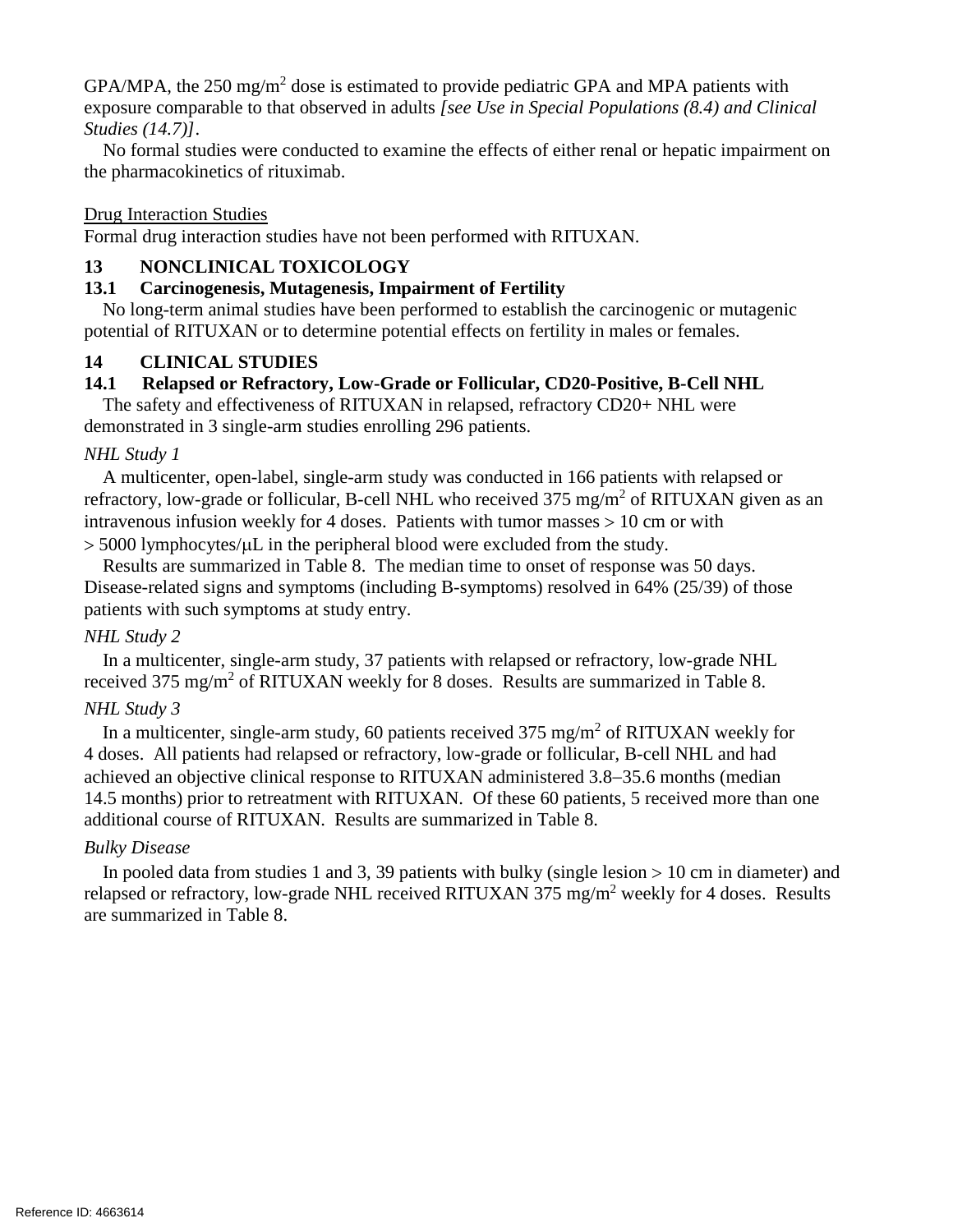GPA/MPA, the 250 mg/$m^2$ dose is estimated to provide pediatric GPA and MPA patients with exposure comparable to that observed in adults *[see Use in Special Populations (8.4) and Clinical Studies (14.7)]*.

No formal studies were conducted to examine the effects of either renal or hepatic impairment on the pharmacokinetics of rituximab.

Drug Interaction Studies

Formal drug interaction studies have not been performed with RITUXAN.

## 13 NONCLINICAL TOXICOLOGY

### 13.1 Carcinogenesis, Mutagenesis, Impairment of Fertility

No long-term animal studies have been performed to establish the carcinogenic or mutagenic potential of RITUXAN or to determine potential effects on fertility in males or females.

## 14 CLINICAL STUDIES

### 14.1 Relapsed or Refractory, Low-Grade or Follicular, CD20-Positive, B-Cell NHL

The safety and effectiveness of RITUXAN in relapsed, refractory CD20+ NHL were demonstrated in 3 single-arm studies enrolling 296 patients.

*NHL Study 1*

A multicenter, open-label, single-arm study was conducted in 166 patients with relapsed or refractory, low-grade or follicular, B-cell NHL who received 375 mg/$m^2$ of RITUXAN given as an intravenous infusion weekly for 4 doses. Patients with tumor masses > 10 cm or with > 5000 lymphocytes/μL in the peripheral blood were excluded from the study.

Results are summarized in Table 8. The median time to onset of response was 50 days. Disease-related signs and symptoms (including B-symptoms) resolved in 64% (25/39) of those patients with such symptoms at study entry.

*NHL Study 2*

In a multicenter, single-arm study, 37 patients with relapsed or refractory, low-grade NHL received 375 mg/$m^2$ of RITUXAN weekly for 8 doses. Results are summarized in Table 8.

*NHL Study 3*

In a multicenter, single-arm study, 60 patients received 375 mg/$m^2$ of RITUXAN weekly for 4 doses. All patients had relapsed or refractory, low-grade or follicular, B-cell NHL and had achieved an objective clinical response to RITUXAN administered 3.8–35.6 months (median 14.5 months) prior to retreatment with RITUXAN. Of these 60 patients, 5 received more than one additional course of RITUXAN. Results are summarized in Table 8.

*Bulky Disease*

In pooled data from studies 1 and 3, 39 patients with bulky (single lesion > 10 cm in diameter) and relapsed or refractory, low-grade NHL received RITUXAN 375 mg/$m^2$ weekly for 4 doses. Results are summarized in Table 8.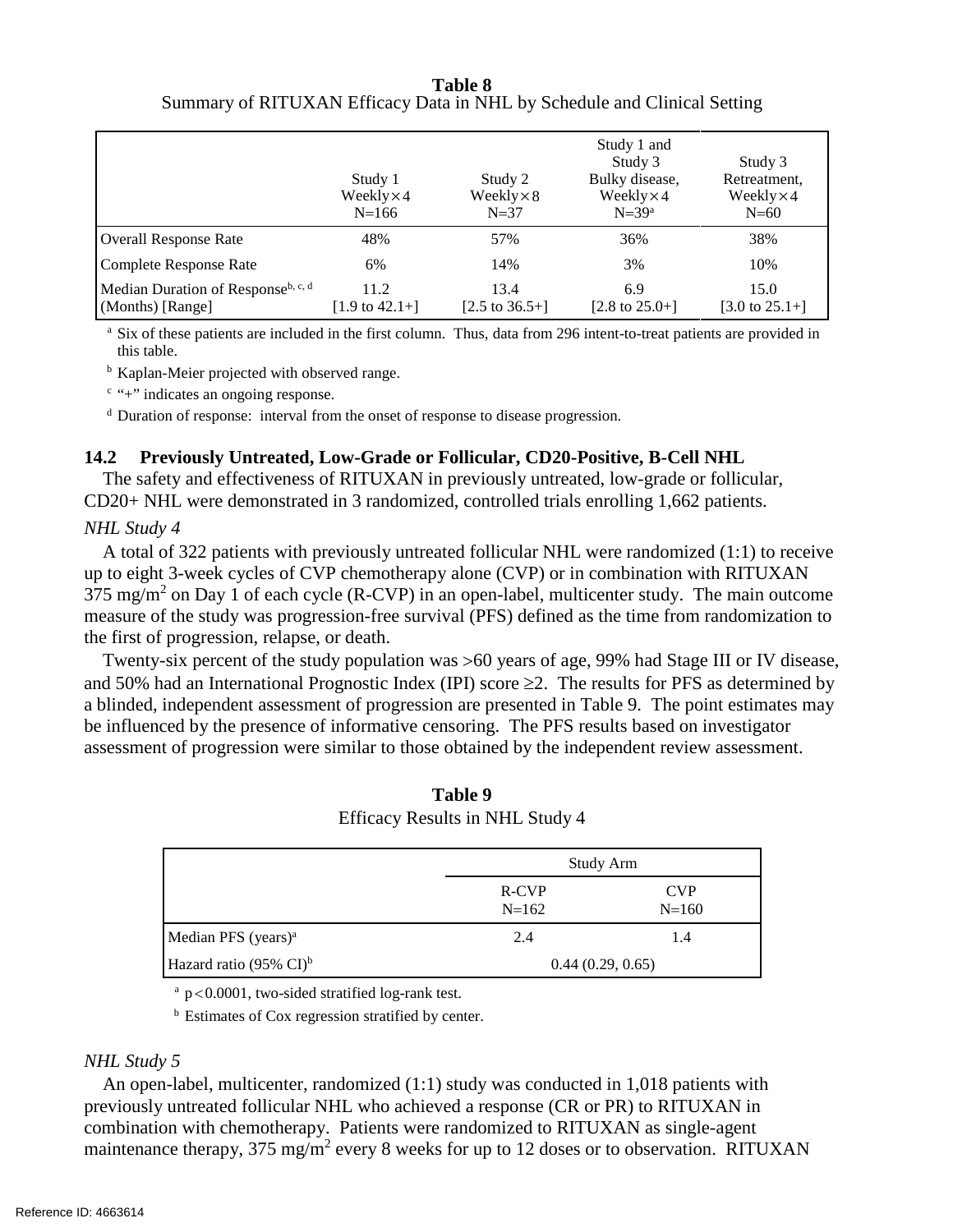**Table 8**
Summary of RITUXAN Efficacy Data in NHL by Schedule and Clinical Setting

| | Study 1 Weekly × 4 N=166 | Study 2 Weekly × 8 N=37 | Study 1 and Study 3 Bulky disease, Weekly × 4 N=39[a] | Study 3 Retreatment, Weekly × 4 N=60 |
|---|---|---|---|---|
| Overall Response Rate | 48% | 57% | 36% | 38% |
| Complete Response Rate | 6% | 14% | 3% | 10% |
| Median Duration of Response[b, c, d] (Months) [Range] | 11.2 [1.9 to 42.1+] | 13.4 [2.5 to 36.5+] | 6.9 [2.8 to 25.0+] | 15.0 [3.0 to 25.1+] |

[a] Six of these patients are included in the first column. Thus, data from 296 intent-to-treat patients are provided in this table.

[b] Kaplan-Meier projected with observed range.

[c] "+" indicates an ongoing response.

[d] Duration of response: interval from the onset of response to disease progression.

## 14.2 Previously Untreated, Low-Grade or Follicular, CD20-Positive, B-Cell NHL

The safety and effectiveness of RITUXAN in previously untreated, low-grade or follicular, CD20+ NHL were demonstrated in 3 randomized, controlled trials enrolling 1,662 patients.

*NHL Study 4*

A total of 322 patients with previously untreated follicular NHL were randomized (1:1) to receive up to eight 3-week cycles of CVP chemotherapy alone (CVP) or in combination with RITUXAN 375 mg/m$^2$ on Day 1 of each cycle (R-CVP) in an open-label, multicenter study. The main outcome measure of the study was progression-free survival (PFS) defined as the time from randomization to the first of progression, relapse, or death.

Twenty-six percent of the study population was >60 years of age, 99% had Stage III or IV disease, and 50% had an International Prognostic Index (IPI) score ≥2. The results for PFS as determined by a blinded, independent assessment of progression are presented in Table 9. The point estimates may be influenced by the presence of informative censoring. The PFS results based on investigator assessment of progression were similar to those obtained by the independent review assessment.

**Table 9**
Efficacy Results in NHL Study 4

| | Study Arm | |
|---|---|---|
| | R-CVP N=162 | CVP N=160 |
| Median PFS (years)[a] | 2.4 | 1.4 |
| Hazard ratio (95% CI)[b] | 0.44 (0.29, 0.65) | |

[a] $p < 0.0001$, two-sided stratified log-rank test.

[b] Estimates of Cox regression stratified by center.

*NHL Study 5*

An open-label, multicenter, randomized (1:1) study was conducted in 1,018 patients with previously untreated follicular NHL who achieved a response (CR or PR) to RITUXAN in combination with chemotherapy. Patients were randomized to RITUXAN as single-agent maintenance therapy, 375 mg/m$^2$ every 8 weeks for up to 12 doses or to observation. RITUXAN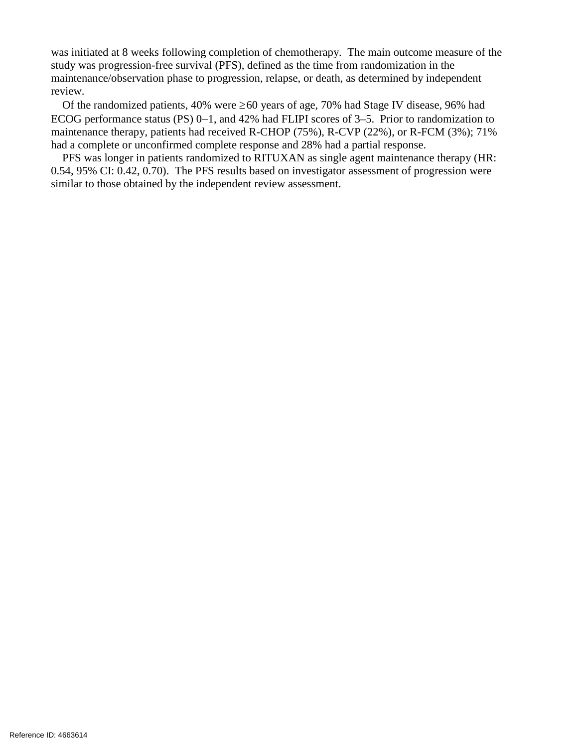was initiated at 8 weeks following completion of chemotherapy. The main outcome measure of the study was progression-free survival (PFS), defined as the time from randomization in the maintenance/observation phase to progression, relapse, or death, as determined by independent review.

Of the randomized patients, 40% were ≥60 years of age, 70% had Stage IV disease, 96% had ECOG performance status (PS) 0–1, and 42% had FLIPI scores of 3–5. Prior to randomization to maintenance therapy, patients had received R-CHOP (75%), R-CVP (22%), or R-FCM (3%); 71% had a complete or unconfirmed complete response and 28% had a partial response.

PFS was longer in patients randomized to RITUXAN as single agent maintenance therapy (HR: 0.54, 95% CI: 0.42, 0.70). The PFS results based on investigator assessment of progression were similar to those obtained by the independent review assessment.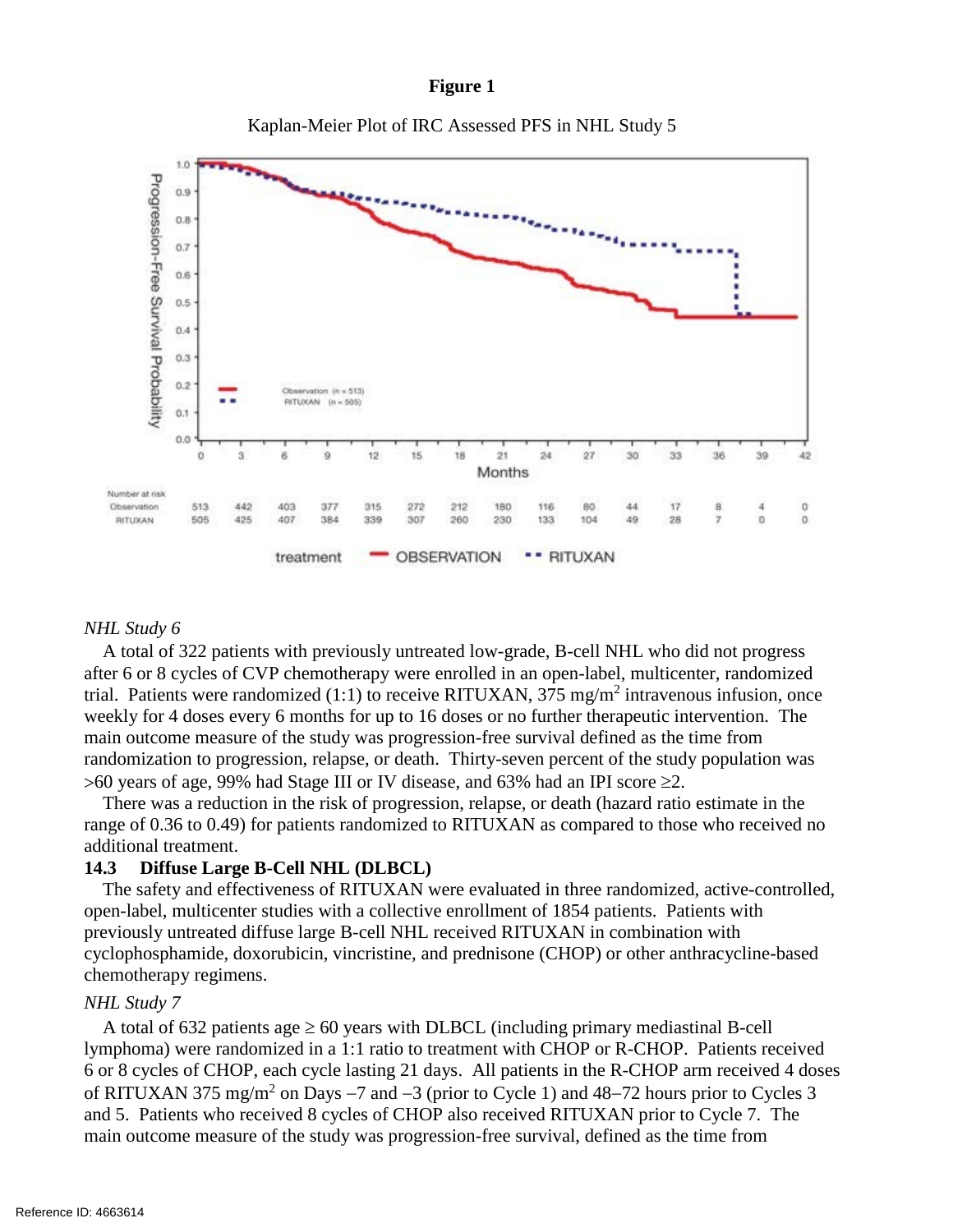**Figure 1**

Kaplan-Meier Plot of IRC Assessed PFS in NHL Study 5

Progression-Free Survival Probability

1.0
0.9
0.8
0.7
0.6
0.5
0.4
0.3
0.2
0.1
0.0

Observation (n = 513)
RITUXAN (n = 505)

0 3 6 9 12 15 18 21 24 27 30 33 36 39 42

Months

Number at risk

Observation 513 442 403 377 315 272 212 180 116 80 44 17 8 4 0

RITUXAN 505 425 407 384 339 307 260 230 133 104 49 28 7 0 0

treatment — OBSERVATION ▪▪ RITUXAN

*NHL Study 6*

A total of 322 patients with previously untreated low-grade, B-cell NHL who did not progress after 6 or 8 cycles of CVP chemotherapy were enrolled in an open-label, multicenter, randomized trial. Patients were randomized (1:1) to receive RITUXAN, 375 mg/m$^2$ intravenous infusion, once weekly for 4 doses every 6 months for up to 16 doses or no further therapeutic intervention. The main outcome measure of the study was progression-free survival defined as the time from randomization to progression, relapse, or death. Thirty-seven percent of the study population was >60 years of age, 99% had Stage III or IV disease, and 63% had an IPI score ≥2.

There was a reduction in the risk of progression, relapse, or death (hazard ratio estimate in the range of 0.36 to 0.49) for patients randomized to RITUXAN as compared to those who received no additional treatment.

### 14.3 Diffuse Large B-Cell NHL (DLBCL)

The safety and effectiveness of RITUXAN were evaluated in three randomized, active-controlled, open-label, multicenter studies with a collective enrollment of 1854 patients. Patients with previously untreated diffuse large B-cell NHL received RITUXAN in combination with cyclophosphamide, doxorubicin, vincristine, and prednisone (CHOP) or other anthracycline-based chemotherapy regimens.

*NHL Study 7*

A total of 632 patients age ≥ 60 years with DLBCL (including primary mediastinal B-cell lymphoma) were randomized in a 1:1 ratio to treatment with CHOP or R-CHOP. Patients received 6 or 8 cycles of CHOP, each cycle lasting 21 days. All patients in the R-CHOP arm received 4 doses of RITUXAN 375 mg/m$^2$ on Days −7 and −3 (prior to Cycle 1) and 48−72 hours prior to Cycles 3 and 5. Patients who received 8 cycles of CHOP also received RITUXAN prior to Cycle 7. The main outcome measure of the study was progression-free survival, defined as the time from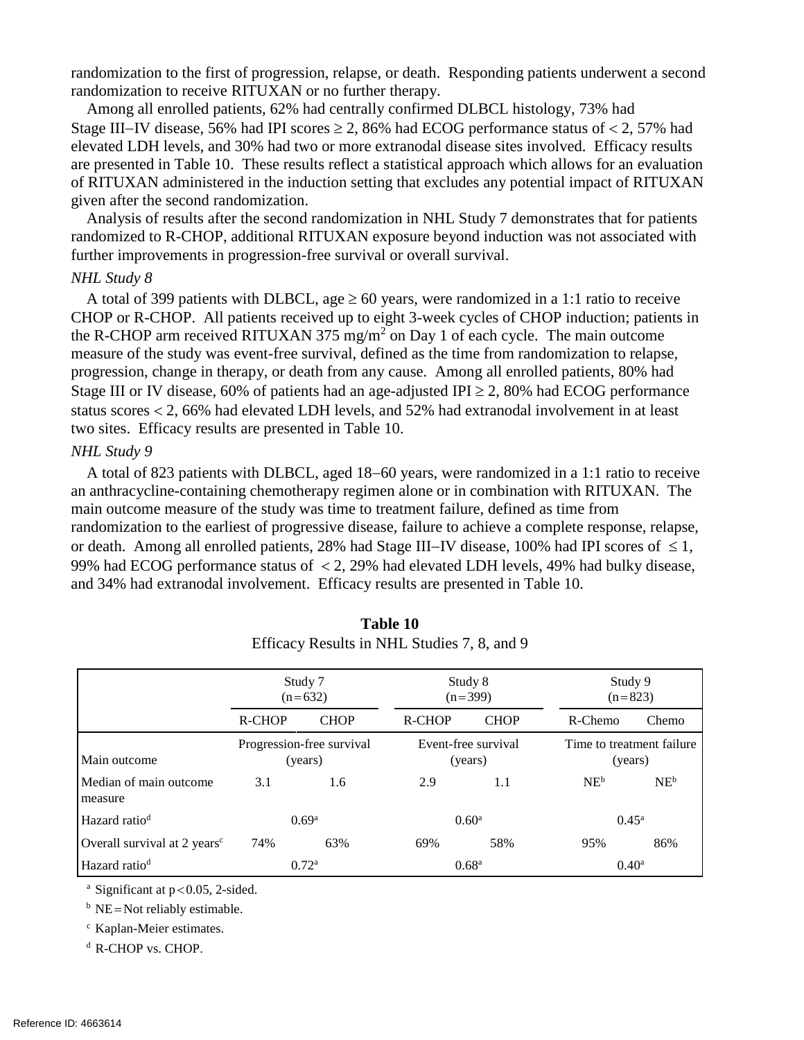randomization to the first of progression, relapse, or death. Responding patients underwent a second randomization to receive RITUXAN or no further therapy.

Among all enrolled patients, 62% had centrally confirmed DLBCL histology, 73% had Stage III–IV disease, 56% had IPI scores ≥ 2, 86% had ECOG performance status of < 2, 57% had elevated LDH levels, and 30% had two or more extranodal disease sites involved. Efficacy results are presented in Table 10. These results reflect a statistical approach which allows for an evaluation of RITUXAN administered in the induction setting that excludes any potential impact of RITUXAN given after the second randomization.

Analysis of results after the second randomization in NHL Study 7 demonstrates that for patients randomized to R-CHOP, additional RITUXAN exposure beyond induction was not associated with further improvements in progression-free survival or overall survival.

*NHL Study 8*

A total of 399 patients with DLBCL, age ≥ 60 years, were randomized in a 1:1 ratio to receive CHOP or R-CHOP. All patients received up to eight 3-week cycles of CHOP induction; patients in the R-CHOP arm received RITUXAN 375 $mg/m^2$ on Day 1 of each cycle. The main outcome measure of the study was event-free survival, defined as the time from randomization to relapse, progression, change in therapy, or death from any cause. Among all enrolled patients, 80% had Stage III or IV disease, 60% of patients had an age-adjusted IPI ≥ 2, 80% had ECOG performance status scores < 2, 66% had elevated LDH levels, and 52% had extranodal involvement in at least two sites. Efficacy results are presented in Table 10.

*NHL Study 9*

A total of 823 patients with DLBCL, aged 18–60 years, were randomized in a 1:1 ratio to receive an anthracycline-containing chemotherapy regimen alone or in combination with RITUXAN. The main outcome measure of the study was time to treatment failure, defined as time from randomization to the earliest of progressive disease, failure to achieve a complete response, relapse, or death. Among all enrolled patients, 28% had Stage III–IV disease, 100% had IPI scores of ≤ 1, 99% had ECOG performance status of < 2, 29% had elevated LDH levels, 49% had bulky disease, and 34% had extranodal involvement. Efficacy results are presented in Table 10.

**Table 10**

Efficacy Results in NHL Studies 7, 8, and 9

| | Study 7 (n = 632) | | Study 8 (n = 399) | | Study 9 (n = 823) | |
|---|---|---|---|---|---|---|
| | R-CHOP | CHOP | R-CHOP | CHOP | R-Chemo | Chemo |
| Main outcome | Progression-free survival (years) | | Event-free survival (years) | | Time to treatment failure (years) | |
| Median of main outcome measure | 3.1 | 1.6 | 2.9 | 1.1 | NE[b] | NE[b] |
| Hazard ratio[d] | 0.69[a] | | 0.60[a] | | 0.45[a] | |
| Overall survival at 2 years[c] | 74% | 63% | 69% | 58% | 95% | 86% |
| Hazard ratio[d] | 0.72[a] | | 0.68[a] | | 0.40[a] | |

[a] Significant at $p < 0.05$, 2-sided.

[b] NE = Not reliably estimable.

[c] Kaplan-Meier estimates.

[d] R-CHOP vs. CHOP.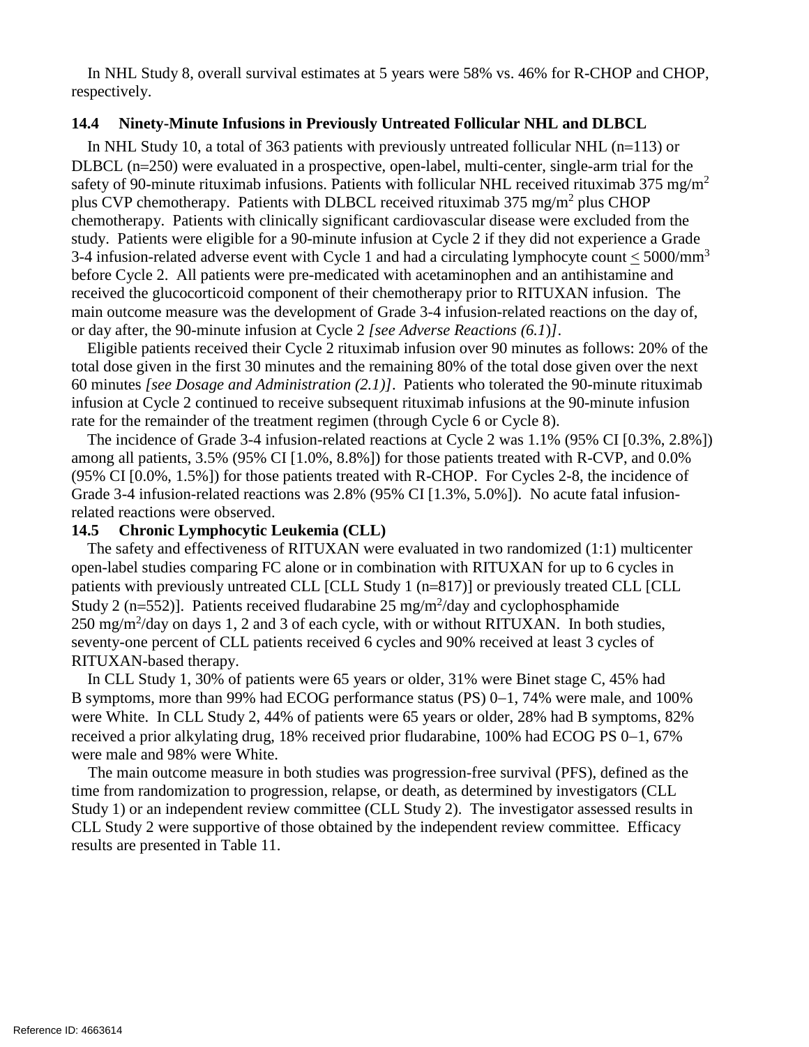In NHL Study 8, overall survival estimates at 5 years were 58% vs. 46% for R-CHOP and CHOP, respectively.

### 14.4 Ninety-Minute Infusions in Previously Untreated Follicular NHL and DLBCL

In NHL Study 10, a total of 363 patients with previously untreated follicular NHL (n=113) or DLBCL (n=250) were evaluated in a prospective, open-label, multi-center, single-arm trial for the safety of 90-minute rituximab infusions. Patients with follicular NHL received rituximab 375 $mg/m^2$ plus CVP chemotherapy. Patients with DLBCL received rituximab 375 $mg/m^2$ plus CHOP chemotherapy. Patients with clinically significant cardiovascular disease were excluded from the study. Patients were eligible for a 90-minute infusion at Cycle 2 if they did not experience a Grade 3-4 infusion-related adverse event with Cycle 1 and had a circulating lymphocyte count $\leq$ 5000/$mm^3$ before Cycle 2. All patients were pre-medicated with acetaminophen and an antihistamine and received the glucocorticoid component of their chemotherapy prior to RITUXAN infusion. The main outcome measure was the development of Grade 3-4 infusion-related reactions on the day of, or day after, the 90-minute infusion at Cycle 2 *[see Adverse Reactions (6.1)]*.

Eligible patients received their Cycle 2 rituximab infusion over 90 minutes as follows: 20% of the total dose given in the first 30 minutes and the remaining 80% of the total dose given over the next 60 minutes *[see Dosage and Administration (2.1)]*. Patients who tolerated the 90-minute rituximab infusion at Cycle 2 continued to receive subsequent rituximab infusions at the 90-minute infusion rate for the remainder of the treatment regimen (through Cycle 6 or Cycle 8).

The incidence of Grade 3-4 infusion-related reactions at Cycle 2 was 1.1% (95% CI [0.3%, 2.8%]) among all patients, 3.5% (95% CI [1.0%, 8.8%]) for those patients treated with R-CVP, and 0.0% (95% CI [0.0%, 1.5%]) for those patients treated with R-CHOP. For Cycles 2-8, the incidence of Grade 3-4 infusion-related reactions was 2.8% (95% CI [1.3%, 5.0%]). No acute fatal infusion-related reactions were observed.

### 14.5 Chronic Lymphocytic Leukemia (CLL)

The safety and effectiveness of RITUXAN were evaluated in two randomized (1:1) multicenter open-label studies comparing FC alone or in combination with RITUXAN for up to 6 cycles in patients with previously untreated CLL [CLL Study 1 (n=817)] or previously treated CLL [CLL Study 2 (n=552)]. Patients received fludarabine 25 $mg/m^2$/day and cyclophosphamide 250 $mg/m^2$/day on days 1, 2 and 3 of each cycle, with or without RITUXAN. In both studies, seventy-one percent of CLL patients received 6 cycles and 90% received at least 3 cycles of RITUXAN-based therapy.

In CLL Study 1, 30% of patients were 65 years or older, 31% were Binet stage C, 45% had B symptoms, more than 99% had ECOG performance status (PS) 0−1, 74% were male, and 100% were White. In CLL Study 2, 44% of patients were 65 years or older, 28% had B symptoms, 82% received a prior alkylating drug, 18% received prior fludarabine, 100% had ECOG PS 0−1, 67% were male and 98% were White.

The main outcome measure in both studies was progression-free survival (PFS), defined as the time from randomization to progression, relapse, or death, as determined by investigators (CLL Study 1) or an independent review committee (CLL Study 2). The investigator assessed results in CLL Study 2 were supportive of those obtained by the independent review committee. Efficacy results are presented in Table 11.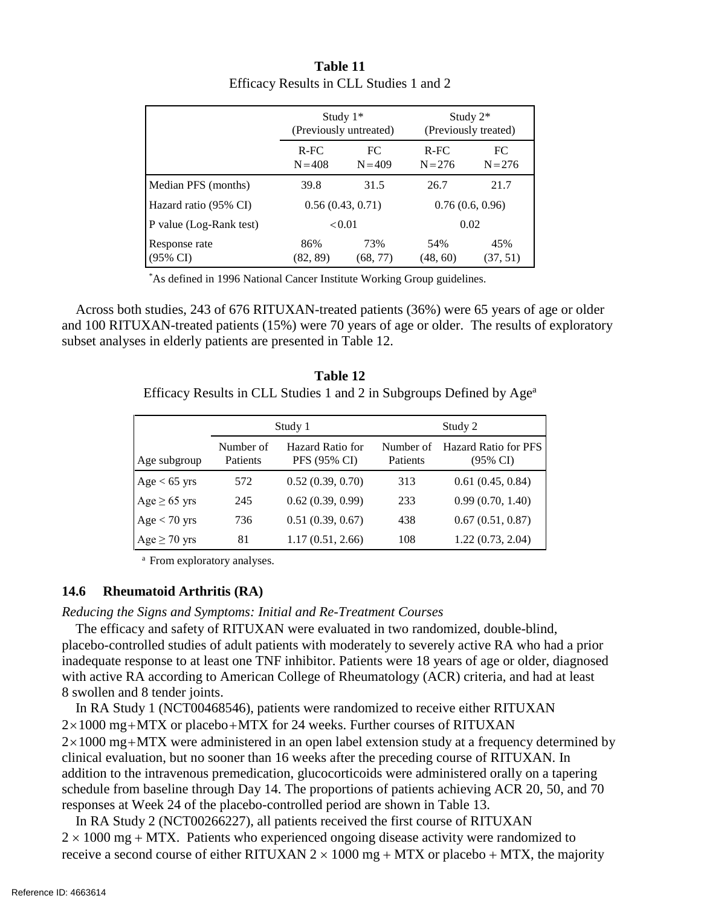**Table 11**
Efficacy Results in CLL Studies 1 and 2

| | Study 1* (Previously untreated) | | Study 2* (Previously treated) | |
|---|---|---|---|---|
| | R-FC N = 408 | FC N = 409 | R-FC N = 276 | FC N = 276 |
| Median PFS (months) | 39.8 | 31.5 | 26.7 | 21.7 |
| Hazard ratio (95% CI) | 0.56 (0.43, 0.71) | | 0.76 (0.6, 0.96) | |
| P value (Log-Rank test) | < 0.01 | | 0.02 | |
| Response rate (95% CI) | 86% (82, 89) | 73% (68, 77) | 54% (48, 60) | 45% (37, 51) |

*As defined in 1996 National Cancer Institute Working Group guidelines.

Across both studies, 243 of 676 RITUXAN-treated patients (36%) were 65 years of age or older and 100 RITUXAN-treated patients (15%) were 70 years of age or older. The results of exploratory subset analyses in elderly patients are presented in Table 12.

**Table 12**
Efficacy Results in CLL Studies 1 and 2 in Subgroups Defined by Age[a]

| | Study 1 | | Study 2 | |
|---|---|---|---|---|
| Age subgroup | Number of Patients | Hazard Ratio for PFS (95% CI) | Number of Patients | Hazard Ratio for PFS (95% CI) |
| Age < 65 yrs | 572 | 0.52 (0.39, 0.70) | 313 | 0.61 (0.45, 0.84) |
| Age ≥ 65 yrs | 245 | 0.62 (0.39, 0.99) | 233 | 0.99 (0.70, 1.40) |
| Age < 70 yrs | 736 | 0.51 (0.39, 0.67) | 438 | 0.67 (0.51, 0.87) |
| Age ≥ 70 yrs | 81 | 1.17 (0.51, 2.66) | 108 | 1.22 (0.73, 2.04) |

[a] From exploratory analyses.

### 14.6 Rheumatoid Arthritis (RA)

*Reducing the Signs and Symptoms: Initial and Re-Treatment Courses*

The efficacy and safety of RITUXAN were evaluated in two randomized, double-blind, placebo-controlled studies of adult patients with moderately to severely active RA who had a prior inadequate response to at least one TNF inhibitor. Patients were 18 years of age or older, diagnosed with active RA according to American College of Rheumatology (ACR) criteria, and had at least 8 swollen and 8 tender joints.

In RA Study 1 (NCT00468546), patients were randomized to receive either RITUXAN 2×1000 mg+MTX or placebo+MTX for 24 weeks. Further courses of RITUXAN 2×1000 mg+MTX were administered in an open label extension study at a frequency determined by clinical evaluation, but no sooner than 16 weeks after the preceding course of RITUXAN. In addition to the intravenous premedication, glucocorticoids were administered orally on a tapering schedule from baseline through Day 14. The proportions of patients achieving ACR 20, 50, and 70 responses at Week 24 of the placebo-controlled period are shown in Table 13.

In RA Study 2 (NCT00266227), all patients received the first course of RITUXAN 2 × 1000 mg + MTX. Patients who experienced ongoing disease activity were randomized to receive a second course of either RITUXAN 2 × 1000 mg + MTX or placebo + MTX, the majority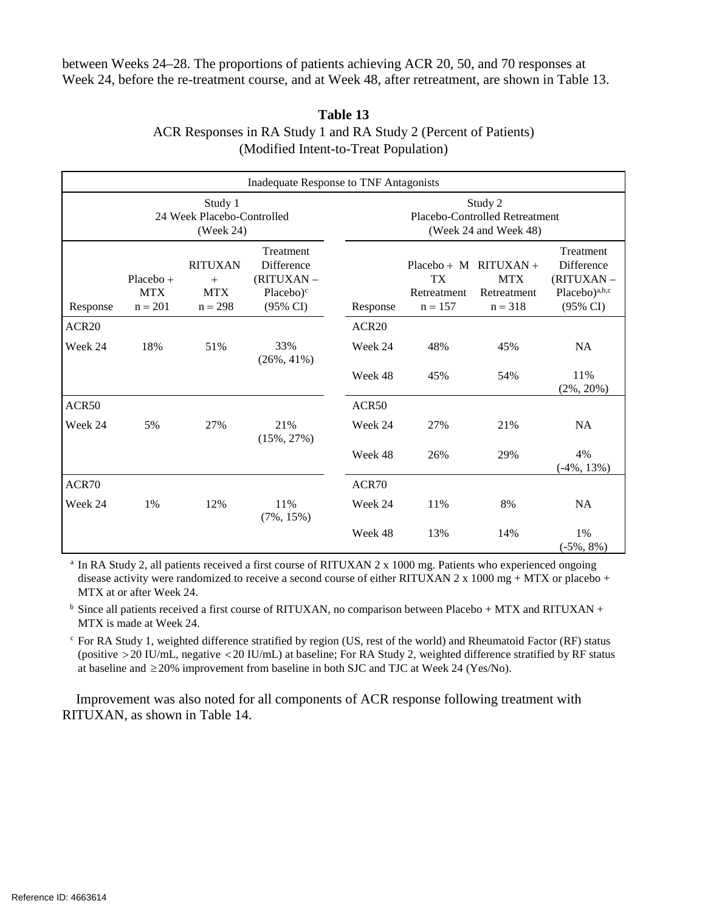between Weeks 24–28. The proportions of patients achieving ACR 20, 50, and 70 responses at Week 24, before the re-treatment course, and at Week 48, after retreatment, are shown in Table 13.

**Table 13**

ACR Responses in RA Study 1 and RA Study 2 (Percent of Patients)
(Modified Intent-to-Treat Population)

| Inadequate Response to TNF Antagonists | | | | | | | |
|---|---|---|---|---|---|---|---|
| Study 1 24 Week Placebo-Controlled (Week 24) | | | | Study 2 Placebo-Controlled Retreatment (Week 24 and Week 48) | | | |
| Response | Placebo + MTX n = 201 | RITUXAN + MTX n = 298 | Treatment Difference (RITUXAN – Placebo)[c] (95% CI) | Response | Placebo + MTX Retreatment n = 157 | RITUXAN + MTX Retreatment n = 318 | Treatment Difference (RITUXAN – Placebo)[a,b,c] (95% CI) |
| ACR20 | | | | ACR20 | | | |
| Week 24 | 18% | 51% | 33% (26%, 41%) | Week 24 | 48% | 45% | NA |
| | | | | Week 48 | 45% | 54% | 11% (2%, 20%) |
| ACR50 | | | | ACR50 | | | |
| Week 24 | 5% | 27% | 21% (15%, 27%) | Week 24 | 27% | 21% | NA |
| | | | | Week 48 | 26% | 29% | 4% (-4%, 13%) |
| ACR70 | | | | ACR70 | | | |
| Week 24 | 1% | 12% | 11% (7%, 15%) | Week 24 | 11% | 8% | NA |
| | | | | Week 48 | 13% | 14% | 1% (-5%, 8%) |

[a] In RA Study 2, all patients received a first course of RITUXAN 2 x 1000 mg. Patients who experienced ongoing disease activity were randomized to receive a second course of either RITUXAN 2 x 1000 mg + MTX or placebo + MTX at or after Week 24.

[b] Since all patients received a first course of RITUXAN, no comparison between Placebo + MTX and RITUXAN + MTX is made at Week 24.

[c] For RA Study 1, weighted difference stratified by region (US, rest of the world) and Rheumatoid Factor (RF) status (positive > 20 IU/mL, negative < 20 IU/mL) at baseline; For RA Study 2, weighted difference stratified by RF status at baseline and ≥20% improvement from baseline in both SJC and TJC at Week 24 (Yes/No).

Improvement was also noted for all components of ACR response following treatment with RITUXAN, as shown in Table 14.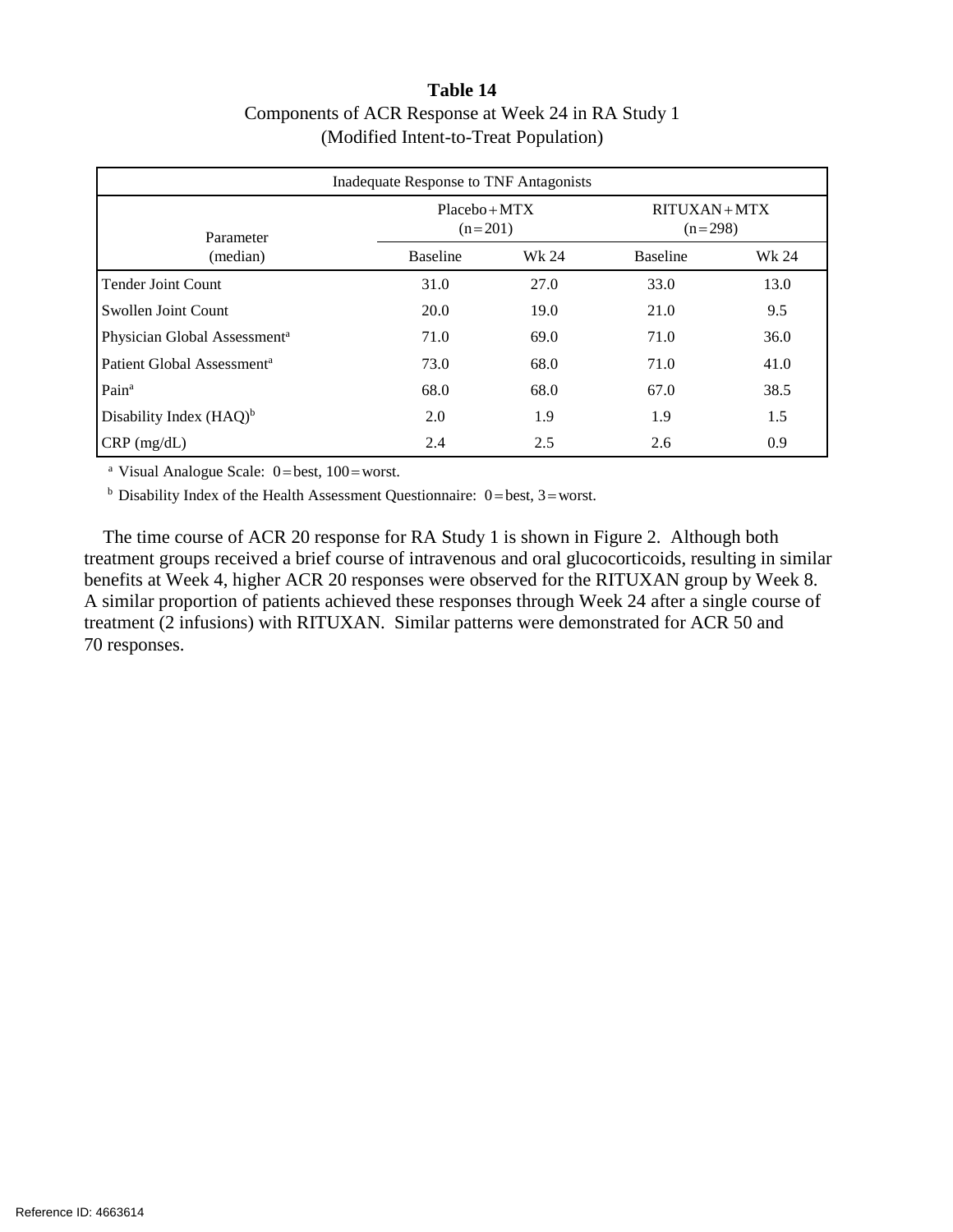**Table 14**
Components of ACR Response at Week 24 in RA Study 1
(Modified Intent-to-Treat Population)

| Inadequate Response to TNF Antagonists | | | | |
|---|---|---|---|---|
| Parameter (median) | Placebo + MTX (n = 201) | | RITUXAN + MTX (n = 298) | |
| | Baseline | Wk 24 | Baseline | Wk 24 |
| Tender Joint Count | 31.0 | 27.0 | 33.0 | 13.0 |
| Swollen Joint Count | 20.0 | 19.0 | 21.0 | 9.5 |
| Physician Global Assessment[a] | 71.0 | 69.0 | 71.0 | 36.0 |
| Patient Global Assessment[a] | 73.0 | 68.0 | 71.0 | 41.0 |
| Pain[a] | 68.0 | 68.0 | 67.0 | 38.5 |
| Disability Index (HAQ)[b] | 2.0 | 1.9 | 1.9 | 1.5 |
| CRP (mg/dL) | 2.4 | 2.5 | 2.6 | 0.9 |

[a] Visual Analogue Scale: 0 = best, 100 = worst.

[b] Disability Index of the Health Assessment Questionnaire: 0 = best, 3 = worst.

The time course of ACR 20 response for RA Study 1 is shown in Figure 2. Although both treatment groups received a brief course of intravenous and oral glucocorticoids, resulting in similar benefits at Week 4, higher ACR 20 responses were observed for the RITUXAN group by Week 8. A similar proportion of patients achieved these responses through Week 24 after a single course of treatment (2 infusions) with RITUXAN. Similar patterns were demonstrated for ACR 50 and 70 responses.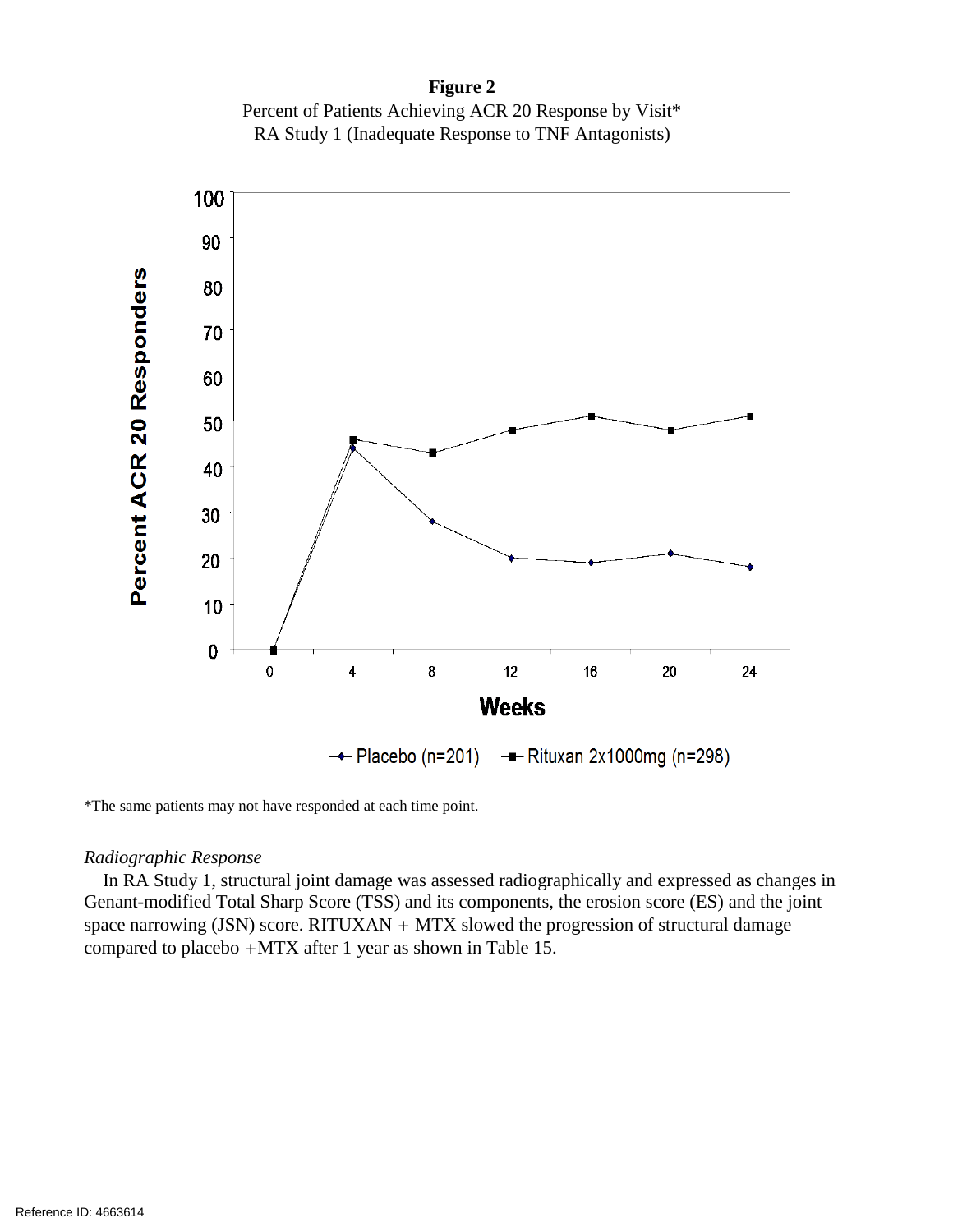**Figure 2**
Percent of Patients Achieving ACR 20 Response by Visit*
RA Study 1 (Inadequate Response to TNF Antagonists)

Percent ACR 20 Responders

100
90
80
70
60
50
40
30
20
10
0

0 4 8 12 16 20 24

Weeks

Placebo (n=201) Rituxan 2x1000mg (n=298)

*The same patients may not have responded at each time point.

*Radiographic Response*

In RA Study 1, structural joint damage was assessed radiographically and expressed as changes in Genant-modified Total Sharp Score (TSS) and its components, the erosion score (ES) and the joint space narrowing (JSN) score. RITUXAN + MTX slowed the progression of structural damage compared to placebo +MTX after 1 year as shown in Table 15.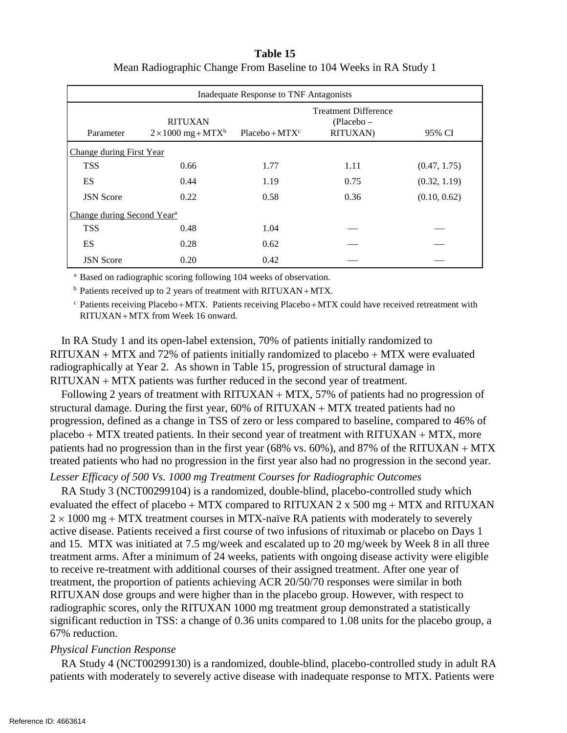**Table 15**

Mean Radiographic Change From Baseline to 104 Weeks in RA Study 1

| Inadequate Response to TNF Antagonists | | | | |
|---|---|---|---|---|
| Parameter | RITUXAN $2 \times 1000$ mg + MTX[b] | Placebo + MTX[c] | Treatment Difference (Placebo – RITUXAN) | 95% CI |
| Change during First Year | | | | |
| TSS | 0.66 | 1.77 | 1.11 | (0.47, 1.75) |
| ES | 0.44 | 1.19 | 0.75 | (0.32, 1.19) |
| JSN Score | 0.22 | 0.58 | 0.36 | (0.10, 0.62) |
| Change during Second Year[a] | | | | |
| TSS | 0.48 | 1.04 | — | — |
| ES | 0.28 | 0.62 | — | — |
| JSN Score | 0.20 | 0.42 | — | — |

[a] Based on radiographic scoring following 104 weeks of observation.

[b] Patients received up to 2 years of treatment with RITUXAN + MTX.

[c] Patients receiving Placebo + MTX. Patients receiving Placebo + MTX could have received retreatment with RITUXAN + MTX from Week 16 onward.

In RA Study 1 and its open-label extension, 70% of patients initially randomized to RITUXAN + MTX and 72% of patients initially randomized to placebo + MTX were evaluated radiographically at Year 2. As shown in Table 15, progression of structural damage in RITUXAN + MTX patients was further reduced in the second year of treatment.

Following 2 years of treatment with RITUXAN + MTX, 57% of patients had no progression of structural damage. During the first year, 60% of RITUXAN + MTX treated patients had no progression, defined as a change in TSS of zero or less compared to baseline, compared to 46% of placebo + MTX treated patients. In their second year of treatment with RITUXAN + MTX, more patients had no progression than in the first year (68% vs. 60%), and 87% of the RITUXAN + MTX treated patients who had no progression in the first year also had no progression in the second year.

*Lesser Efficacy of 500 Vs. 1000 mg Treatment Courses for Radiographic Outcomes*

RA Study 3 (NCT00299104) is a randomized, double-blind, placebo-controlled study which evaluated the effect of placebo + MTX compared to RITUXAN 2 x 500 mg + MTX and RITUXAN $2 \times 1000$ mg + MTX treatment courses in MTX-naïve RA patients with moderately to severely active disease. Patients received a first course of two infusions of rituximab or placebo on Days 1 and 15. MTX was initiated at 7.5 mg/week and escalated up to 20 mg/week by Week 8 in all three treatment arms. After a minimum of 24 weeks, patients with ongoing disease activity were eligible to receive re-treatment with additional courses of their assigned treatment. After one year of treatment, the proportion of patients achieving ACR 20/50/70 responses were similar in both RITUXAN dose groups and were higher than in the placebo group. However, with respect to radiographic scores, only the RITUXAN 1000 mg treatment group demonstrated a statistically significant reduction in TSS: a change of 0.36 units compared to 1.08 units for the placebo group, a 67% reduction.

*Physical Function Response*

RA Study 4 (NCT00299130) is a randomized, double-blind, placebo-controlled study in adult RA patients with moderately to severely active disease with inadequate response to MTX. Patients were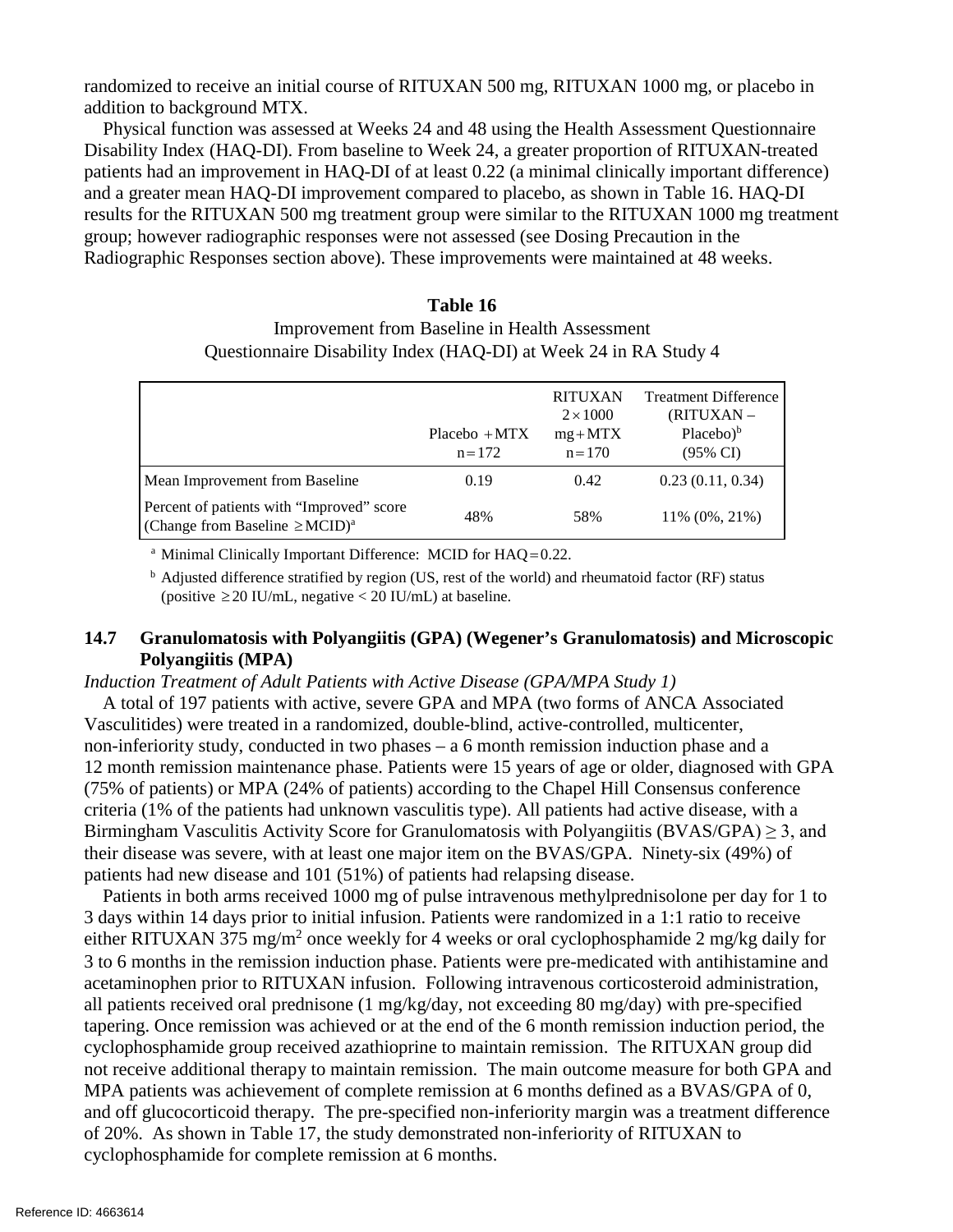randomized to receive an initial course of RITUXAN 500 mg, RITUXAN 1000 mg, or placebo in addition to background MTX.

Physical function was assessed at Weeks 24 and 48 using the Health Assessment Questionnaire Disability Index (HAQ-DI). From baseline to Week 24, a greater proportion of RITUXAN-treated patients had an improvement in HAQ-DI of at least 0.22 (a minimal clinically important difference) and a greater mean HAQ-DI improvement compared to placebo, as shown in Table 16. HAQ-DI results for the RITUXAN 500 mg treatment group were similar to the RITUXAN 1000 mg treatment group; however radiographic responses were not assessed (see Dosing Precaution in the Radiographic Responses section above). These improvements were maintained at 48 weeks.

**Table 16**

Improvement from Baseline in Health Assessment Questionnaire Disability Index (HAQ-DI) at Week 24 in RA Study 4

| | Placebo + MTX n = 172 | RITUXAN 2 × 1000 mg + MTX n = 170 | Treatment Difference (RITUXAN – Placebo)[b] (95% CI) |
|---|---|---|---|
| Mean Improvement from Baseline | 0.19 | 0.42 | 0.23 (0.11, 0.34) |
| Percent of patients with "Improved" score (Change from Baseline ≥ MCID)[a] | 48% | 58% | 11% (0%, 21%) |

[a] Minimal Clinically Important Difference: MCID for HAQ = 0.22.

[b] Adjusted difference stratified by region (US, rest of the world) and rheumatoid factor (RF) status (positive ≥ 20 IU/mL, negative < 20 IU/mL) at baseline.

## 14.7 Granulomatosis with Polyangiitis (GPA) (Wegener's Granulomatosis) and Microscopic Polyangiitis (MPA)

*Induction Treatment of Adult Patients with Active Disease (GPA/MPA Study 1)*

A total of 197 patients with active, severe GPA and MPA (two forms of ANCA Associated Vasculitides) were treated in a randomized, double-blind, active-controlled, multicenter, non-inferiority study, conducted in two phases – a 6 month remission induction phase and a 12 month remission maintenance phase. Patients were 15 years of age or older, diagnosed with GPA (75% of patients) or MPA (24% of patients) according to the Chapel Hill Consensus conference criteria (1% of the patients had unknown vasculitis type). All patients had active disease, with a Birmingham Vasculitis Activity Score for Granulomatosis with Polyangiitis (BVAS/GPA) ≥ 3, and their disease was severe, with at least one major item on the BVAS/GPA. Ninety-six (49%) of patients had new disease and 101 (51%) of patients had relapsing disease.

Patients in both arms received 1000 mg of pulse intravenous methylprednisolone per day for 1 to 3 days within 14 days prior to initial infusion. Patients were randomized in a 1:1 ratio to receive either RITUXAN 375 mg/m$^2$ once weekly for 4 weeks or oral cyclophosphamide 2 mg/kg daily for 3 to 6 months in the remission induction phase. Patients were pre-medicated with antihistamine and acetaminophen prior to RITUXAN infusion. Following intravenous corticosteroid administration, all patients received oral prednisone (1 mg/kg/day, not exceeding 80 mg/day) with pre-specified tapering. Once remission was achieved or at the end of the 6 month remission induction period, the cyclophosphamide group received azathioprine to maintain remission. The RITUXAN group did not receive additional therapy to maintain remission. The main outcome measure for both GPA and MPA patients was achievement of complete remission at 6 months defined as a BVAS/GPA of 0, and off glucocorticoid therapy. The pre-specified non-inferiority margin was a treatment difference of 20%. As shown in Table 17, the study demonstrated non-inferiority of RITUXAN to cyclophosphamide for complete remission at 6 months.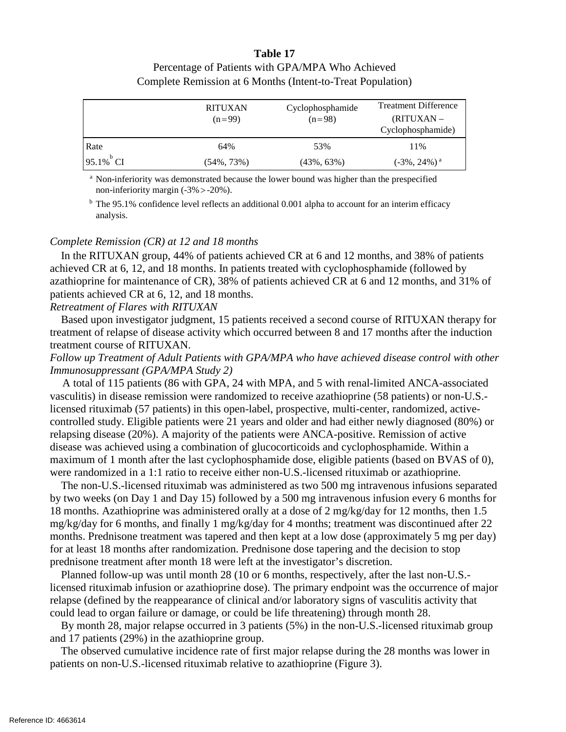**Table 17**

Percentage of Patients with GPA/MPA Who Achieved Complete Remission at 6 Months (Intent-to-Treat Population)

| | RITUXAN (n = 99) | Cyclophosphamide (n = 98) | Treatment Difference (RITUXAN – Cyclophosphamide) |
|---|---|---|---|
| Rate | 64% | 53% | 11% |
| 95.1%[b] CI | (54%, 73%) | (43%, 63%) | (-3%, 24%)[a] |

[a] Non-inferiority was demonstrated because the lower bound was higher than the prespecified non-inferiority margin (-3% > -20%).

[b] The 95.1% confidence level reflects an additional 0.001 alpha to account for an interim efficacy analysis.

*Complete Remission (CR) at 12 and 18 months*

In the RITUXAN group, 44% of patients achieved CR at 6 and 12 months, and 38% of patients achieved CR at 6, 12, and 18 months. In patients treated with cyclophosphamide (followed by azathioprine for maintenance of CR), 38% of patients achieved CR at 6 and 12 months, and 31% of patients achieved CR at 6, 12, and 18 months.

*Retreatment of Flares with RITUXAN*

Based upon investigator judgment, 15 patients received a second course of RITUXAN therapy for treatment of relapse of disease activity which occurred between 8 and 17 months after the induction treatment course of RITUXAN.

*Follow up Treatment of Adult Patients with GPA/MPA who have achieved disease control with other Immunosuppressant (GPA/MPA Study 2)*

A total of 115 patients (86 with GPA, 24 with MPA, and 5 with renal-limited ANCA-associated vasculitis) in disease remission were randomized to receive azathioprine (58 patients) or non-U.S.-licensed rituximab (57 patients) in this open-label, prospective, multi-center, randomized, active-controlled study. Eligible patients were 21 years and older and had either newly diagnosed (80%) or relapsing disease (20%). A majority of the patients were ANCA-positive. Remission of active disease was achieved using a combination of glucocorticoids and cyclophosphamide. Within a maximum of 1 month after the last cyclophosphamide dose, eligible patients (based on BVAS of 0), were randomized in a 1:1 ratio to receive either non-U.S.-licensed rituximab or azathioprine.

The non-U.S.-licensed rituximab was administered as two 500 mg intravenous infusions separated by two weeks (on Day 1 and Day 15) followed by a 500 mg intravenous infusion every 6 months for 18 months. Azathioprine was administered orally at a dose of 2 mg/kg/day for 12 months, then 1.5 mg/kg/day for 6 months, and finally 1 mg/kg/day for 4 months; treatment was discontinued after 22 months. Prednisone treatment was tapered and then kept at a low dose (approximately 5 mg per day) for at least 18 months after randomization. Prednisone dose tapering and the decision to stop prednisone treatment after month 18 were left at the investigator's discretion.

Planned follow-up was until month 28 (10 or 6 months, respectively, after the last non-U.S.-licensed rituximab infusion or azathioprine dose). The primary endpoint was the occurrence of major relapse (defined by the reappearance of clinical and/or laboratory signs of vasculitis activity that could lead to organ failure or damage, or could be life threatening) through month 28.

By month 28, major relapse occurred in 3 patients (5%) in the non-U.S.-licensed rituximab group and 17 patients (29%) in the azathioprine group.

The observed cumulative incidence rate of first major relapse during the 28 months was lower in patients on non-U.S.-licensed rituximab relative to azathioprine (Figure 3).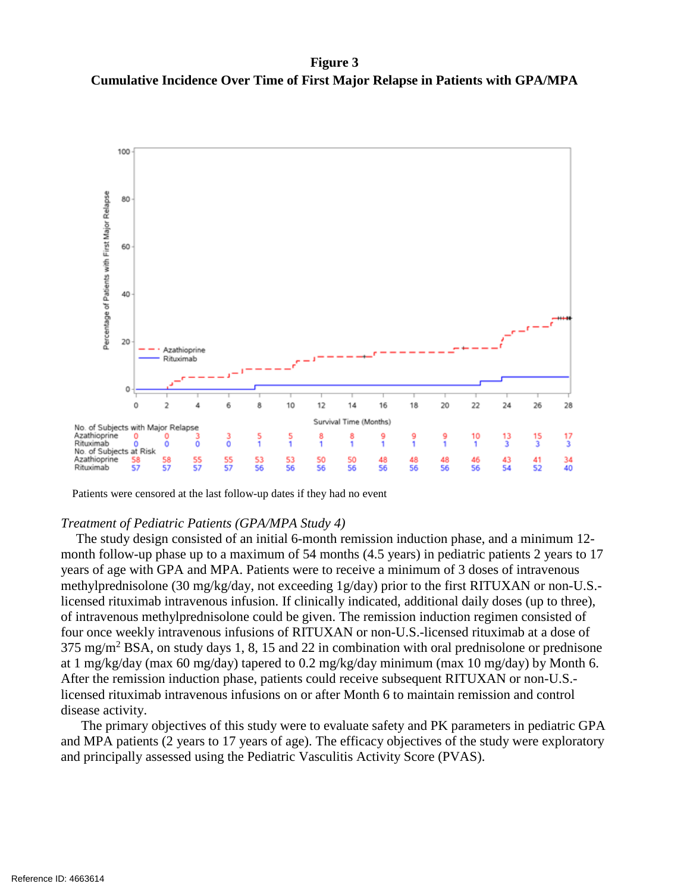**Figure 3**
**Cumulative Incidence Over Time of First Major Relapse in Patients with GPA/MPA**

Percentage of Patients with First Major Relapse

100
80
60
40
20
0

Azathioprine
Rituximab

0 2 4 6 8 10 12 14 16 18 20 22 24 26 28

Survival Time (Months)

No. of Subjects with Major Relapse
Azathioprine 0 0 3 3 5 5 8 8 9 9 9 10 13 15 17
Rituximab 0 0 0 0 1 1 1 1 1 1 1 1 3 3 3
No. of Subjects at Risk
Azathioprine 58 58 55 55 53 53 50 50 48 48 48 46 43 41 34
Rituximab 57 57 57 57 56 56 56 56 56 56 56 56 54 52 40

Patients were censored at the last follow-up dates if they had no event

*Treatment of Pediatric Patients (GPA/MPA Study 4)*

The study design consisted of an initial 6-month remission induction phase, and a minimum 12-month follow-up phase up to a maximum of 54 months (4.5 years) in pediatric patients 2 years to 17 years of age with GPA and MPA. Patients were to receive a minimum of 3 doses of intravenous methylprednisolone (30 mg/kg/day, not exceeding 1g/day) prior to the first RITUXAN or non-U.S.-licensed rituximab intravenous infusion. If clinically indicated, additional daily doses (up to three), of intravenous methylprednisolone could be given. The remission induction regimen consisted of four once weekly intravenous infusions of RITUXAN or non-U.S.-licensed rituximab at a dose of 375 mg/m$^2$ BSA, on study days 1, 8, 15 and 22 in combination with oral prednisolone or prednisone at 1 mg/kg/day (max 60 mg/day) tapered to 0.2 mg/kg/day minimum (max 10 mg/day) by Month 6. After the remission induction phase, patients could receive subsequent RITUXAN or non-U.S.-licensed rituximab intravenous infusions on or after Month 6 to maintain remission and control disease activity.

The primary objectives of this study were to evaluate safety and PK parameters in pediatric GPA and MPA patients (2 years to 17 years of age). The efficacy objectives of the study were exploratory and principally assessed using the Pediatric Vasculitis Activity Score (PVAS).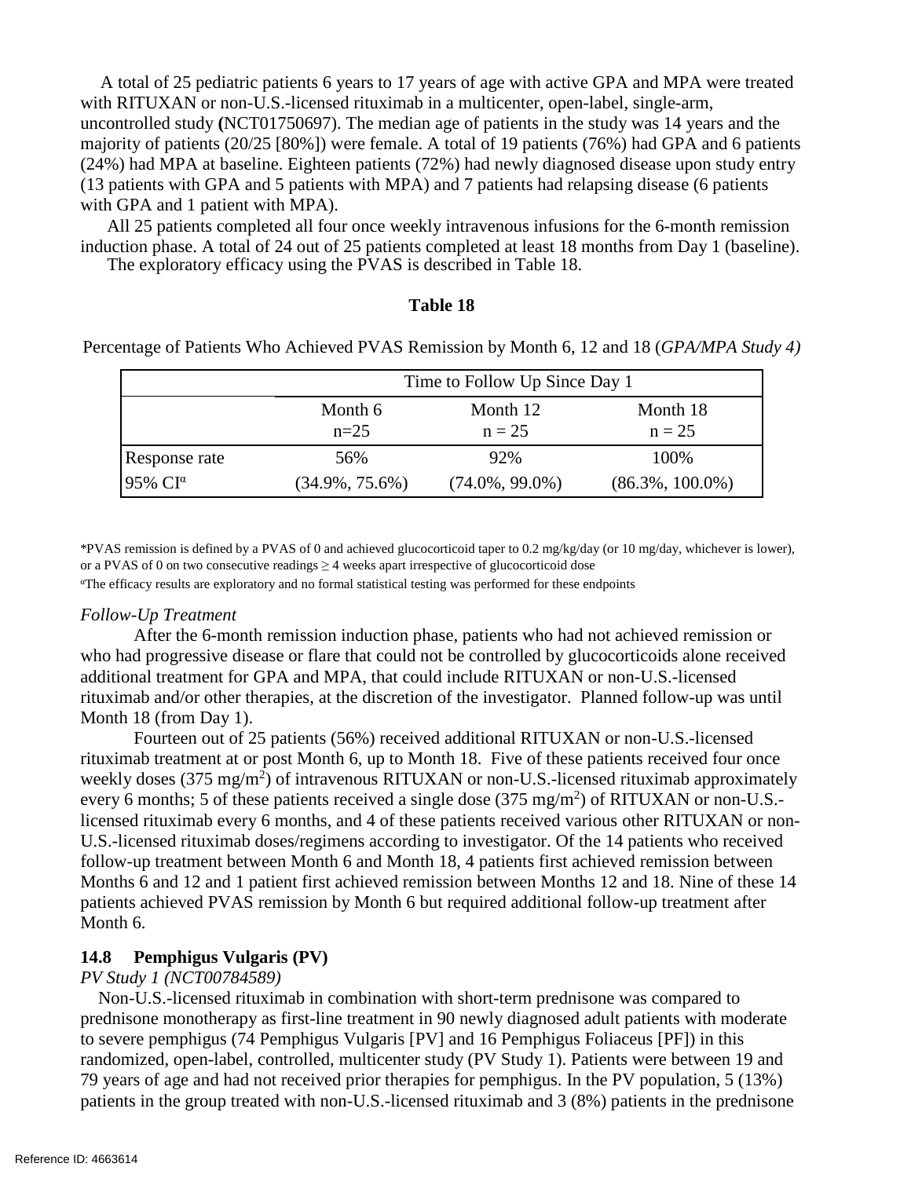A total of 25 pediatric patients 6 years to 17 years of age with active GPA and MPA were treated with RITUXAN or non-U.S.-licensed rituximab in a multicenter, open-label, single-arm, uncontrolled study (NCT01750697). The median age of patients in the study was 14 years and the majority of patients (20/25 [80%]) were female. A total of 19 patients (76%) had GPA and 6 patients (24%) had MPA at baseline. Eighteen patients (72%) had newly diagnosed disease upon study entry (13 patients with GPA and 5 patients with MPA) and 7 patients had relapsing disease (6 patients with GPA and 1 patient with MPA).

All 25 patients completed all four once weekly intravenous infusions for the 6-month remission induction phase. A total of 24 out of 25 patients completed at least 18 months from Day 1 (baseline). The exploratory efficacy using the PVAS is described in Table 18.

**Table 18**

Percentage of Patients Who Achieved PVAS Remission by Month 6, 12 and 18 (*GPA/MPA Study 4)*

| | Time to Follow Up Since Day 1 | | |
|---|---|---|---|
| | Month 6<br>n=25 | Month 12<br>n = 25 | Month 18<br>n = 25 |
| Response rate | 56% | 92% | 100% |
| 95% CI[α] | (34.9%, 75.6%) | (74.0%, 99.0%) | (86.3%, 100.0%) |

*PVAS remission is defined by a PVAS of 0 and achieved glucocorticoid taper to 0.2 mg/kg/day (or 10 mg/day, whichever is lower), or a PVAS of 0 on two consecutive readings ≥ 4 weeks apart irrespective of glucocorticoid dose

[α]The efficacy results are exploratory and no formal statistical testing was performed for these endpoints

*Follow-Up Treatment*

After the 6-month remission induction phase, patients who had not achieved remission or who had progressive disease or flare that could not be controlled by glucocorticoids alone received additional treatment for GPA and MPA, that could include RITUXAN or non-U.S.-licensed rituximab and/or other therapies, at the discretion of the investigator. Planned follow-up was until Month 18 (from Day 1).

Fourteen out of 25 patients (56%) received additional RITUXAN or non-U.S.-licensed rituximab treatment at or post Month 6, up to Month 18. Five of these patients received four once weekly doses (375 mg/m$^2$) of intravenous RITUXAN or non-U.S.-licensed rituximab approximately every 6 months; 5 of these patients received a single dose (375 mg/m$^2$) of RITUXAN or non-U.S.-licensed rituximab every 6 months, and 4 of these patients received various other RITUXAN or non-U.S.-licensed rituximab doses/regimens according to investigator. Of the 14 patients who received follow-up treatment between Month 6 and Month 18, 4 patients first achieved remission between Months 6 and 12 and 1 patient first achieved remission between Months 12 and 18. Nine of these 14 patients achieved PVAS remission by Month 6 but required additional follow-up treatment after Month 6.

## 14.8 Pemphigus Vulgaris (PV)

*PV Study 1 (NCT00784589)*

Non-U.S.-licensed rituximab in combination with short-term prednisone was compared to prednisone monotherapy as first-line treatment in 90 newly diagnosed adult patients with moderate to severe pemphigus (74 Pemphigus Vulgaris [PV] and 16 Pemphigus Foliaceus [PF]) in this randomized, open-label, controlled, multicenter study (PV Study 1). Patients were between 19 and 79 years of age and had not received prior therapies for pemphigus. In the PV population, 5 (13%) patients in the group treated with non-U.S.-licensed rituximab and 3 (8%) patients in the prednisone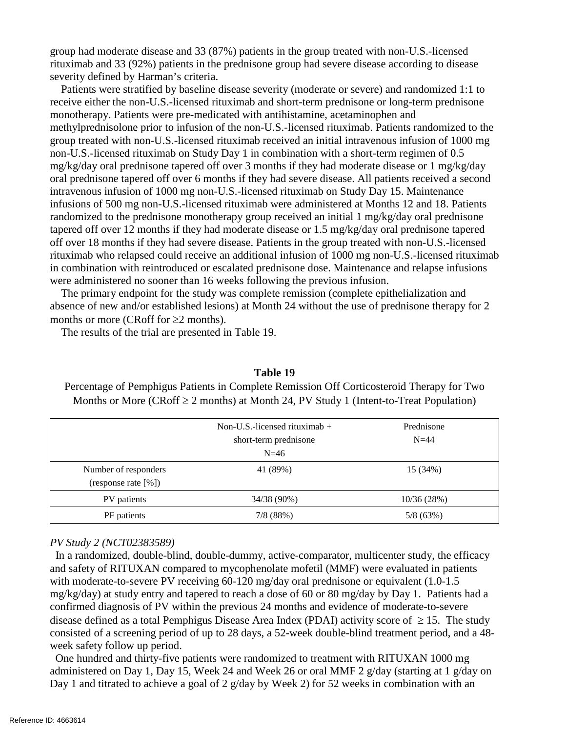group had moderate disease and 33 (87%) patients in the group treated with non-U.S.-licensed rituximab and 33 (92%) patients in the prednisone group had severe disease according to disease severity defined by Harman's criteria.

Patients were stratified by baseline disease severity (moderate or severe) and randomized 1:1 to receive either the non-U.S.-licensed rituximab and short-term prednisone or long-term prednisone monotherapy. Patients were pre-medicated with antihistamine, acetaminophen and methylprednisolone prior to infusion of the non-U.S.-licensed rituximab. Patients randomized to the group treated with non-U.S.-licensed rituximab received an initial intravenous infusion of 1000 mg non-U.S.-licensed rituximab on Study Day 1 in combination with a short-term regimen of 0.5 mg/kg/day oral prednisone tapered off over 3 months if they had moderate disease or 1 mg/kg/day oral prednisone tapered off over 6 months if they had severe disease. All patients received a second intravenous infusion of 1000 mg non-U.S.-licensed rituximab on Study Day 15. Maintenance infusions of 500 mg non-U.S.-licensed rituximab were administered at Months 12 and 18. Patients randomized to the prednisone monotherapy group received an initial 1 mg/kg/day oral prednisone tapered off over 12 months if they had moderate disease or 1.5 mg/kg/day oral prednisone tapered off over 18 months if they had severe disease. Patients in the group treated with non-U.S.-licensed rituximab who relapsed could receive an additional infusion of 1000 mg non-U.S.-licensed rituximab in combination with reintroduced or escalated prednisone dose. Maintenance and relapse infusions were administered no sooner than 16 weeks following the previous infusion.

The primary endpoint for the study was complete remission (complete epithelialization and absence of new and/or established lesions) at Month 24 without the use of prednisone therapy for 2 months or more (CRoff for ≥2 months).

The results of the trial are presented in Table 19.

**Table 19**

Percentage of Pemphigus Patients in Complete Remission Off Corticosteroid Therapy for Two Months or More (CRoff ≥ 2 months) at Month 24, PV Study 1 (Intent-to-Treat Population)

| | Non-U.S.-licensed rituximab + short-term prednisone N=46 | Prednisone N=44 |
|---|---|---|
| Number of responders (response rate [%]) | 41 (89%) | 15 (34%) |
| PV patients | 34/38 (90%) | 10/36 (28%) |
| PF patients | 7/8 (88%) | 5/8 (63%) |

*PV Study 2 (NCT02383589)*

In a randomized, double-blind, double-dummy, active-comparator, multicenter study, the efficacy and safety of RITUXAN compared to mycophenolate mofetil (MMF) were evaluated in patients with moderate-to-severe PV receiving 60-120 mg/day oral prednisone or equivalent (1.0-1.5 mg/kg/day) at study entry and tapered to reach a dose of 60 or 80 mg/day by Day 1. Patients had a confirmed diagnosis of PV within the previous 24 months and evidence of moderate-to-severe disease defined as a total Pemphigus Disease Area Index (PDAI) activity score of ≥ 15. The study consisted of a screening period of up to 28 days, a 52-week double-blind treatment period, and a 48-week safety follow up period.

One hundred and thirty-five patients were randomized to treatment with RITUXAN 1000 mg administered on Day 1, Day 15, Week 24 and Week 26 or oral MMF 2 g/day (starting at 1 g/day on Day 1 and titrated to achieve a goal of 2 g/day by Week 2) for 52 weeks in combination with an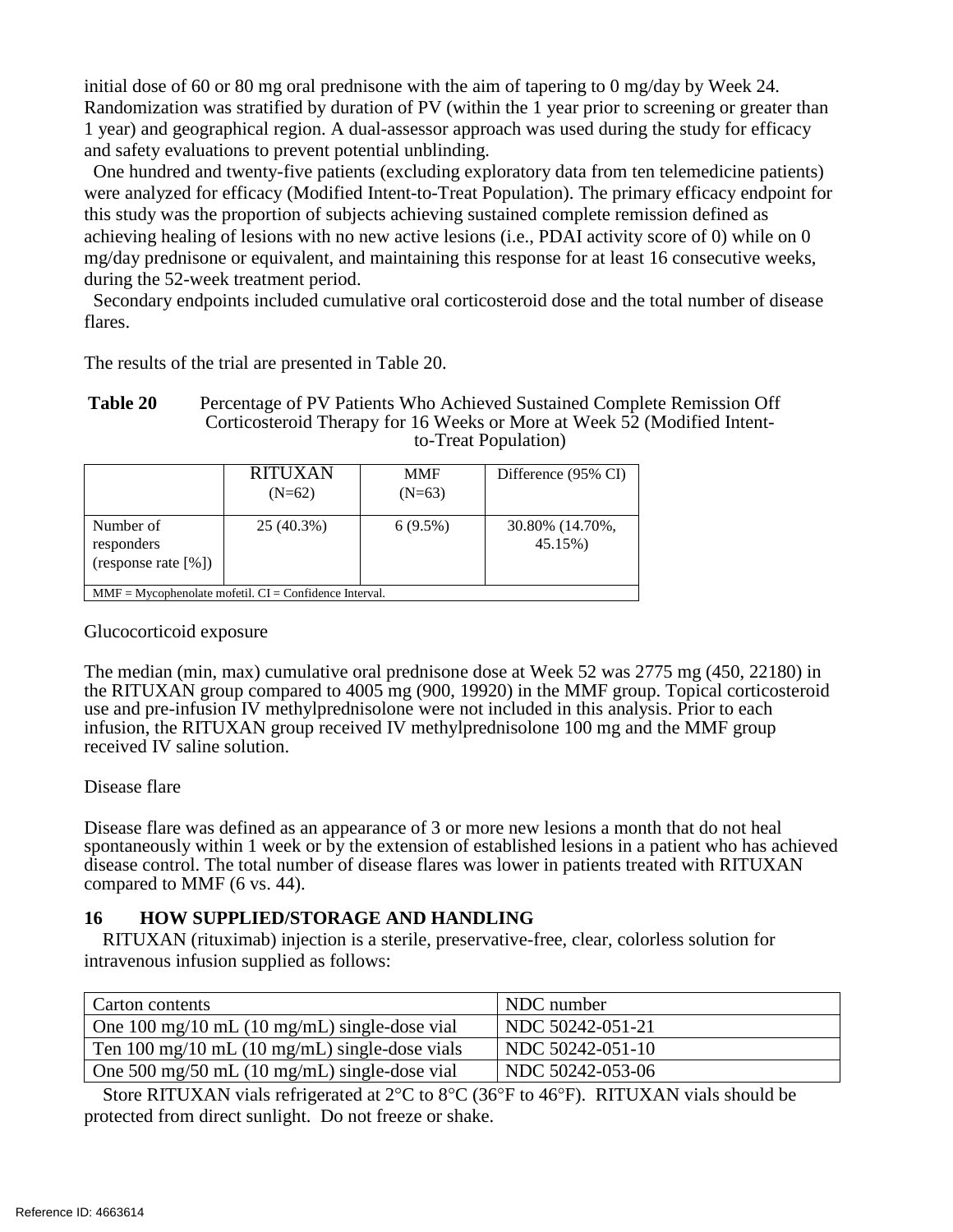initial dose of 60 or 80 mg oral prednisone with the aim of tapering to 0 mg/day by Week 24. Randomization was stratified by duration of PV (within the 1 year prior to screening or greater than 1 year) and geographical region. A dual-assessor approach was used during the study for efficacy and safety evaluations to prevent potential unblinding.

One hundred and twenty-five patients (excluding exploratory data from ten telemedicine patients) were analyzed for efficacy (Modified Intent-to-Treat Population). The primary efficacy endpoint for this study was the proportion of subjects achieving sustained complete remission defined as achieving healing of lesions with no new active lesions (i.e., PDAI activity score of 0) while on 0 mg/day prednisone or equivalent, and maintaining this response for at least 16 consecutive weeks, during the 52-week treatment period.

Secondary endpoints included cumulative oral corticosteroid dose and the total number of disease flares.

The results of the trial are presented in Table 20.

**Table 20** Percentage of PV Patients Who Achieved Sustained Complete Remission Off Corticosteroid Therapy for 16 Weeks or More at Week 52 (Modified Intent-to-Treat Population)

| | RITUXAN (N=62) | MMF (N=63) | Difference (95% CI) |
|---|---|---|---|
| Number of responders (response rate [%]) | 25 (40.3%) | 6 (9.5%) | 30.80% (14.70%, 45.15%) |

MMF = Mycophenolate mofetil. CI = Confidence Interval.

Glucocorticoid exposure

The median (min, max) cumulative oral prednisone dose at Week 52 was 2775 mg (450, 22180) in the RITUXAN group compared to 4005 mg (900, 19920) in the MMF group. Topical corticosteroid use and pre-infusion IV methylprednisolone were not included in this analysis. Prior to each infusion, the RITUXAN group received IV methylprednisolone 100 mg and the MMF group received IV saline solution.

Disease flare

Disease flare was defined as an appearance of 3 or more new lesions a month that do not heal spontaneously within 1 week or by the extension of established lesions in a patient who has achieved disease control. The total number of disease flares was lower in patients treated with RITUXAN compared to MMF (6 vs. 44).

## 16 HOW SUPPLIED/STORAGE AND HANDLING

RITUXAN (rituximab) injection is a sterile, preservative-free, clear, colorless solution for intravenous infusion supplied as follows:

| Carton contents | NDC number |
|---|---|
| One 100 mg/10 mL (10 mg/mL) single-dose vial | NDC 50242-051-21 |
| Ten 100 mg/10 mL (10 mg/mL) single-dose vials | NDC 50242-051-10 |
| One 500 mg/50 mL (10 mg/mL) single-dose vial | NDC 50242-053-06 |

Store RITUXAN vials refrigerated at 2°C to 8°C (36°F to 46°F). RITUXAN vials should be protected from direct sunlight. Do not freeze or shake.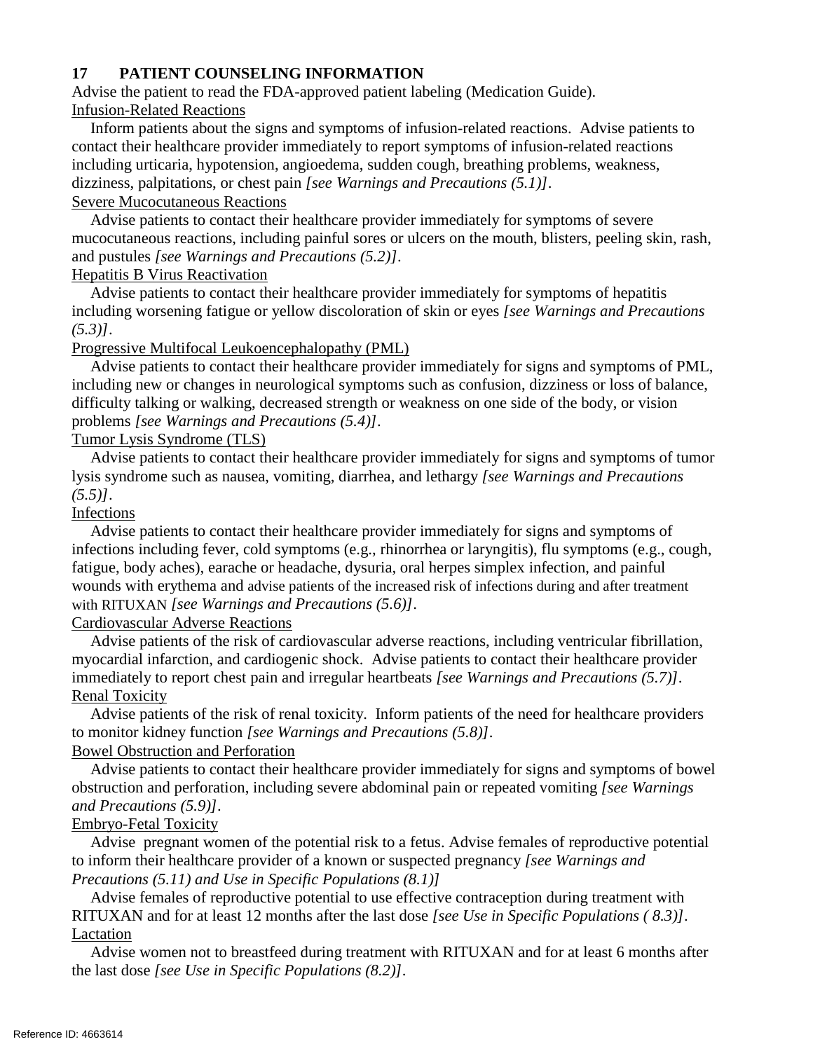## 17 PATIENT COUNSELING INFORMATION

Advise the patient to read the FDA-approved patient labeling (Medication Guide).

Infusion-Related Reactions

Inform patients about the signs and symptoms of infusion-related reactions. Advise patients to contact their healthcare provider immediately to report symptoms of infusion-related reactions including urticaria, hypotension, angioedema, sudden cough, breathing problems, weakness, dizziness, palpitations, or chest pain *[see Warnings and Precautions (5.1)]*.

Severe Mucocutaneous Reactions

Advise patients to contact their healthcare provider immediately for symptoms of severe mucocutaneous reactions, including painful sores or ulcers on the mouth, blisters, peeling skin, rash, and pustules *[see Warnings and Precautions (5.2)]*.

Hepatitis B Virus Reactivation

Advise patients to contact their healthcare provider immediately for symptoms of hepatitis including worsening fatigue or yellow discoloration of skin or eyes *[see Warnings and Precautions (5.3)]*.

Progressive Multifocal Leukoencephalopathy (PML)

Advise patients to contact their healthcare provider immediately for signs and symptoms of PML, including new or changes in neurological symptoms such as confusion, dizziness or loss of balance, difficulty talking or walking, decreased strength or weakness on one side of the body, or vision problems *[see Warnings and Precautions (5.4)]*.

Tumor Lysis Syndrome (TLS)

Advise patients to contact their healthcare provider immediately for signs and symptoms of tumor lysis syndrome such as nausea, vomiting, diarrhea, and lethargy *[see Warnings and Precautions (5.5)]*.

Infections

Advise patients to contact their healthcare provider immediately for signs and symptoms of infections including fever, cold symptoms (e.g., rhinorrhea or laryngitis), flu symptoms (e.g., cough, fatigue, body aches), earache or headache, dysuria, oral herpes simplex infection, and painful wounds with erythema and advise patients of the increased risk of infections during and after treatment with RITUXAN *[see Warnings and Precautions (5.6)]*.

Cardiovascular Adverse Reactions

Advise patients of the risk of cardiovascular adverse reactions, including ventricular fibrillation, myocardial infarction, and cardiogenic shock. Advise patients to contact their healthcare provider immediately to report chest pain and irregular heartbeats *[see Warnings and Precautions (5.7)]*.

Renal Toxicity

Advise patients of the risk of renal toxicity. Inform patients of the need for healthcare providers to monitor kidney function *[see Warnings and Precautions (5.8)]*.

Bowel Obstruction and Perforation

Advise patients to contact their healthcare provider immediately for signs and symptoms of bowel obstruction and perforation, including severe abdominal pain or repeated vomiting *[see Warnings and Precautions (5.9)]*.

Embryo-Fetal Toxicity

Advise pregnant women of the potential risk to a fetus. Advise females of reproductive potential to inform their healthcare provider of a known or suspected pregnancy *[see Warnings and Precautions (5.11) and Use in Specific Populations (8.1)]*

Advise females of reproductive potential to use effective contraception during treatment with RITUXAN and for at least 12 months after the last dose *[see Use in Specific Populations ( 8.3)]*.

Lactation

Advise women not to breastfeed during treatment with RITUXAN and for at least 6 months after the last dose *[see Use in Specific Populations (8.2)]*.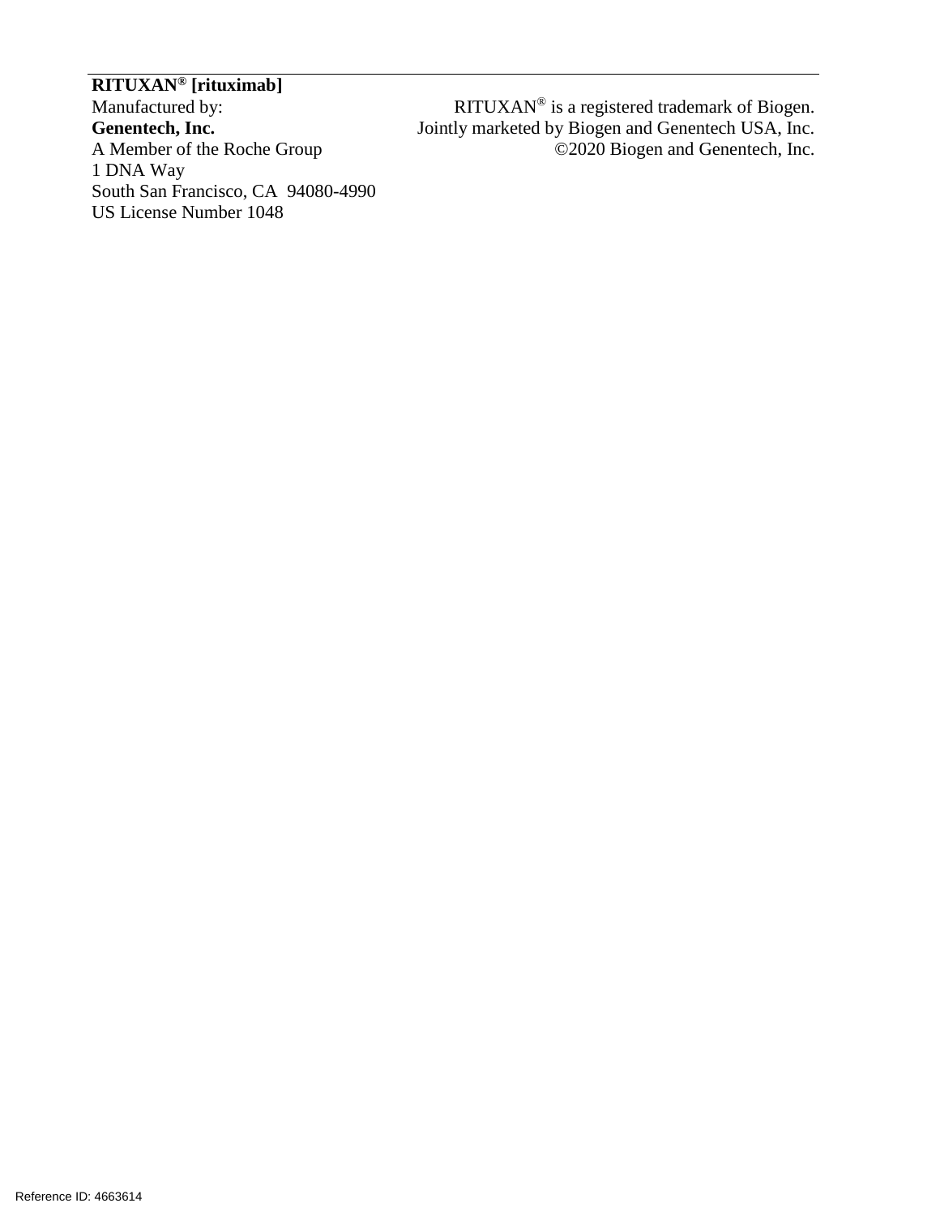**RITUXAN® [rituximab]**

Manufactured by:
**Genentech, Inc.**
A Member of the Roche Group
1 DNA Way
South San Francisco, CA 94080-4990
US License Number 1048

RITUXAN® is a registered trademark of Biogen.
Jointly marketed by Biogen and Genentech USA, Inc.
©2020 Biogen and Genentech, Inc.

Reference ID: 4663614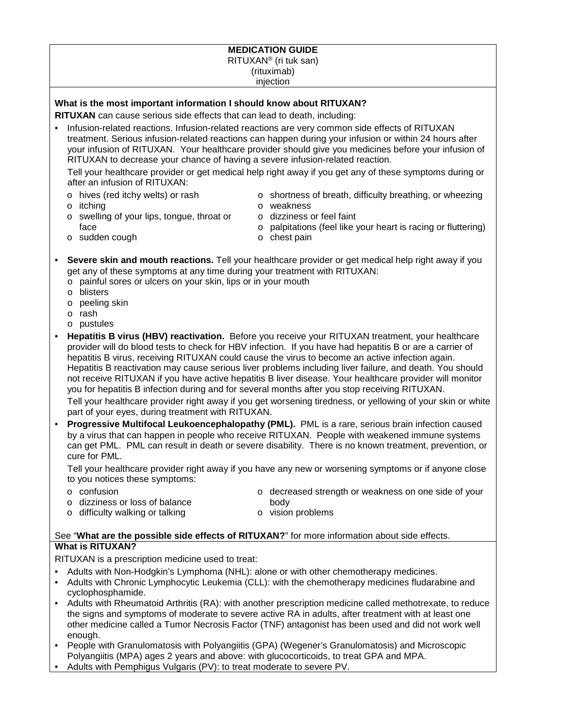# MEDICATION GUIDE

RITUXAN® (ri tuk san)
(rituximab)
injection

**What is the most important information I should know about RITUXAN?**

**RITUXAN** can cause serious side effects that can lead to death, including:

- Infusion-related reactions. Infusion-related reactions are very common side effects of RITUXAN treatment. Serious infusion-related reactions can happen during your infusion or within 24 hours after your infusion of RITUXAN. Your healthcare provider should give you medicines before your infusion of RITUXAN to decrease your chance of having a severe infusion-related reaction.

  Tell your healthcare provider or get medical help right away if you get any of these symptoms during or after an infusion of RITUXAN:
  - hives (red itchy welts) or rash
  - itching
  - swelling of your lips, tongue, throat or face
  - sudden cough
  - shortness of breath, difficulty breathing, or wheezing
  - weakness
  - dizziness or feel faint
  - palpitations (feel like your heart is racing or fluttering)
  - chest pain

- **Severe skin and mouth reactions.** Tell your healthcare provider or get medical help right away if you get any of these symptoms at any time during your treatment with RITUXAN:
  - painful sores or ulcers on your skin, lips or in your mouth
  - blisters
  - peeling skin
  - rash
  - pustules

- **Hepatitis B virus (HBV) reactivation.** Before you receive your RITUXAN treatment, your healthcare provider will do blood tests to check for HBV infection. If you have had hepatitis B or are a carrier of hepatitis B virus, receiving RITUXAN could cause the virus to become an active infection again. Hepatitis B reactivation may cause serious liver problems including liver failure, and death. You should not receive RITUXAN if you have active hepatitis B liver disease. Your healthcare provider will monitor you for hepatitis B infection during and for several months after you stop receiving RITUXAN.

  Tell your healthcare provider right away if you get worsening tiredness, or yellowing of your skin or white part of your eyes, during treatment with RITUXAN.

- **Progressive Multifocal Leukoencephalopathy (PML).** PML is a rare, serious brain infection caused by a virus that can happen in people who receive RITUXAN. People with weakened immune systems can get PML. PML can result in death or severe disability. There is no known treatment, prevention, or cure for PML.

  Tell your healthcare provider right away if you have any new or worsening symptoms or if anyone close to you notices these symptoms:
  - confusion
  - dizziness or loss of balance
  - difficulty walking or talking
  - decreased strength or weakness on one side of your body
  - vision problems

See "**What are the possible side effects of RITUXAN?**" for more information about side effects.

**What is RITUXAN?**

RITUXAN is a prescription medicine used to treat:

- Adults with Non-Hodgkin's Lymphoma (NHL): alone or with other chemotherapy medicines.
- Adults with Chronic Lymphocytic Leukemia (CLL): with the chemotherapy medicines fludarabine and cyclophosphamide.
- Adults with Rheumatoid Arthritis (RA): with another prescription medicine called methotrexate, to reduce the signs and symptoms of moderate to severe active RA in adults, after treatment with at least one other medicine called a Tumor Necrosis Factor (TNF) antagonist has been used and did not work well enough.
- People with Granulomatosis with Polyangiitis (GPA) (Wegener's Granulomatosis) and Microscopic Polyangiitis (MPA) ages 2 years and above: with glucocorticoids, to treat GPA and MPA.
- Adults with Pemphigus Vulgaris (PV): to treat moderate to severe PV.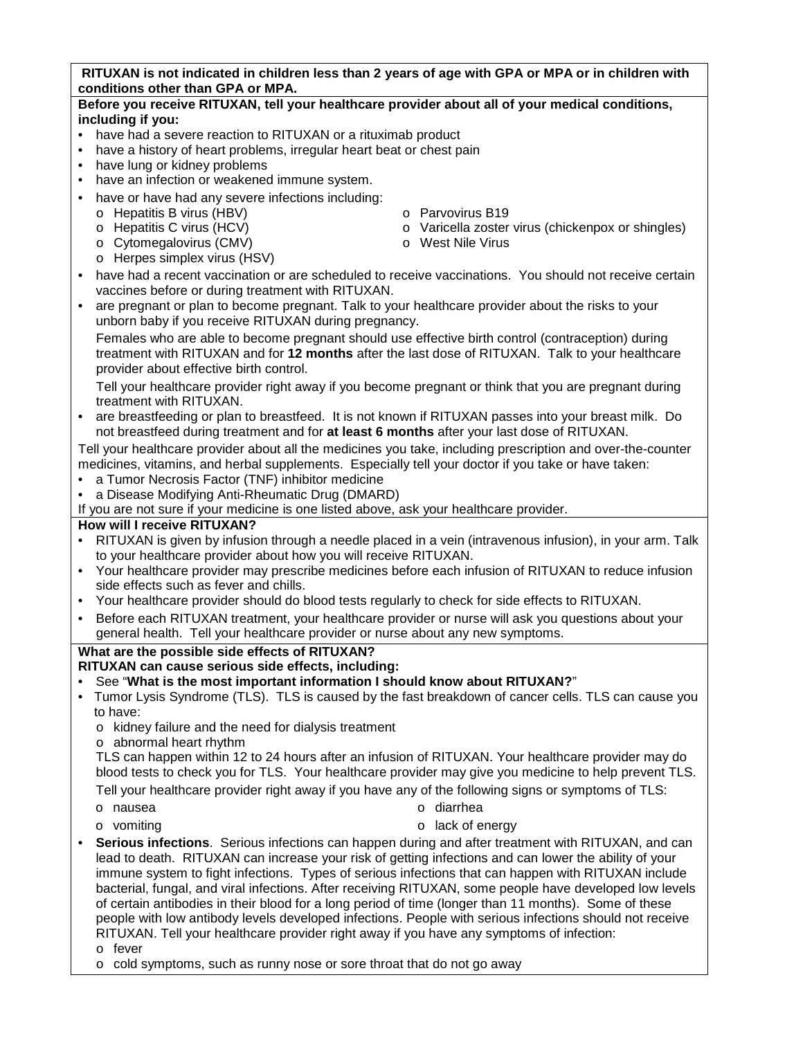**RITUXAN is not indicated in children less than 2 years of age with GPA or MPA or in children with conditions other than GPA or MPA.**

**Before you receive RITUXAN, tell your healthcare provider about all of your medical conditions, including if you:**

- have had a severe reaction to RITUXAN or a rituximab product
- have a history of heart problems, irregular heart beat or chest pain
- have lung or kidney problems
- have an infection or weakened immune system.
- have or have had any severe infections including:
  - Hepatitis B virus (HBV)
  - Hepatitis C virus (HCV)
  - Cytomegalovirus (CMV)
  - Herpes simplex virus (HSV)
  - Parvovirus B19
  - Varicella zoster virus (chickenpox or shingles)
  - West Nile Virus
- have had a recent vaccination or are scheduled to receive vaccinations. You should not receive certain vaccines before or during treatment with RITUXAN.
- are pregnant or plan to become pregnant. Talk to your healthcare provider about the risks to your unborn baby if you receive RITUXAN during pregnancy.

  Females who are able to become pregnant should use effective birth control (contraception) during treatment with RITUXAN and for **12 months** after the last dose of RITUXAN. Talk to your healthcare provider about effective birth control.

  Tell your healthcare provider right away if you become pregnant or think that you are pregnant during treatment with RITUXAN.
- are breastfeeding or plan to breastfeed. It is not known if RITUXAN passes into your breast milk. Do not breastfeed during treatment and for **at least 6 months** after your last dose of RITUXAN.

Tell your healthcare provider about all the medicines you take, including prescription and over-the-counter medicines, vitamins, and herbal supplements. Especially tell your doctor if you take or have taken:

- a Tumor Necrosis Factor (TNF) inhibitor medicine
- a Disease Modifying Anti-Rheumatic Drug (DMARD)

If you are not sure if your medicine is one listed above, ask your healthcare provider.

**How will I receive RITUXAN?**

- RITUXAN is given by infusion through a needle placed in a vein (intravenous infusion), in your arm. Talk to your healthcare provider about how you will receive RITUXAN.
- Your healthcare provider may prescribe medicines before each infusion of RITUXAN to reduce infusion side effects such as fever and chills.
- Your healthcare provider should do blood tests regularly to check for side effects to RITUXAN.
- Before each RITUXAN treatment, your healthcare provider or nurse will ask you questions about your general health. Tell your healthcare provider or nurse about any new symptoms.

**What are the possible side effects of RITUXAN?**

**RITUXAN can cause serious side effects, including:**

- See "**What is the most important information I should know about RITUXAN?**"
- Tumor Lysis Syndrome (TLS). TLS is caused by the fast breakdown of cancer cells. TLS can cause you to have:
  - kidney failure and the need for dialysis treatment
  - abnormal heart rhythm

  TLS can happen within 12 to 24 hours after an infusion of RITUXAN. Your healthcare provider may do blood tests to check you for TLS. Your healthcare provider may give you medicine to help prevent TLS.

  Tell your healthcare provider right away if you have any of the following signs or symptoms of TLS:
  - nausea
  - vomiting
  - diarrhea
  - lack of energy
- **Serious infections**. Serious infections can happen during and after treatment with RITUXAN, and can lead to death. RITUXAN can increase your risk of getting infections and can lower the ability of your immune system to fight infections. Types of serious infections that can happen with RITUXAN include bacterial, fungal, and viral infections. After receiving RITUXAN, some people have developed low levels of certain antibodies in their blood for a long period of time (longer than 11 months). Some of these people with low antibody levels developed infections. People with serious infections should not receive RITUXAN. Tell your healthcare provider right away if you have any symptoms of infection:
  - fever
  - cold symptoms, such as runny nose or sore throat that do not go away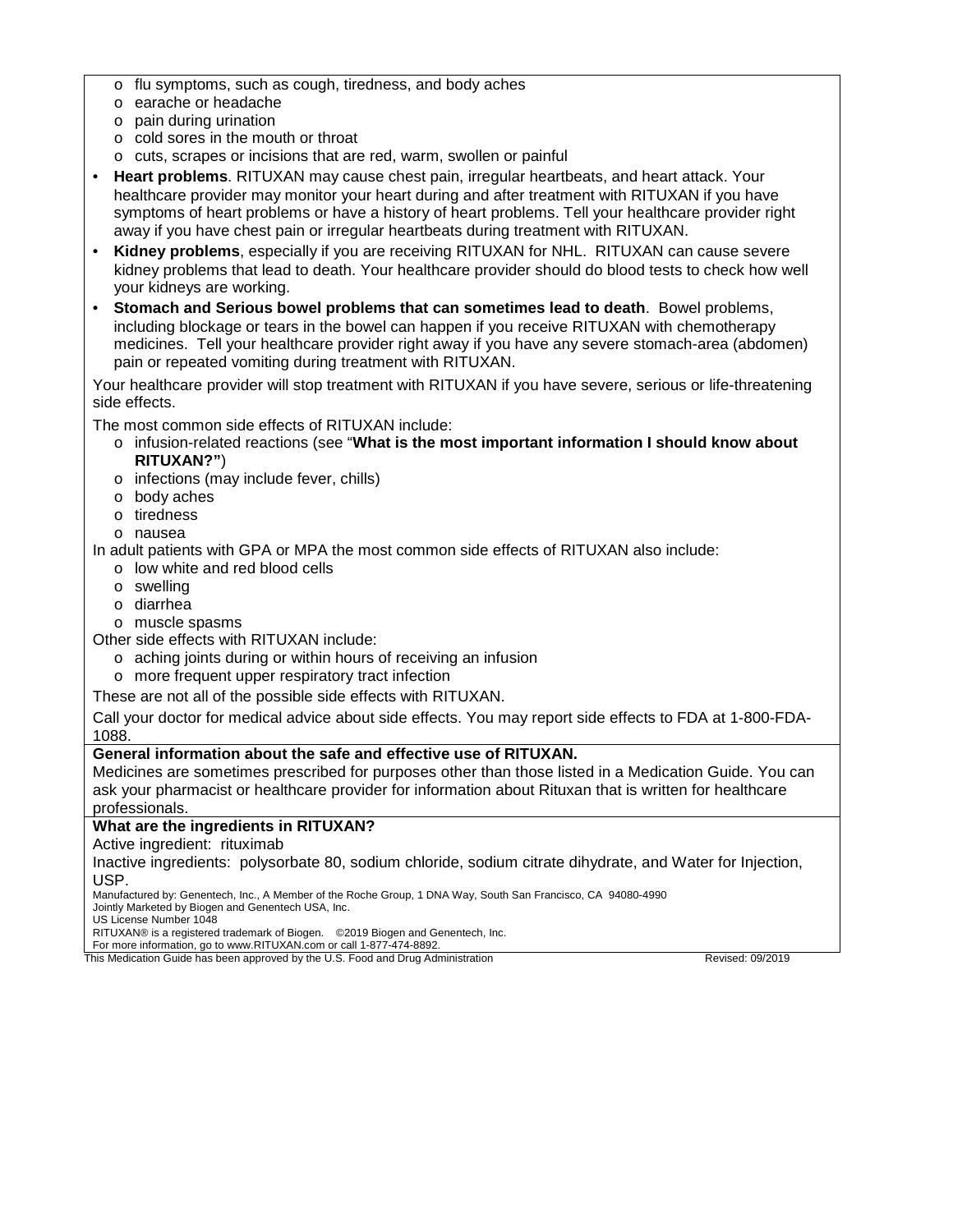- flu symptoms, such as cough, tiredness, and body aches
  - earache or headache
  - pain during urination
  - cold sores in the mouth or throat
  - cuts, scrapes or incisions that are red, warm, swollen or painful
- **Heart problems**. RITUXAN may cause chest pain, irregular heartbeats, and heart attack. Your healthcare provider may monitor your heart during and after treatment with RITUXAN if you have symptoms of heart problems or have a history of heart problems. Tell your healthcare provider right away if you have chest pain or irregular heartbeats during treatment with RITUXAN.
- **Kidney problems**, especially if you are receiving RITUXAN for NHL. RITUXAN can cause severe kidney problems that lead to death. Your healthcare provider should do blood tests to check how well your kidneys are working.
- **Stomach and Serious bowel problems that can sometimes lead to death**. Bowel problems, including blockage or tears in the bowel can happen if you receive RITUXAN with chemotherapy medicines. Tell your healthcare provider right away if you have any severe stomach-area (abdomen) pain or repeated vomiting during treatment with RITUXAN.

Your healthcare provider will stop treatment with RITUXAN if you have severe, serious or life-threatening side effects.

The most common side effects of RITUXAN include:

- infusion-related reactions (see "**What is the most important information I should know about RITUXAN?"**)
- infections (may include fever, chills)
- body aches
- tiredness
- nausea

In adult patients with GPA or MPA the most common side effects of RITUXAN also include:

- low white and red blood cells
- swelling
- diarrhea
- muscle spasms

Other side effects with RITUXAN include:

- aching joints during or within hours of receiving an infusion
- more frequent upper respiratory tract infection

These are not all of the possible side effects with RITUXAN.

Call your doctor for medical advice about side effects. You may report side effects to FDA at 1-800-FDA-1088.

**General information about the safe and effective use of RITUXAN.**

Medicines are sometimes prescribed for purposes other than those listed in a Medication Guide. You can ask your pharmacist or healthcare provider for information about Rituxan that is written for healthcare professionals.

**What are the ingredients in RITUXAN?**

Active ingredient: rituximab

Inactive ingredients: polysorbate 80, sodium chloride, sodium citrate dihydrate, and Water for Injection, USP.

Manufactured by: Genentech, Inc., A Member of the Roche Group, 1 DNA Way, South San Francisco, CA 94080-4990
Jointly Marketed by Biogen and Genentech USA, Inc.
US License Number 1048
RITUXAN® is a registered trademark of Biogen. ©2019 Biogen and Genentech, Inc.
For more information, go to www.RITUXAN.com or call 1-877-474-8892.

This Medication Guide has been approved by the U.S. Food and Drug Administration Revised: 09/2019